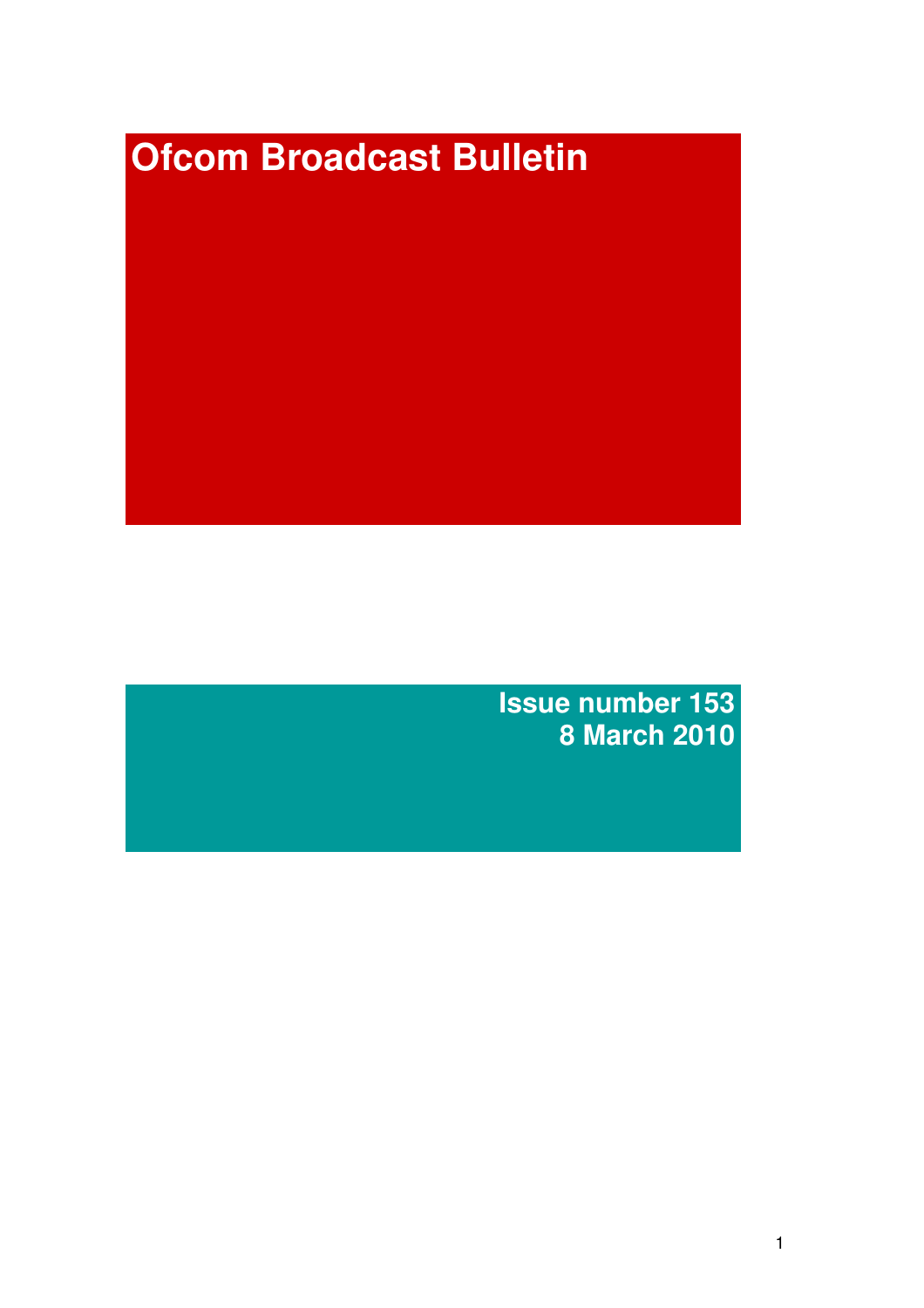# Ofcom Broadcast Bulletin

**Issue number 153**
**8 March 2010**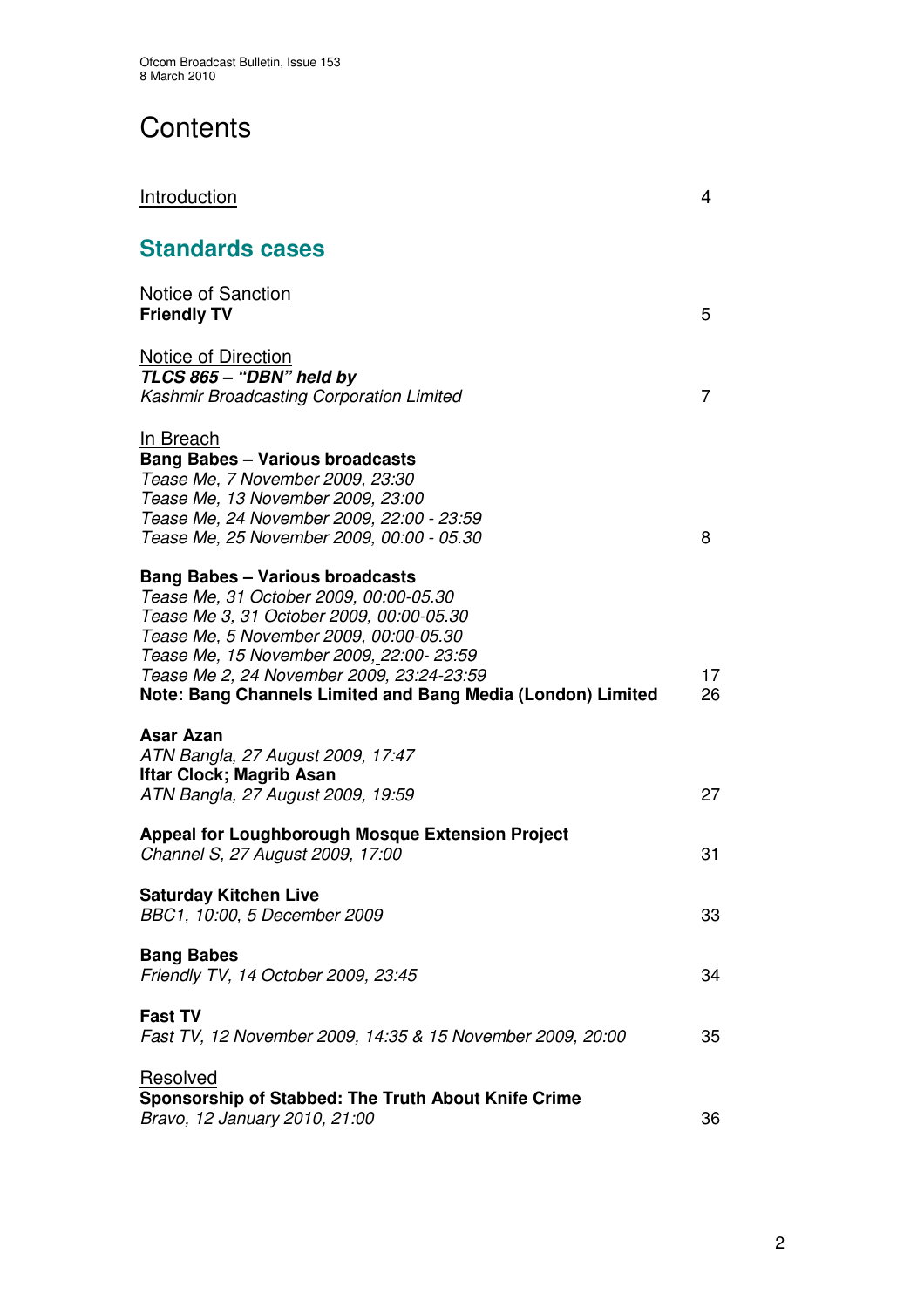# Contents

Introduction 4

## Standards cases

Notice of Sanction
**Friendly TV** 5

Notice of Direction
***TLCS 865 – "DBN" held by***
*Kashmir Broadcasting Corporation Limited* 7

In Breach
**Bang Babes – Various broadcasts**
*Tease Me, 7 November 2009, 23:30*
*Tease Me, 13 November 2009, 23:00*
*Tease Me, 24 November 2009, 22:00 - 23:59*
*Tease Me, 25 November 2009, 00:00 - 05.30* 8

**Bang Babes – Various broadcasts**
*Tease Me, 31 October 2009, 00:00-05.30*
*Tease Me 3, 31 October 2009, 00:00-05.30*
*Tease Me, 5 November 2009, 00:00-05.30*
*Tease Me, 15 November 2009, 22:00- 23:59*
*Tease Me 2, 24 November 2009, 23:24-23:59* 17
**Note: Bang Channels Limited and Bang Media (London) Limited** 26

**Asar Azan**
*ATN Bangla, 27 August 2009, 17:47*
**Iftar Clock; Magrib Asan**
*ATN Bangla, 27 August 2009, 19:59* 27

**Appeal for Loughborough Mosque Extension Project**
*Channel S, 27 August 2009, 17:00* 31

**Saturday Kitchen Live**
*BBC1, 10:00, 5 December 2009* 33

**Bang Babes**
*Friendly TV, 14 October 2009, 23:45* 34

**Fast TV**
*Fast TV, 12 November 2009, 14:35 & 15 November 2009, 20:00* 35

Resolved
**Sponsorship of Stabbed: The Truth About Knife Crime**
*Bravo, 12 January 2010, 21:00* 36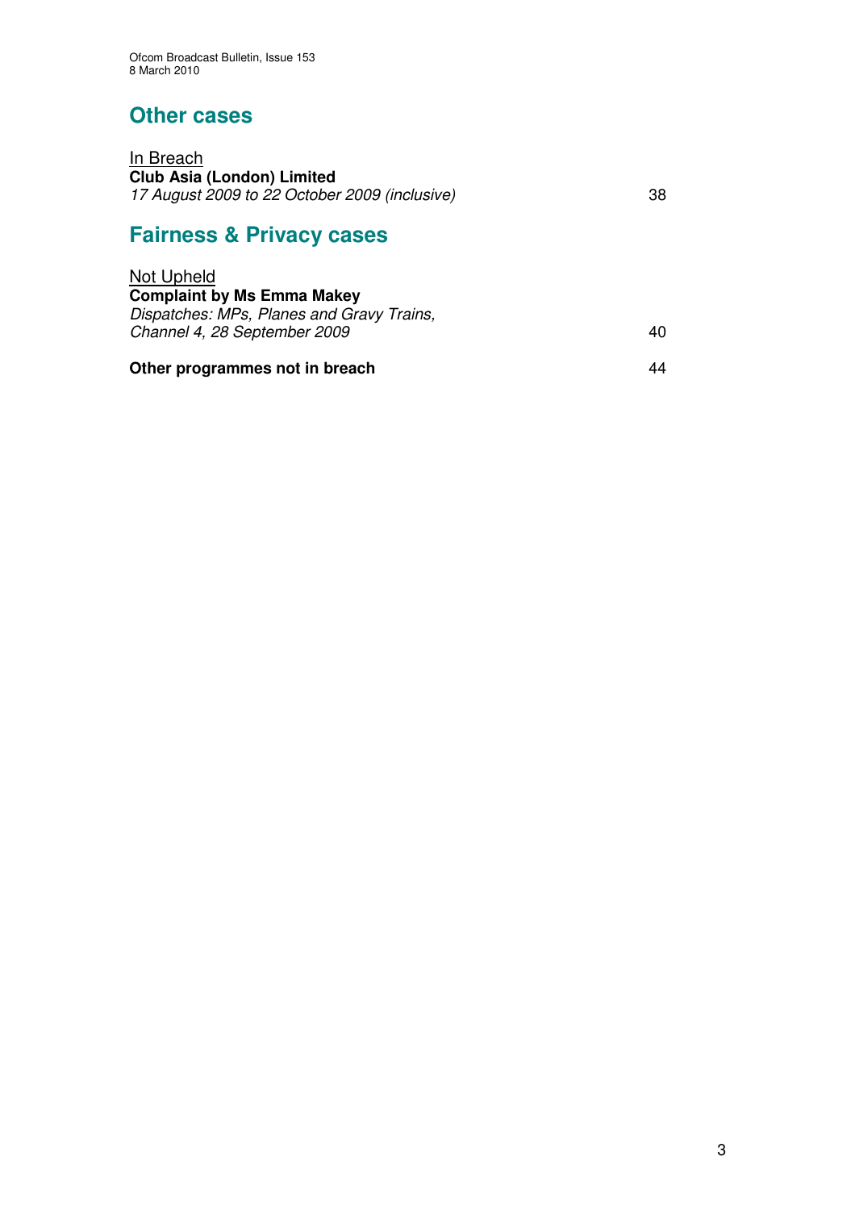## Other cases

In Breach
**Club Asia (London) Limited**
*17 August 2009 to 22 October 2009 (inclusive)* 38

## Fairness & Privacy cases

Not Upheld
**Complaint by Ms Emma Makey**
*Dispatches: MPs, Planes and Gravy Trains,*
*Channel 4, 28 September 2009* 40

**Other programmes not in breach** 44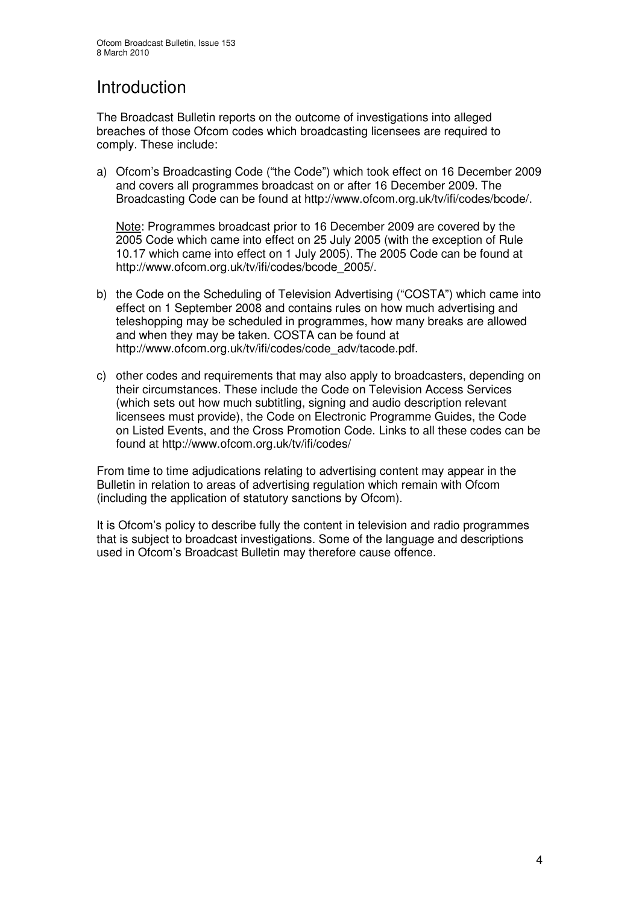# Introduction

The Broadcast Bulletin reports on the outcome of investigations into alleged breaches of those Ofcom codes which broadcasting licensees are required to comply. These include:

a) Ofcom's Broadcasting Code ("the Code") which took effect on 16 December 2009 and covers all programmes broadcast on or after 16 December 2009. The Broadcasting Code can be found at http://www.ofcom.org.uk/tv/ifi/codes/bcode/.

   Note: Programmes broadcast prior to 16 December 2009 are covered by the 2005 Code which came into effect on 25 July 2005 (with the exception of Rule 10.17 which came into effect on 1 July 2005). The 2005 Code can be found at http://www.ofcom.org.uk/tv/ifi/codes/bcode_2005/.

b) the Code on the Scheduling of Television Advertising ("COSTA") which came into effect on 1 September 2008 and contains rules on how much advertising and teleshopping may be scheduled in programmes, how many breaks are allowed and when they may be taken. COSTA can be found at http://www.ofcom.org.uk/tv/ifi/codes/code_adv/tacode.pdf.

c) other codes and requirements that may also apply to broadcasters, depending on their circumstances. These include the Code on Television Access Services (which sets out how much subtitling, signing and audio description relevant licensees must provide), the Code on Electronic Programme Guides, the Code on Listed Events, and the Cross Promotion Code. Links to all these codes can be found at http://www.ofcom.org.uk/tv/ifi/codes/

From time to time adjudications relating to advertising content may appear in the Bulletin in relation to areas of advertising regulation which remain with Ofcom (including the application of statutory sanctions by Ofcom).

It is Ofcom's policy to describe fully the content in television and radio programmes that is subject to broadcast investigations. Some of the language and descriptions used in Ofcom's Broadcast Bulletin may therefore cause offence.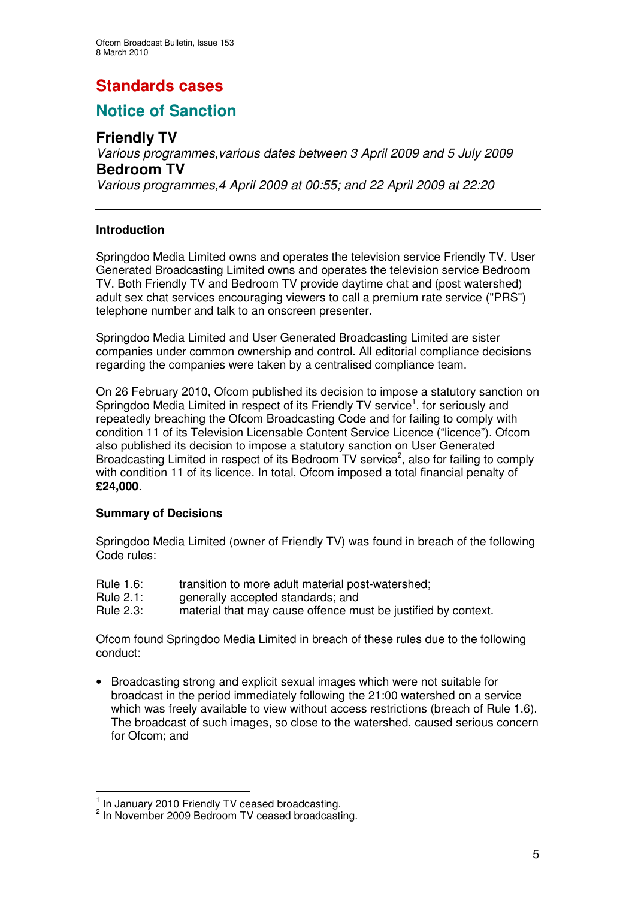# Standards cases

## Notice of Sanction

### Friendly TV

*Various programmes,various dates between 3 April 2009 and 5 July 2009*

### Bedroom TV

*Various programmes,4 April 2009 at 00:55; and 22 April 2009 at 22:20*

---

**Introduction**

Springdoo Media Limited owns and operates the television service Friendly TV. User Generated Broadcasting Limited owns and operates the television service Bedroom TV. Both Friendly TV and Bedroom TV provide daytime chat and (post watershed) adult sex chat services encouraging viewers to call a premium rate service ("PRS") telephone number and talk to an onscreen presenter.

Springdoo Media Limited and User Generated Broadcasting Limited are sister companies under common ownership and control. All editorial compliance decisions regarding the companies were taken by a centralised compliance team.

On 26 February 2010, Ofcom published its decision to impose a statutory sanction on Springdoo Media Limited in respect of its Friendly TV service[1], for seriously and repeatedly breaching the Ofcom Broadcasting Code and for failing to comply with condition 11 of its Television Licensable Content Service Licence ("licence"). Ofcom also published its decision to impose a statutory sanction on User Generated Broadcasting Limited in respect of its Bedroom TV service[2], also for failing to comply with condition 11 of its licence. In total, Ofcom imposed a total financial penalty of **£24,000**.

**Summary of Decisions**

Springdoo Media Limited (owner of Friendly TV) was found in breach of the following Code rules:

Rule 1.6: transition to more adult material post-watershed;
Rule 2.1: generally accepted standards; and
Rule 2.3: material that may cause offence must be justified by context.

Ofcom found Springdoo Media Limited in breach of these rules due to the following conduct:

- Broadcasting strong and explicit sexual images which were not suitable for broadcast in the period immediately following the 21:00 watershed on a service which was freely available to view without access restrictions (breach of Rule 1.6). The broadcast of such images, so close to the watershed, caused serious concern for Ofcom; and

[1] In January 2010 Friendly TV ceased broadcasting.
[2] In November 2009 Bedroom TV ceased broadcasting.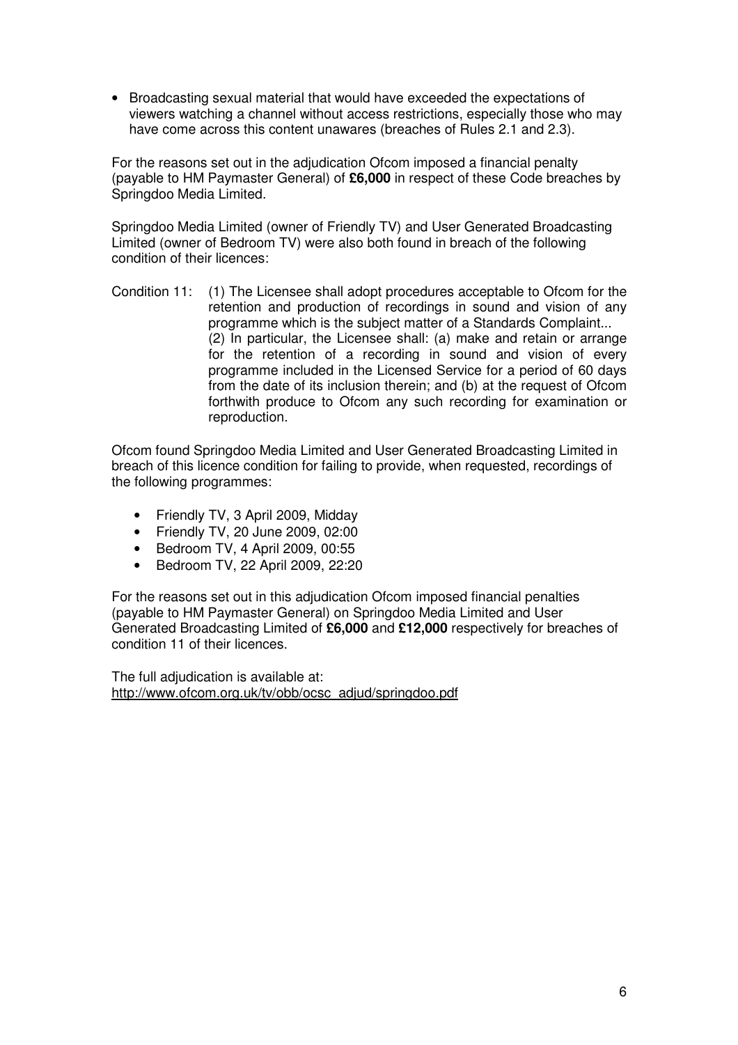- Broadcasting sexual material that would have exceeded the expectations of viewers watching a channel without access restrictions, especially those who may have come across this content unawares (breaches of Rules 2.1 and 2.3).

For the reasons set out in the adjudication Ofcom imposed a financial penalty (payable to HM Paymaster General) of **£6,000** in respect of these Code breaches by Springdoo Media Limited.

Springdoo Media Limited (owner of Friendly TV) and User Generated Broadcasting Limited (owner of Bedroom TV) were also both found in breach of the following condition of their licences:

Condition 11: (1) The Licensee shall adopt procedures acceptable to Ofcom for the retention and production of recordings in sound and vision of any programme which is the subject matter of a Standards Complaint... (2) In particular, the Licensee shall: (a) make and retain or arrange for the retention of a recording in sound and vision of every programme included in the Licensed Service for a period of 60 days from the date of its inclusion therein; and (b) at the request of Ofcom forthwith produce to Ofcom any such recording for examination or reproduction.

Ofcom found Springdoo Media Limited and User Generated Broadcasting Limited in breach of this licence condition for failing to provide, when requested, recordings of the following programmes:

- Friendly TV, 3 April 2009, Midday
- Friendly TV, 20 June 2009, 02:00
- Bedroom TV, 4 April 2009, 00:55
- Bedroom TV, 22 April 2009, 22:20

For the reasons set out in this adjudication Ofcom imposed financial penalties (payable to HM Paymaster General) on Springdoo Media Limited and User Generated Broadcasting Limited of **£6,000** and **£12,000** respectively for breaches of condition 11 of their licences.

The full adjudication is available at:
http://www.ofcom.org.uk/tv/obb/ocsc_adjud/springdoo.pdf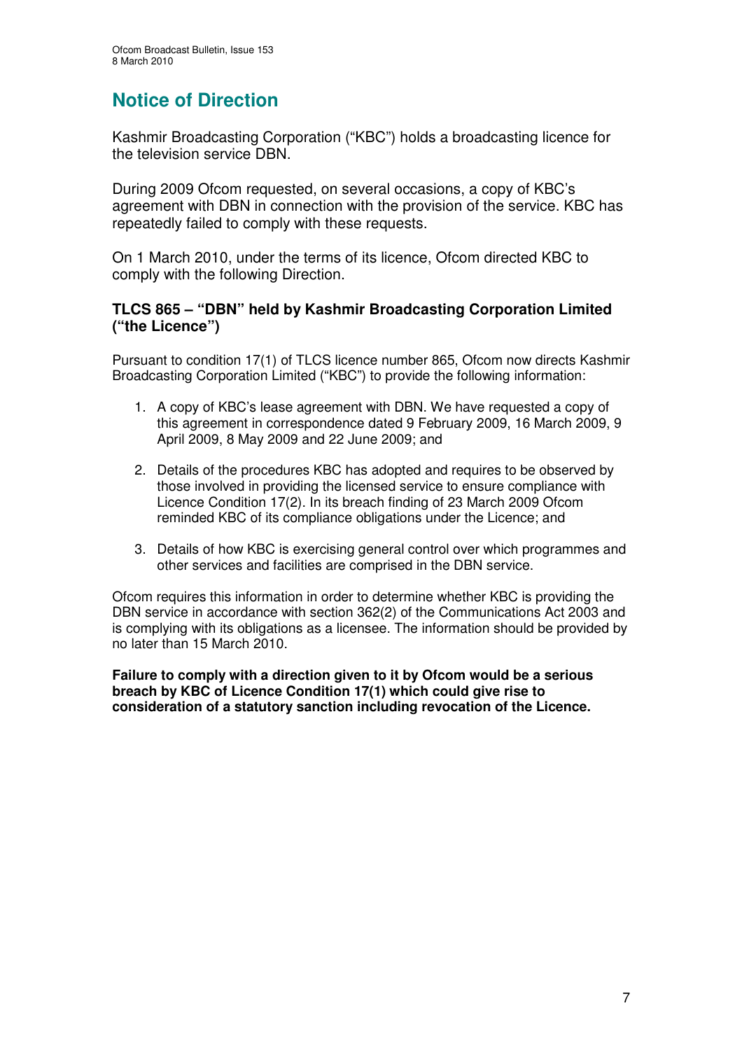## Notice of Direction

Kashmir Broadcasting Corporation ("KBC") holds a broadcasting licence for the television service DBN.

During 2009 Ofcom requested, on several occasions, a copy of KBC's agreement with DBN in connection with the provision of the service. KBC has repeatedly failed to comply with these requests.

On 1 March 2010, under the terms of its licence, Ofcom directed KBC to comply with the following Direction.

### TLCS 865 – "DBN" held by Kashmir Broadcasting Corporation Limited ("the Licence")

Pursuant to condition 17(1) of TLCS licence number 865, Ofcom now directs Kashmir Broadcasting Corporation Limited ("KBC") to provide the following information:

1. A copy of KBC's lease agreement with DBN. We have requested a copy of this agreement in correspondence dated 9 February 2009, 16 March 2009, 9 April 2009, 8 May 2009 and 22 June 2009; and
2. Details of the procedures KBC has adopted and requires to be observed by those involved in providing the licensed service to ensure compliance with Licence Condition 17(2). In its breach finding of 23 March 2009 Ofcom reminded KBC of its compliance obligations under the Licence; and
3. Details of how KBC is exercising general control over which programmes and other services and facilities are comprised in the DBN service.

Ofcom requires this information in order to determine whether KBC is providing the DBN service in accordance with section 362(2) of the Communications Act 2003 and is complying with its obligations as a licensee. The information should be provided by no later than 15 March 2010.

**Failure to comply with a direction given to it by Ofcom would be a serious breach by KBC of Licence Condition 17(1) which could give rise to consideration of a statutory sanction including revocation of the Licence.**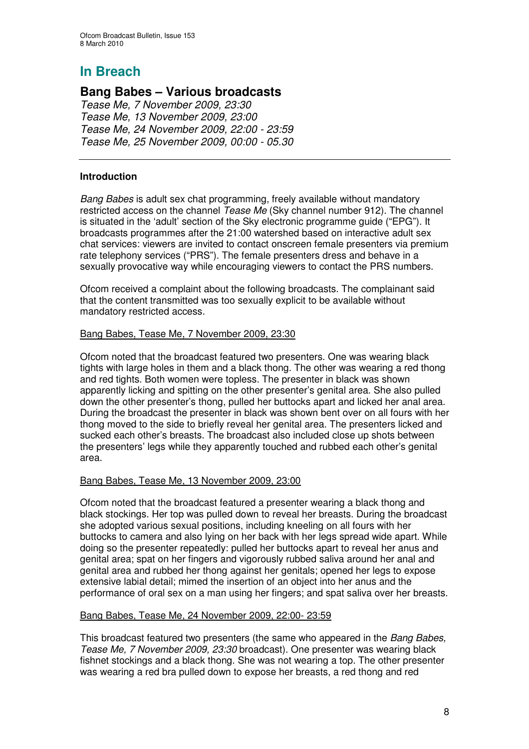# In Breach

## Bang Babes – Various broadcasts

*Tease Me, 7 November 2009, 23:30*
*Tease Me, 13 November 2009, 23:00*
*Tease Me, 24 November 2009, 22:00 - 23:59*
*Tease Me, 25 November 2009, 00:00 - 05.30*

---

### Introduction

*Bang Babes* is adult sex chat programming, freely available without mandatory restricted access on the channel *Tease Me* (Sky channel number 912). The channel is situated in the 'adult' section of the Sky electronic programme guide ("EPG"). It broadcasts programmes after the 21:00 watershed based on interactive adult sex chat services: viewers are invited to contact onscreen female presenters via premium rate telephony services ("PRS"). The female presenters dress and behave in a sexually provocative way while encouraging viewers to contact the PRS numbers.

Ofcom received a complaint about the following broadcasts. The complainant said that the content transmitted was too sexually explicit to be available without mandatory restricted access.

Bang Babes, Tease Me, 7 November 2009, 23:30

Ofcom noted that the broadcast featured two presenters. One was wearing black tights with large holes in them and a black thong. The other was wearing a red thong and red tights. Both women were topless. The presenter in black was shown apparently licking and spitting on the other presenter's genital area. She also pulled down the other presenter's thong, pulled her buttocks apart and licked her anal area. During the broadcast the presenter in black was shown bent over on all fours with her thong moved to the side to briefly reveal her genital area. The presenters licked and sucked each other's breasts. The broadcast also included close up shots between the presenters' legs while they apparently touched and rubbed each other's genital area.

Bang Babes, Tease Me, 13 November 2009, 23:00

Ofcom noted that the broadcast featured a presenter wearing a black thong and black stockings. Her top was pulled down to reveal her breasts. During the broadcast she adopted various sexual positions, including kneeling on all fours with her buttocks to camera and also lying on her back with her legs spread wide apart. While doing so the presenter repeatedly: pulled her buttocks apart to reveal her anus and genital area; spat on her fingers and vigorously rubbed saliva around her anal and genital area and rubbed her thong against her genitals; opened her legs to expose extensive labial detail; mimed the insertion of an object into her anus and the performance of oral sex on a man using her fingers; and spat saliva over her breasts.

Bang Babes, Tease Me, 24 November 2009, 22:00- 23:59

This broadcast featured two presenters (the same who appeared in the *Bang Babes, Tease Me, 7 November 2009, 23:30* broadcast). One presenter was wearing black fishnet stockings and a black thong. She was not wearing a top. The other presenter was wearing a red bra pulled down to expose her breasts, a red thong and red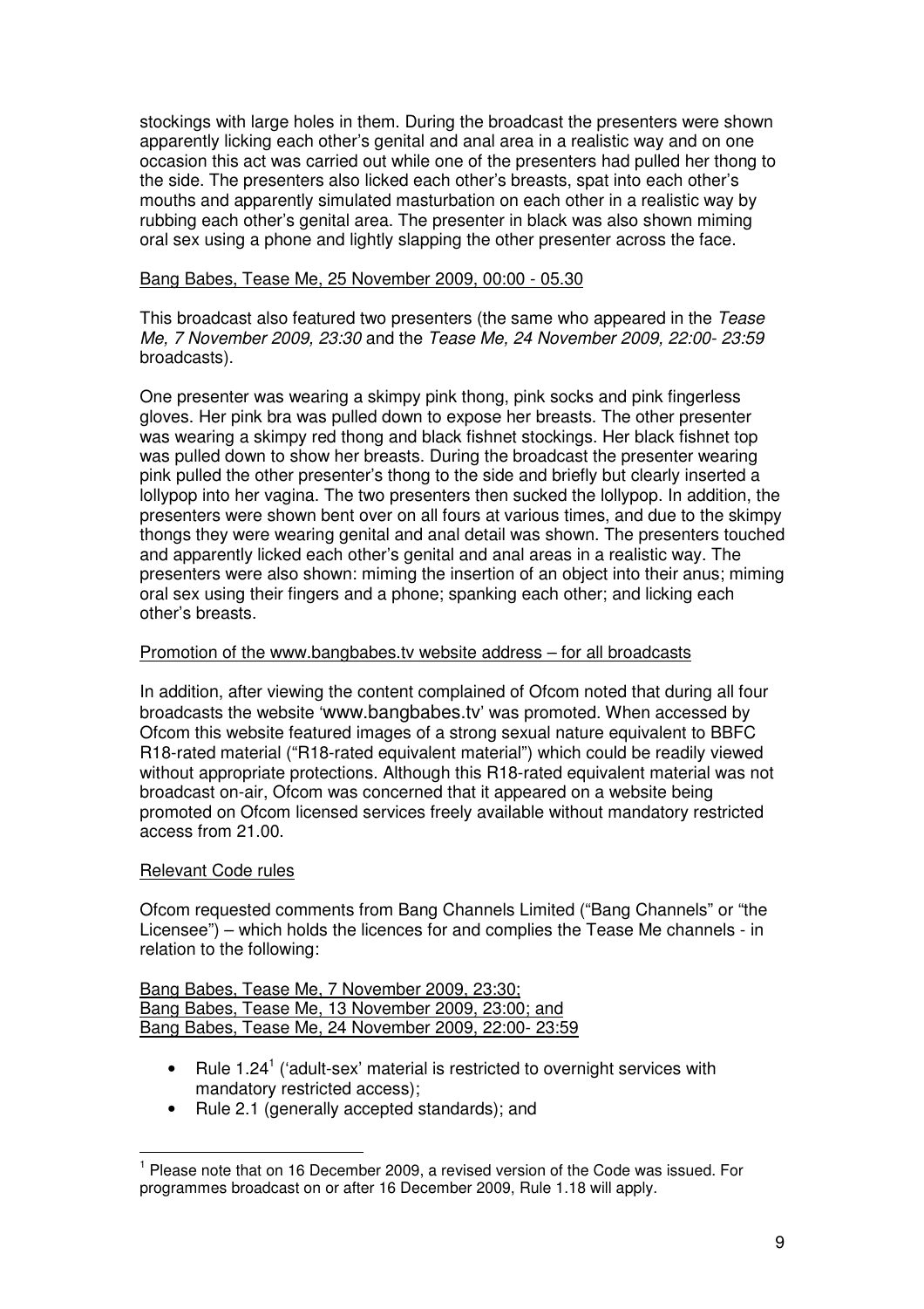stockings with large holes in them. During the broadcast the presenters were shown apparently licking each other's genital and anal area in a realistic way and on one occasion this act was carried out while one of the presenters had pulled her thong to the side. The presenters also licked each other's breasts, spat into each other's mouths and apparently simulated masturbation on each other in a realistic way by rubbing each other's genital area. The presenter in black was also shown miming oral sex using a phone and lightly slapping the other presenter across the face.

Bang Babes, Tease Me, 25 November 2009, 00:00 - 05.30

This broadcast also featured two presenters (the same who appeared in the *Tease Me, 7 November 2009, 23:30* and the *Tease Me, 24 November 2009, 22:00- 23:59* broadcasts).

One presenter was wearing a skimpy pink thong, pink socks and pink fingerless gloves. Her pink bra was pulled down to expose her breasts. The other presenter was wearing a skimpy red thong and black fishnet stockings. Her black fishnet top was pulled down to show her breasts. During the broadcast the presenter wearing pink pulled the other presenter's thong to the side and briefly but clearly inserted a lollypop into her vagina. The two presenters then sucked the lollypop. In addition, the presenters were shown bent over on all fours at various times, and due to the skimpy thongs they were wearing genital and anal detail was shown. The presenters touched and apparently licked each other's genital and anal areas in a realistic way. The presenters were also shown: miming the insertion of an object into their anus; miming oral sex using their fingers and a phone; spanking each other; and licking each other's breasts.

Promotion of the www.bangbabes.tv website address – for all broadcasts

In addition, after viewing the content complained of Ofcom noted that during all four broadcasts the website 'www.bangbabes.tv' was promoted. When accessed by Ofcom this website featured images of a strong sexual nature equivalent to BBFC R18-rated material ("R18-rated equivalent material") which could be readily viewed without appropriate protections. Although this R18-rated equivalent material was not broadcast on-air, Ofcom was concerned that it appeared on a website being promoted on Ofcom licensed services freely available without mandatory restricted access from 21.00.

Relevant Code rules

Ofcom requested comments from Bang Channels Limited ("Bang Channels" or "the Licensee") – which holds the licences for and complies the Tease Me channels - in relation to the following:

Bang Babes, Tease Me, 7 November 2009, 23:30;
Bang Babes, Tease Me, 13 November 2009, 23:00; and
Bang Babes, Tease Me, 24 November 2009, 22:00- 23:59

- Rule 1.24[1] ('adult-sex' material is restricted to overnight services with mandatory restricted access);
- Rule 2.1 (generally accepted standards); and

[1] Please note that on 16 December 2009, a revised version of the Code was issued. For programmes broadcast on or after 16 December 2009, Rule 1.18 will apply.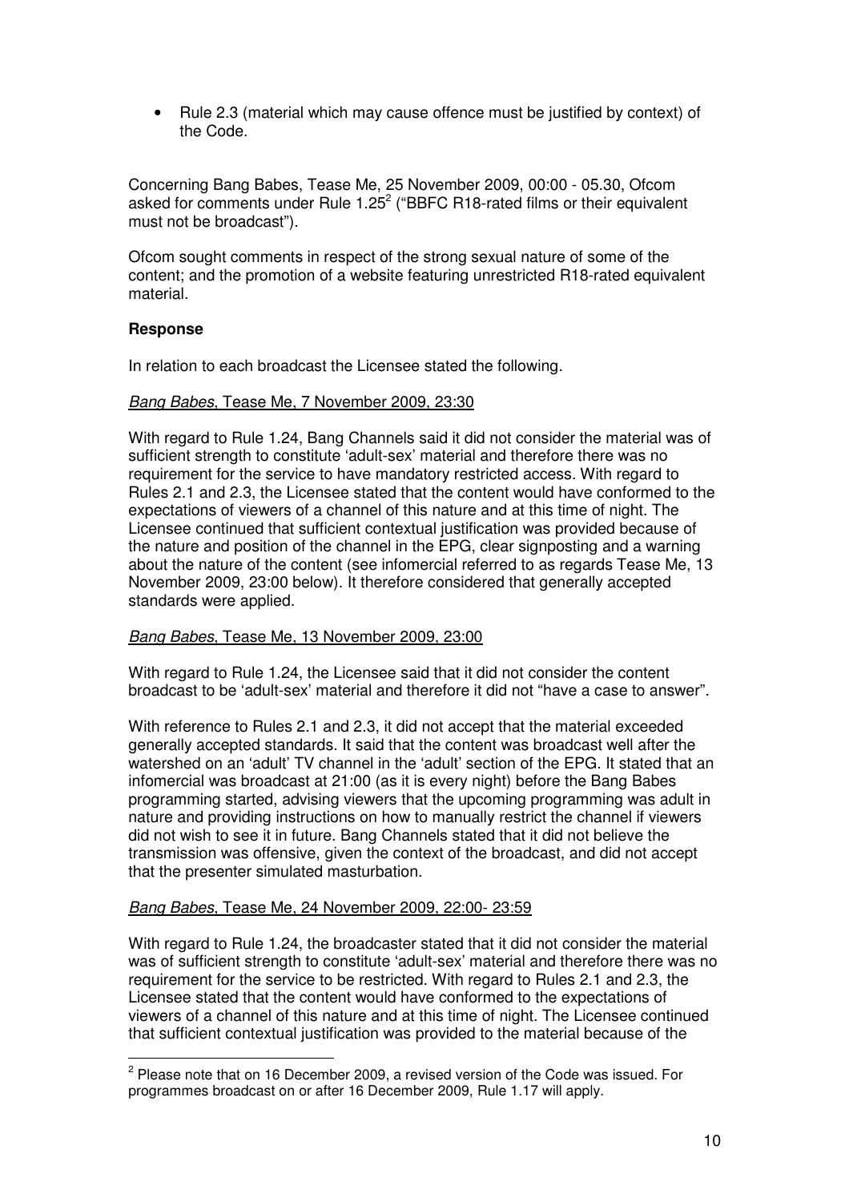- Rule 2.3 (material which may cause offence must be justified by context) of the Code.

Concerning Bang Babes, Tease Me, 25 November 2009, 00:00 - 05.30, Ofcom asked for comments under Rule 1.25[2] ("BBFC R18-rated films or their equivalent must not be broadcast").

Ofcom sought comments in respect of the strong sexual nature of some of the content; and the promotion of a website featuring unrestricted R18-rated equivalent material.

**Response**

In relation to each broadcast the Licensee stated the following.

*Bang Babes*, Tease Me, 7 November 2009, 23:30

With regard to Rule 1.24, Bang Channels said it did not consider the material was of sufficient strength to constitute 'adult-sex' material and therefore there was no requirement for the service to have mandatory restricted access. With regard to Rules 2.1 and 2.3, the Licensee stated that the content would have conformed to the expectations of viewers of a channel of this nature and at this time of night. The Licensee continued that sufficient contextual justification was provided because of the nature and position of the channel in the EPG, clear signposting and a warning about the nature of the content (see infomercial referred to as regards Tease Me, 13 November 2009, 23:00 below). It therefore considered that generally accepted standards were applied.

*Bang Babes*, Tease Me, 13 November 2009, 23:00

With regard to Rule 1.24, the Licensee said that it did not consider the content broadcast to be 'adult-sex' material and therefore it did not "have a case to answer".

With reference to Rules 2.1 and 2.3, it did not accept that the material exceeded generally accepted standards. It said that the content was broadcast well after the watershed on an 'adult' TV channel in the 'adult' section of the EPG. It stated that an infomercial was broadcast at 21:00 (as it is every night) before the Bang Babes programming started, advising viewers that the upcoming programming was adult in nature and providing instructions on how to manually restrict the channel if viewers did not wish to see it in future. Bang Channels stated that it did not believe the transmission was offensive, given the context of the broadcast, and did not accept that the presenter simulated masturbation.

*Bang Babes*, Tease Me, 24 November 2009, 22:00- 23:59

With regard to Rule 1.24, the broadcaster stated that it did not consider the material was of sufficient strength to constitute 'adult-sex' material and therefore there was no requirement for the service to be restricted. With regard to Rules 2.1 and 2.3, the Licensee stated that the content would have conformed to the expectations of viewers of a channel of this nature and at this time of night. The Licensee continued that sufficient contextual justification was provided to the material because of the

[2] Please note that on 16 December 2009, a revised version of the Code was issued. For programmes broadcast on or after 16 December 2009, Rule 1.17 will apply.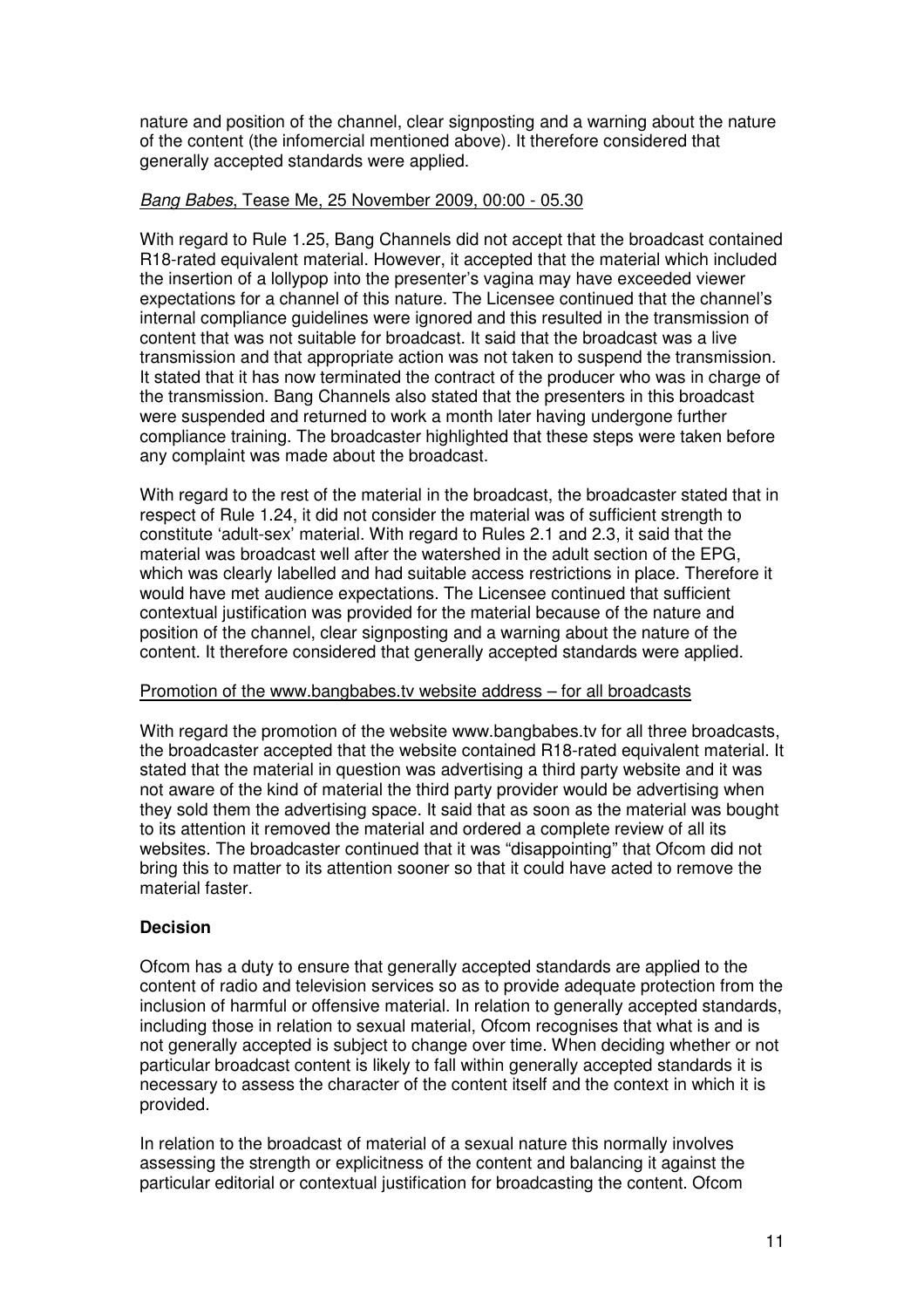nature and position of the channel, clear signposting and a warning about the nature of the content (the infomercial mentioned above). It therefore considered that generally accepted standards were applied.

*Bang Babes*, Tease Me, 25 November 2009, 00:00 - 05.30

With regard to Rule 1.25, Bang Channels did not accept that the broadcast contained R18-rated equivalent material. However, it accepted that the material which included the insertion of a lollypop into the presenter's vagina may have exceeded viewer expectations for a channel of this nature. The Licensee continued that the channel's internal compliance guidelines were ignored and this resulted in the transmission of content that was not suitable for broadcast. It said that the broadcast was a live transmission and that appropriate action was not taken to suspend the transmission. It stated that it has now terminated the contract of the producer who was in charge of the transmission. Bang Channels also stated that the presenters in this broadcast were suspended and returned to work a month later having undergone further compliance training. The broadcaster highlighted that these steps were taken before any complaint was made about the broadcast.

With regard to the rest of the material in the broadcast, the broadcaster stated that in respect of Rule 1.24, it did not consider the material was of sufficient strength to constitute 'adult-sex' material. With regard to Rules 2.1 and 2.3, it said that the material was broadcast well after the watershed in the adult section of the EPG, which was clearly labelled and had suitable access restrictions in place. Therefore it would have met audience expectations. The Licensee continued that sufficient contextual justification was provided for the material because of the nature and position of the channel, clear signposting and a warning about the nature of the content. It therefore considered that generally accepted standards were applied.

Promotion of the www.bangbabes.tv website address – for all broadcasts

With regard the promotion of the website www.bangbabes.tv for all three broadcasts, the broadcaster accepted that the website contained R18-rated equivalent material. It stated that the material in question was advertising a third party website and it was not aware of the kind of material the third party provider would be advertising when they sold them the advertising space. It said that as soon as the material was bought to its attention it removed the material and ordered a complete review of all its websites. The broadcaster continued that it was "disappointing" that Ofcom did not bring this to matter to its attention sooner so that it could have acted to remove the material faster.

**Decision**

Ofcom has a duty to ensure that generally accepted standards are applied to the content of radio and television services so as to provide adequate protection from the inclusion of harmful or offensive material. In relation to generally accepted standards, including those in relation to sexual material, Ofcom recognises that what is and is not generally accepted is subject to change over time. When deciding whether or not particular broadcast content is likely to fall within generally accepted standards it is necessary to assess the character of the content itself and the context in which it is provided.

In relation to the broadcast of material of a sexual nature this normally involves assessing the strength or explicitness of the content and balancing it against the particular editorial or contextual justification for broadcasting the content. Ofcom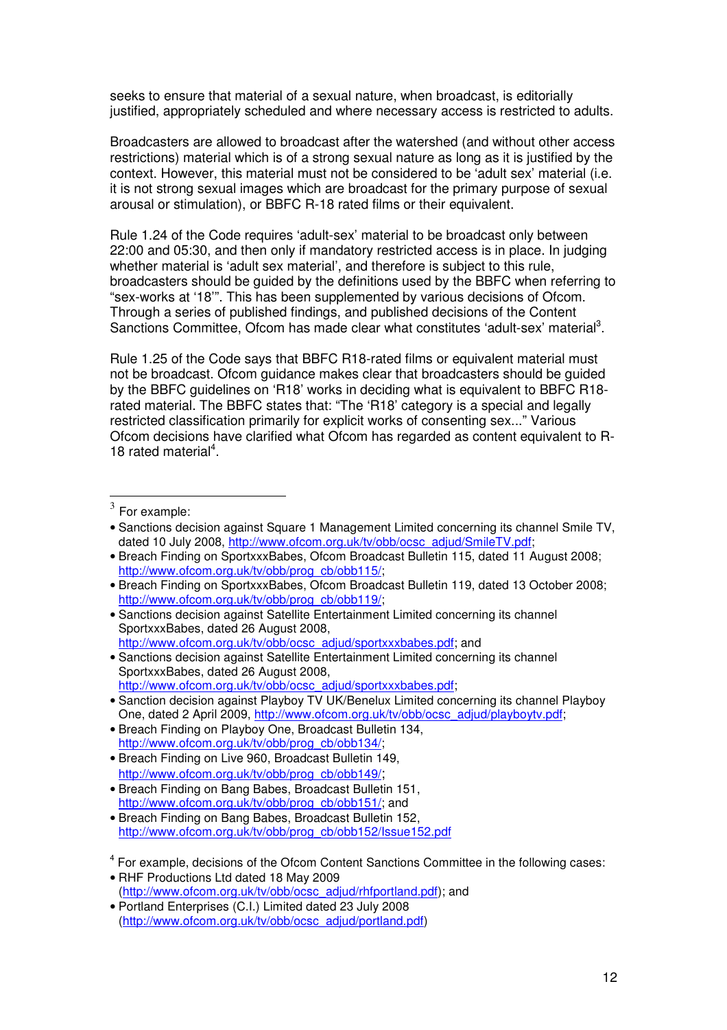seeks to ensure that material of a sexual nature, when broadcast, is editorially justified, appropriately scheduled and where necessary access is restricted to adults.

Broadcasters are allowed to broadcast after the watershed (and without other access restrictions) material which is of a strong sexual nature as long as it is justified by the context. However, this material must not be considered to be 'adult sex' material (i.e. it is not strong sexual images which are broadcast for the primary purpose of sexual arousal or stimulation), or BBFC R-18 rated films or their equivalent.

Rule 1.24 of the Code requires 'adult-sex' material to be broadcast only between 22:00 and 05:30, and then only if mandatory restricted access is in place. In judging whether material is 'adult sex material', and therefore is subject to this rule, broadcasters should be guided by the definitions used by the BBFC when referring to "sex-works at '18'". This has been supplemented by various decisions of Ofcom. Through a series of published findings, and published decisions of the Content Sanctions Committee, Ofcom has made clear what constitutes 'adult-sex' material[3].

Rule 1.25 of the Code says that BBFC R18-rated films or equivalent material must not be broadcast. Ofcom guidance makes clear that broadcasters should be guided by the BBFC guidelines on 'R18' works in deciding what is equivalent to BBFC R18-rated material. The BBFC states that: "The 'R18' category is a special and legally restricted classification primarily for explicit works of consenting sex..." Various Ofcom decisions have clarified what Ofcom has regarded as content equivalent to R-18 rated material[4].

---

[3] For example:

- Sanctions decision against Square 1 Management Limited concerning its channel Smile TV, dated 10 July 2008, http://www.ofcom.org.uk/tv/obb/ocsc_adjud/SmileTV.pdf;
- Breach Finding on SportxxxBabes, Ofcom Broadcast Bulletin 115, dated 11 August 2008; http://www.ofcom.org.uk/tv/obb/prog_cb/obb115/;
- Breach Finding on SportxxxBabes, Ofcom Broadcast Bulletin 119, dated 13 October 2008; http://www.ofcom.org.uk/tv/obb/prog_cb/obb119/;
- Sanctions decision against Satellite Entertainment Limited concerning its channel SportxxxBabes, dated 26 August 2008, http://www.ofcom.org.uk/tv/obb/ocsc_adjud/sportxxxbabes.pdf; and
- Sanctions decision against Satellite Entertainment Limited concerning its channel SportxxxBabes, dated 26 August 2008, http://www.ofcom.org.uk/tv/obb/ocsc_adjud/sportxxxbabes.pdf;
- Sanction decision against Playboy TV UK/Benelux Limited concerning its channel Playboy One, dated 2 April 2009, http://www.ofcom.org.uk/tv/obb/ocsc_adjud/playboytv.pdf;
- Breach Finding on Playboy One, Broadcast Bulletin 134, http://www.ofcom.org.uk/tv/obb/prog_cb/obb134/;
- Breach Finding on Live 960, Broadcast Bulletin 149, http://www.ofcom.org.uk/tv/obb/prog_cb/obb149/;
- Breach Finding on Bang Babes, Broadcast Bulletin 151, http://www.ofcom.org.uk/tv/obb/prog_cb/obb151/; and
- Breach Finding on Bang Babes, Broadcast Bulletin 152, http://www.ofcom.org.uk/tv/obb/prog_cb/obb152/Issue152.pdf

[4] For example, decisions of the Ofcom Content Sanctions Committee in the following cases:

- RHF Productions Ltd dated 18 May 2009 (http://www.ofcom.org.uk/tv/obb/ocsc_adjud/rhfportland.pdf); and
- Portland Enterprises (C.I.) Limited dated 23 July 2008 (http://www.ofcom.org.uk/tv/obb/ocsc_adjud/portland.pdf)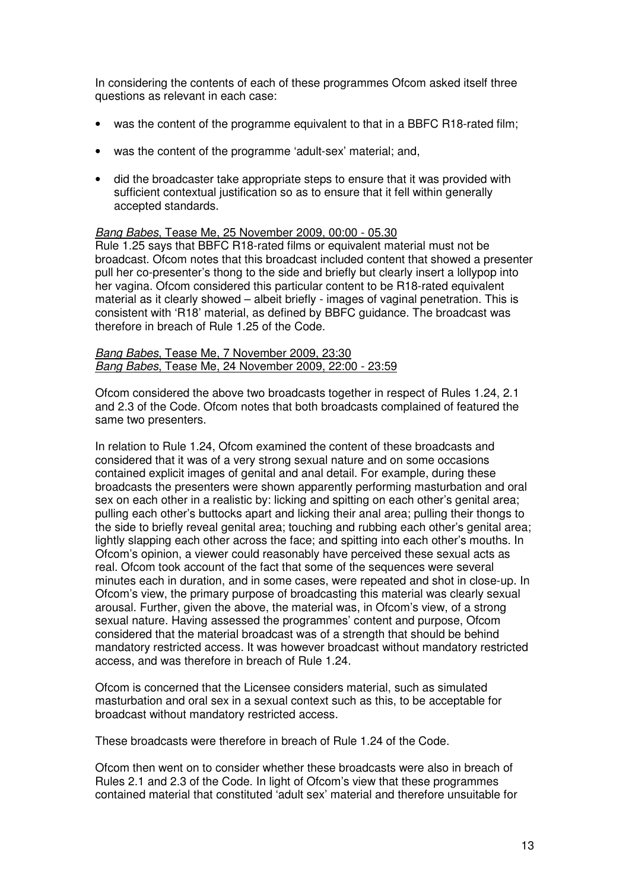In considering the contents of each of these programmes Ofcom asked itself three questions as relevant in each case:

- was the content of the programme equivalent to that in a BBFC R18-rated film;
- was the content of the programme 'adult-sex' material; and,
- did the broadcaster take appropriate steps to ensure that it was provided with sufficient contextual justification so as to ensure that it fell within generally accepted standards.

*Bang Babes*, Tease Me, 25 November 2009, 00:00 - 05.30

Rule 1.25 says that BBFC R18-rated films or equivalent material must not be broadcast. Ofcom notes that this broadcast included content that showed a presenter pull her co-presenter's thong to the side and briefly but clearly insert a lollypop into her vagina. Ofcom considered this particular content to be R18-rated equivalent material as it clearly showed – albeit briefly - images of vaginal penetration. This is consistent with 'R18' material, as defined by BBFC guidance. The broadcast was therefore in breach of Rule 1.25 of the Code.

*Bang Babes*, Tease Me, 7 November 2009, 23:30
*Bang Babes*, Tease Me, 24 November 2009, 22:00 - 23:59

Ofcom considered the above two broadcasts together in respect of Rules 1.24, 2.1 and 2.3 of the Code. Ofcom notes that both broadcasts complained of featured the same two presenters.

In relation to Rule 1.24, Ofcom examined the content of these broadcasts and considered that it was of a very strong sexual nature and on some occasions contained explicit images of genital and anal detail. For example, during these broadcasts the presenters were shown apparently performing masturbation and oral sex on each other in a realistic by: licking and spitting on each other's genital area; pulling each other's buttocks apart and licking their anal area; pulling their thongs to the side to briefly reveal genital area; touching and rubbing each other's genital area; lightly slapping each other across the face; and spitting into each other's mouths. In Ofcom's opinion, a viewer could reasonably have perceived these sexual acts as real. Ofcom took account of the fact that some of the sequences were several minutes each in duration, and in some cases, were repeated and shot in close-up. In Ofcom's view, the primary purpose of broadcasting this material was clearly sexual arousal. Further, given the above, the material was, in Ofcom's view, of a strong sexual nature. Having assessed the programmes' content and purpose, Ofcom considered that the material broadcast was of a strength that should be behind mandatory restricted access. It was however broadcast without mandatory restricted access, and was therefore in breach of Rule 1.24.

Ofcom is concerned that the Licensee considers material, such as simulated masturbation and oral sex in a sexual context such as this, to be acceptable for broadcast without mandatory restricted access.

These broadcasts were therefore in breach of Rule 1.24 of the Code.

Ofcom then went on to consider whether these broadcasts were also in breach of Rules 2.1 and 2.3 of the Code. In light of Ofcom's view that these programmes contained material that constituted 'adult sex' material and therefore unsuitable for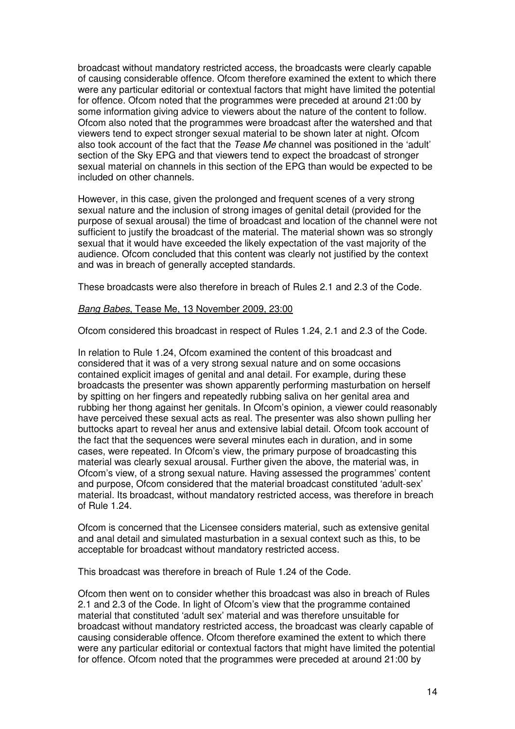broadcast without mandatory restricted access, the broadcasts were clearly capable of causing considerable offence. Ofcom therefore examined the extent to which there were any particular editorial or contextual factors that might have limited the potential for offence. Ofcom noted that the programmes were preceded at around 21:00 by some information giving advice to viewers about the nature of the content to follow. Ofcom also noted that the programmes were broadcast after the watershed and that viewers tend to expect stronger sexual material to be shown later at night. Ofcom also took account of the fact that the *Tease Me* channel was positioned in the 'adult' section of the Sky EPG and that viewers tend to expect the broadcast of stronger sexual material on channels in this section of the EPG than would be expected to be included on other channels.

However, in this case, given the prolonged and frequent scenes of a very strong sexual nature and the inclusion of strong images of genital detail (provided for the purpose of sexual arousal) the time of broadcast and location of the channel were not sufficient to justify the broadcast of the material. The material shown was so strongly sexual that it would have exceeded the likely expectation of the vast majority of the audience. Ofcom concluded that this content was clearly not justified by the context and was in breach of generally accepted standards.

These broadcasts were also therefore in breach of Rules 2.1 and 2.3 of the Code.

*Bang Babes*, Tease Me, 13 November 2009, 23:00

Ofcom considered this broadcast in respect of Rules 1.24, 2.1 and 2.3 of the Code.

In relation to Rule 1.24, Ofcom examined the content of this broadcast and considered that it was of a very strong sexual nature and on some occasions contained explicit images of genital and anal detail. For example, during these broadcasts the presenter was shown apparently performing masturbation on herself by spitting on her fingers and repeatedly rubbing saliva on her genital area and rubbing her thong against her genitals. In Ofcom's opinion, a viewer could reasonably have perceived these sexual acts as real. The presenter was also shown pulling her buttocks apart to reveal her anus and extensive labial detail. Ofcom took account of the fact that the sequences were several minutes each in duration, and in some cases, were repeated. In Ofcom's view, the primary purpose of broadcasting this material was clearly sexual arousal. Further given the above, the material was, in Ofcom's view, of a strong sexual nature. Having assessed the programmes' content and purpose, Ofcom considered that the material broadcast constituted 'adult-sex' material. Its broadcast, without mandatory restricted access, was therefore in breach of Rule 1.24.

Ofcom is concerned that the Licensee considers material, such as extensive genital and anal detail and simulated masturbation in a sexual context such as this, to be acceptable for broadcast without mandatory restricted access.

This broadcast was therefore in breach of Rule 1.24 of the Code.

Ofcom then went on to consider whether this broadcast was also in breach of Rules 2.1 and 2.3 of the Code. In light of Ofcom's view that the programme contained material that constituted 'adult sex' material and was therefore unsuitable for broadcast without mandatory restricted access, the broadcast was clearly capable of causing considerable offence. Ofcom therefore examined the extent to which there were any particular editorial or contextual factors that might have limited the potential for offence. Ofcom noted that the programmes were preceded at around 21:00 by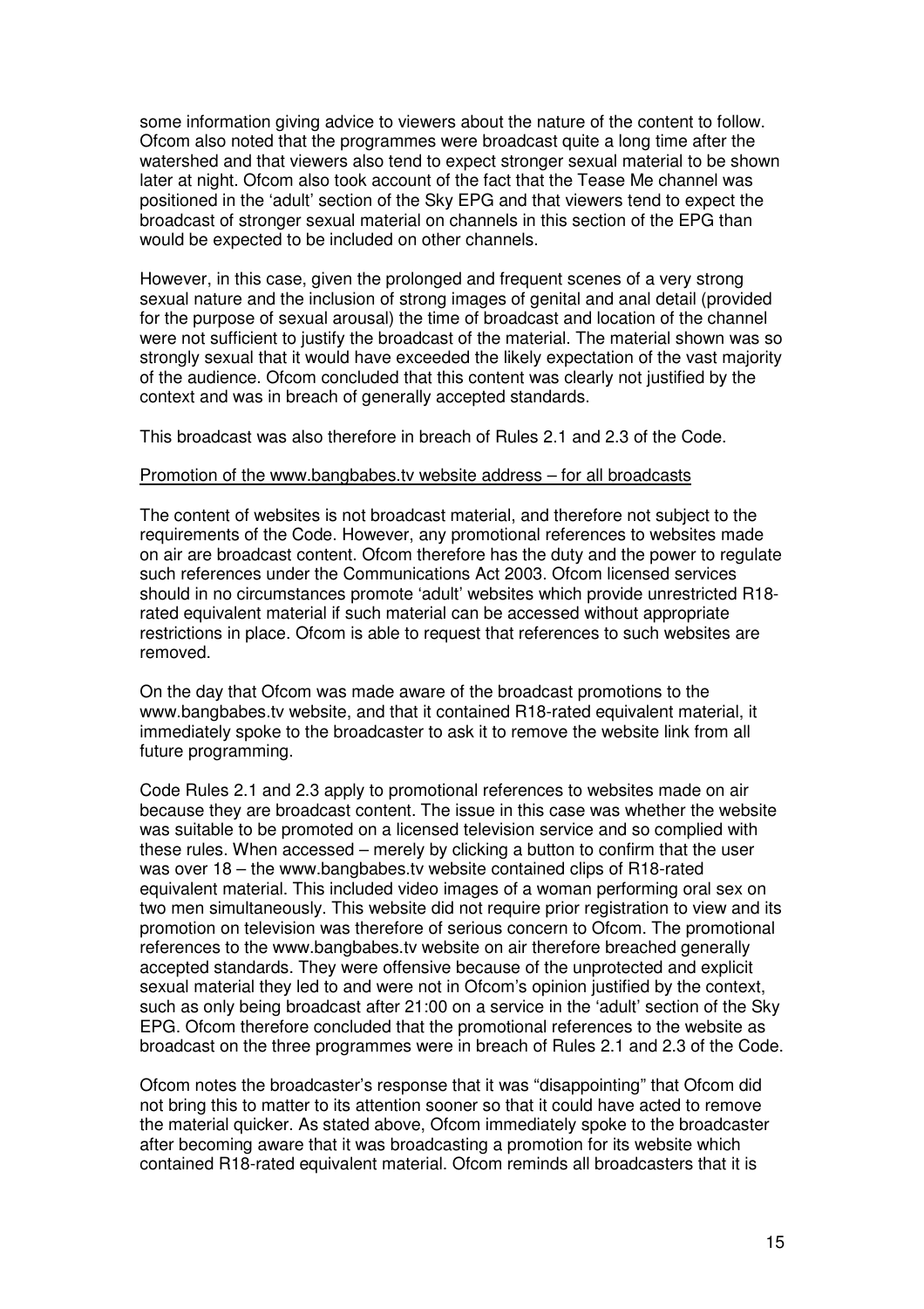some information giving advice to viewers about the nature of the content to follow. Ofcom also noted that the programmes were broadcast quite a long time after the watershed and that viewers also tend to expect stronger sexual material to be shown later at night. Ofcom also took account of the fact that the Tease Me channel was positioned in the 'adult' section of the Sky EPG and that viewers tend to expect the broadcast of stronger sexual material on channels in this section of the EPG than would be expected to be included on other channels.

However, in this case, given the prolonged and frequent scenes of a very strong sexual nature and the inclusion of strong images of genital and anal detail (provided for the purpose of sexual arousal) the time of broadcast and location of the channel were not sufficient to justify the broadcast of the material. The material shown was so strongly sexual that it would have exceeded the likely expectation of the vast majority of the audience. Ofcom concluded that this content was clearly not justified by the context and was in breach of generally accepted standards.

This broadcast was also therefore in breach of Rules 2.1 and 2.3 of the Code.

Promotion of the www.bangbabes.tv website address – for all broadcasts

The content of websites is not broadcast material, and therefore not subject to the requirements of the Code. However, any promotional references to websites made on air are broadcast content. Ofcom therefore has the duty and the power to regulate such references under the Communications Act 2003. Ofcom licensed services should in no circumstances promote 'adult' websites which provide unrestricted R18-rated equivalent material if such material can be accessed without appropriate restrictions in place. Ofcom is able to request that references to such websites are removed.

On the day that Ofcom was made aware of the broadcast promotions to the www.bangbabes.tv website, and that it contained R18-rated equivalent material, it immediately spoke to the broadcaster to ask it to remove the website link from all future programming.

Code Rules 2.1 and 2.3 apply to promotional references to websites made on air because they are broadcast content. The issue in this case was whether the website was suitable to be promoted on a licensed television service and so complied with these rules. When accessed – merely by clicking a button to confirm that the user was over 18 – the www.bangbabes.tv website contained clips of R18-rated equivalent material. This included video images of a woman performing oral sex on two men simultaneously. This website did not require prior registration to view and its promotion on television was therefore of serious concern to Ofcom. The promotional references to the www.bangbabes.tv website on air therefore breached generally accepted standards. They were offensive because of the unprotected and explicit sexual material they led to and were not in Ofcom's opinion justified by the context, such as only being broadcast after 21:00 on a service in the 'adult' section of the Sky EPG. Ofcom therefore concluded that the promotional references to the website as broadcast on the three programmes were in breach of Rules 2.1 and 2.3 of the Code.

Ofcom notes the broadcaster's response that it was "disappointing" that Ofcom did not bring this to matter to its attention sooner so that it could have acted to remove the material quicker. As stated above, Ofcom immediately spoke to the broadcaster after becoming aware that it was broadcasting a promotion for its website which contained R18-rated equivalent material. Ofcom reminds all broadcasters that it is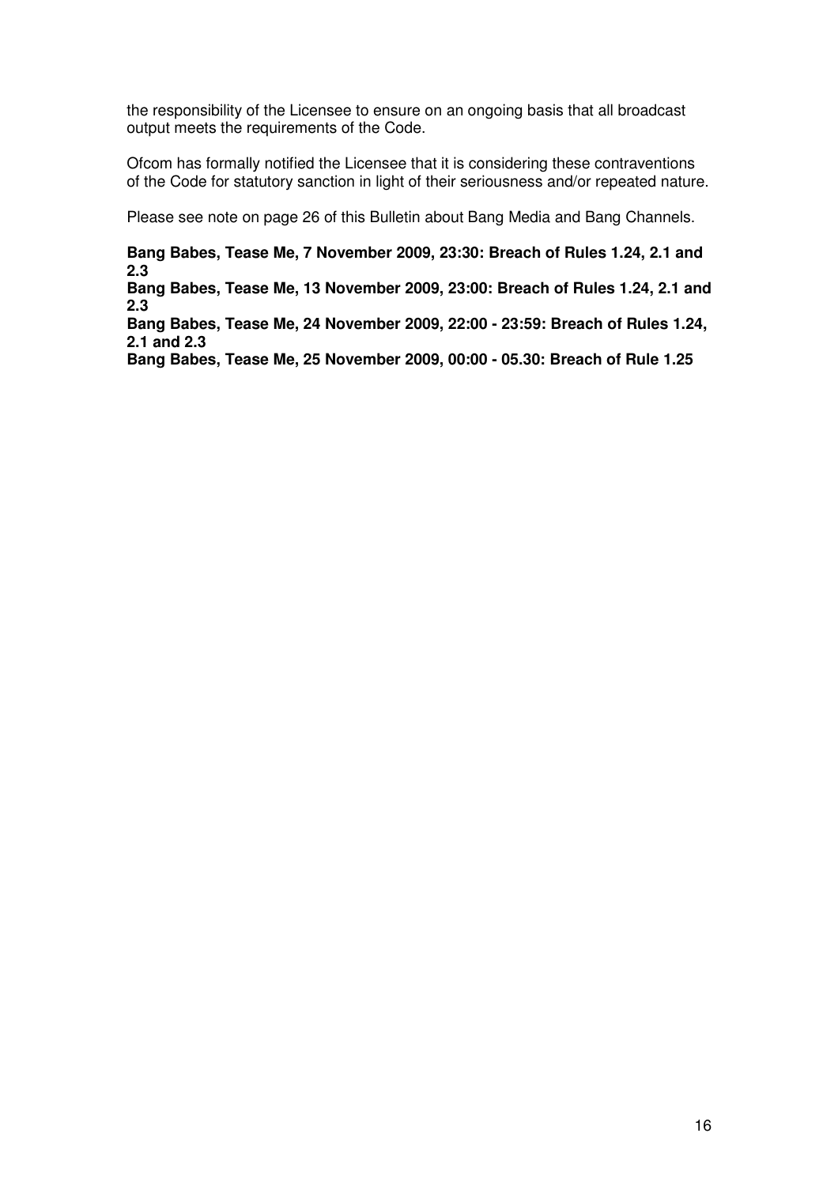the responsibility of the Licensee to ensure on an ongoing basis that all broadcast output meets the requirements of the Code.

Ofcom has formally notified the Licensee that it is considering these contraventions of the Code for statutory sanction in light of their seriousness and/or repeated nature.

Please see note on page 26 of this Bulletin about Bang Media and Bang Channels.

**Bang Babes, Tease Me, 7 November 2009, 23:30: Breach of Rules 1.24, 2.1 and 2.3**

**Bang Babes, Tease Me, 13 November 2009, 23:00: Breach of Rules 1.24, 2.1 and 2.3**

**Bang Babes, Tease Me, 24 November 2009, 22:00 - 23:59: Breach of Rules 1.24, 2.1 and 2.3**

**Bang Babes, Tease Me, 25 November 2009, 00:00 - 05.30: Breach of Rule 1.25**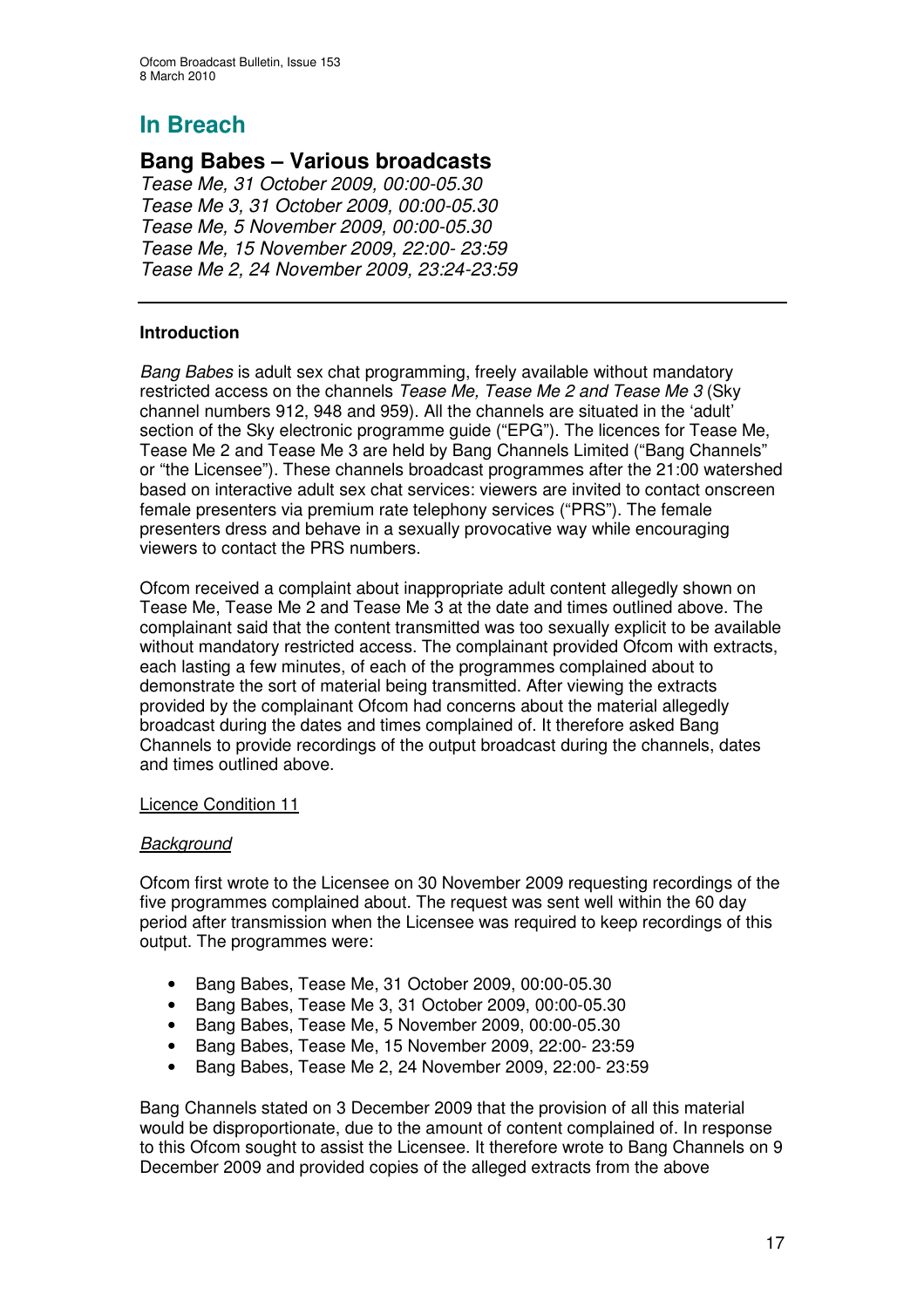# In Breach

## Bang Babes – Various broadcasts

*Tease Me, 31 October 2009, 00:00-05.30*
*Tease Me 3, 31 October 2009, 00:00-05.30*
*Tease Me, 5 November 2009, 00:00-05.30*
*Tease Me, 15 November 2009, 22:00- 23:59*
*Tease Me 2, 24 November 2009, 23:24-23:59*

---

### Introduction

*Bang Babes* is adult sex chat programming, freely available without mandatory restricted access on the channels *Tease Me, Tease Me 2 and Tease Me 3* (Sky channel numbers 912, 948 and 959). All the channels are situated in the 'adult' section of the Sky electronic programme guide ("EPG"). The licences for Tease Me, Tease Me 2 and Tease Me 3 are held by Bang Channels Limited ("Bang Channels" or "the Licensee"). These channels broadcast programmes after the 21:00 watershed based on interactive adult sex chat services: viewers are invited to contact onscreen female presenters via premium rate telephony services ("PRS"). The female presenters dress and behave in a sexually provocative way while encouraging viewers to contact the PRS numbers.

Ofcom received a complaint about inappropriate adult content allegedly shown on Tease Me, Tease Me 2 and Tease Me 3 at the date and times outlined above. The complainant said that the content transmitted was too sexually explicit to be available without mandatory restricted access. The complainant provided Ofcom with extracts, each lasting a few minutes, of each of the programmes complained about to demonstrate the sort of material being transmitted. After viewing the extracts provided by the complainant Ofcom had concerns about the material allegedly broadcast during the dates and times complained of. It therefore asked Bang Channels to provide recordings of the output broadcast during the channels, dates and times outlined above.

Licence Condition 11

*Background*

Ofcom first wrote to the Licensee on 30 November 2009 requesting recordings of the five programmes complained about. The request was sent well within the 60 day period after transmission when the Licensee was required to keep recordings of this output. The programmes were:

- Bang Babes, Tease Me, 31 October 2009, 00:00-05.30
- Bang Babes, Tease Me 3, 31 October 2009, 00:00-05.30
- Bang Babes, Tease Me, 5 November 2009, 00:00-05.30
- Bang Babes, Tease Me, 15 November 2009, 22:00- 23:59
- Bang Babes, Tease Me 2, 24 November 2009, 22:00- 23:59

Bang Channels stated on 3 December 2009 that the provision of all this material would be disproportionate, due to the amount of content complained of. In response to this Ofcom sought to assist the Licensee. It therefore wrote to Bang Channels on 9 December 2009 and provided copies of the alleged extracts from the above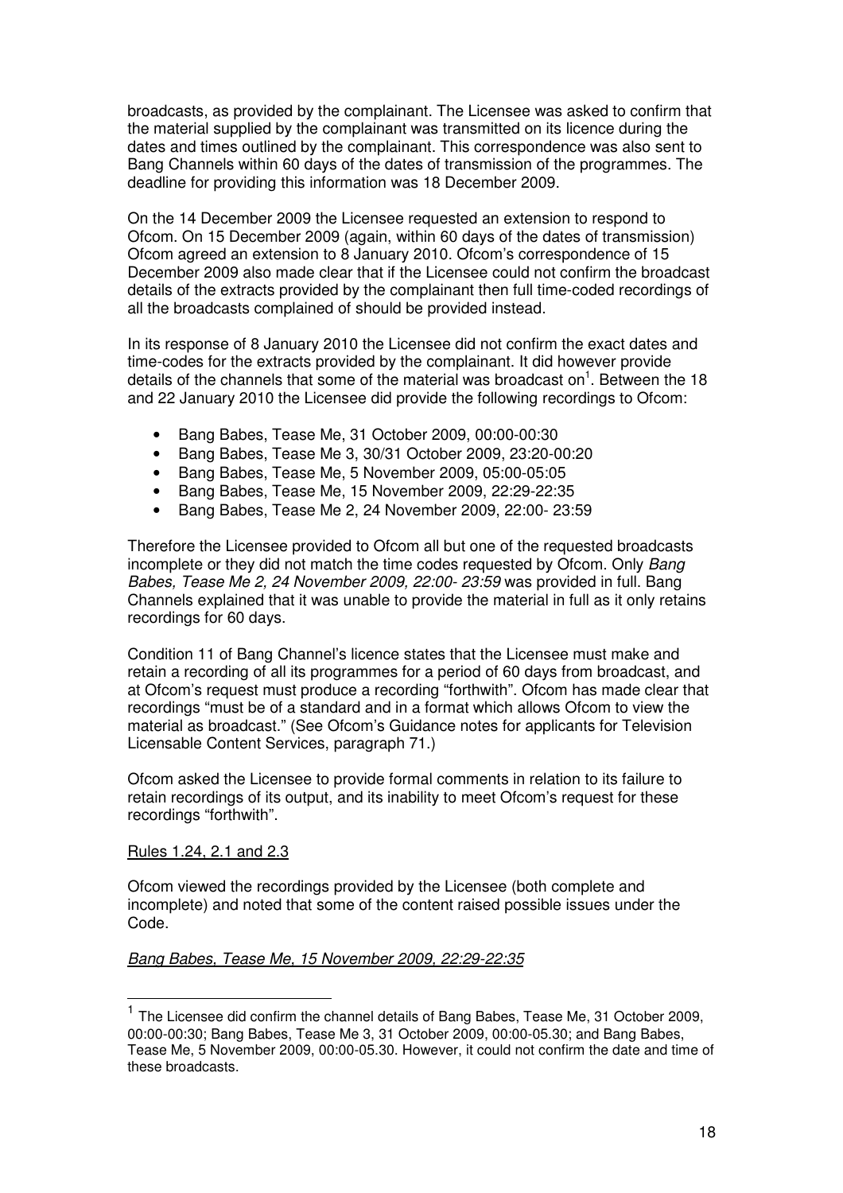broadcasts, as provided by the complainant. The Licensee was asked to confirm that the material supplied by the complainant was transmitted on its licence during the dates and times outlined by the complainant. This correspondence was also sent to Bang Channels within 60 days of the dates of transmission of the programmes. The deadline for providing this information was 18 December 2009.

On the 14 December 2009 the Licensee requested an extension to respond to Ofcom. On 15 December 2009 (again, within 60 days of the dates of transmission) Ofcom agreed an extension to 8 January 2010. Ofcom's correspondence of 15 December 2009 also made clear that if the Licensee could not confirm the broadcast details of the extracts provided by the complainant then full time-coded recordings of all the broadcasts complained of should be provided instead.

In its response of 8 January 2010 the Licensee did not confirm the exact dates and time-codes for the extracts provided by the complainant. It did however provide details of the channels that some of the material was broadcast on[1]. Between the 18 and 22 January 2010 the Licensee did provide the following recordings to Ofcom:

- Bang Babes, Tease Me, 31 October 2009, 00:00-00:30
- Bang Babes, Tease Me 3, 30/31 October 2009, 23:20-00:20
- Bang Babes, Tease Me, 5 November 2009, 05:00-05:05
- Bang Babes, Tease Me, 15 November 2009, 22:29-22:35
- Bang Babes, Tease Me 2, 24 November 2009, 22:00- 23:59

Therefore the Licensee provided to Ofcom all but one of the requested broadcasts incomplete or they did not match the time codes requested by Ofcom. Only *Bang Babes, Tease Me 2, 24 November 2009, 22:00- 23:59* was provided in full. Bang Channels explained that it was unable to provide the material in full as it only retains recordings for 60 days.

Condition 11 of Bang Channel's licence states that the Licensee must make and retain a recording of all its programmes for a period of 60 days from broadcast, and at Ofcom's request must produce a recording "forthwith". Ofcom has made clear that recordings "must be of a standard and in a format which allows Ofcom to view the material as broadcast." (See Ofcom's Guidance notes for applicants for Television Licensable Content Services, paragraph 71.)

Ofcom asked the Licensee to provide formal comments in relation to its failure to retain recordings of its output, and its inability to meet Ofcom's request for these recordings "forthwith".

Rules 1.24, 2.1 and 2.3

Ofcom viewed the recordings provided by the Licensee (both complete and incomplete) and noted that some of the content raised possible issues under the Code.

*Bang Babes, Tease Me, 15 November 2009, 22:29-22:35*

---

[1] The Licensee did confirm the channel details of Bang Babes, Tease Me, 31 October 2009, 00:00-00:30; Bang Babes, Tease Me 3, 31 October 2009, 00:00-05.30; and Bang Babes, Tease Me, 5 November 2009, 00:00-05.30. However, it could not confirm the date and time of these broadcasts.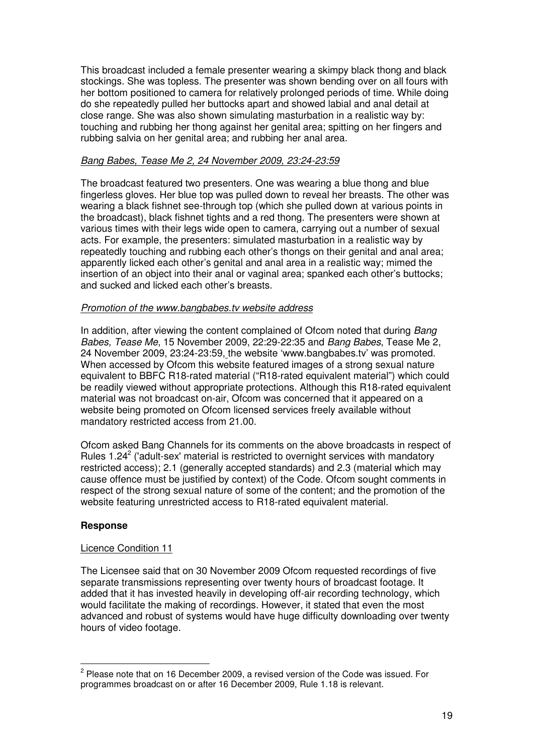This broadcast included a female presenter wearing a skimpy black thong and black stockings. She was topless. The presenter was shown bending over on all fours with her bottom positioned to camera for relatively prolonged periods of time. While doing do she repeatedly pulled her buttocks apart and showed labial and anal detail at close range. She was also shown simulating masturbation in a realistic way by: touching and rubbing her thong against her genital area; spitting on her fingers and rubbing salvia on her genital area; and rubbing her anal area.

*Bang Babes, Tease Me 2, 24 November 2009, 23:24-23:59*

The broadcast featured two presenters. One was wearing a blue thong and blue fingerless gloves. Her blue top was pulled down to reveal her breasts. The other was wearing a black fishnet see-through top (which she pulled down at various points in the broadcast), black fishnet tights and a red thong. The presenters were shown at various times with their legs wide open to camera, carrying out a number of sexual acts. For example, the presenters: simulated masturbation in a realistic way by repeatedly touching and rubbing each other's thongs on their genital and anal area; apparently licked each other's genital and anal area in a realistic way; mimed the insertion of an object into their anal or vaginal area; spanked each other's buttocks; and sucked and licked each other's breasts.

*Promotion of the www.bangbabes.tv website address*

In addition, after viewing the content complained of Ofcom noted that during *Bang Babes, Tease Me*, 15 November 2009, 22:29-22:35 and *Bang Babes*, Tease Me 2, 24 November 2009, 23:24-23:59, the website 'www.bangbabes.tv' was promoted. When accessed by Ofcom this website featured images of a strong sexual nature equivalent to BBFC R18-rated material ("R18-rated equivalent material") which could be readily viewed without appropriate protections. Although this R18-rated equivalent material was not broadcast on-air, Ofcom was concerned that it appeared on a website being promoted on Ofcom licensed services freely available without mandatory restricted access from 21.00.

Ofcom asked Bang Channels for its comments on the above broadcasts in respect of Rules 1.24[2] ('adult-sex' material is restricted to overnight services with mandatory restricted access); 2.1 (generally accepted standards) and 2.3 (material which may cause offence must be justified by context) of the Code. Ofcom sought comments in respect of the strong sexual nature of some of the content; and the promotion of the website featuring unrestricted access to R18-rated equivalent material.

**Response**

Licence Condition 11

The Licensee said that on 30 November 2009 Ofcom requested recordings of five separate transmissions representing over twenty hours of broadcast footage. It added that it has invested heavily in developing off-air recording technology, which would facilitate the making of recordings. However, it stated that even the most advanced and robust of systems would have huge difficulty downloading over twenty hours of video footage.

---

[2] Please note that on 16 December 2009, a revised version of the Code was issued. For programmes broadcast on or after 16 December 2009, Rule 1.18 is relevant.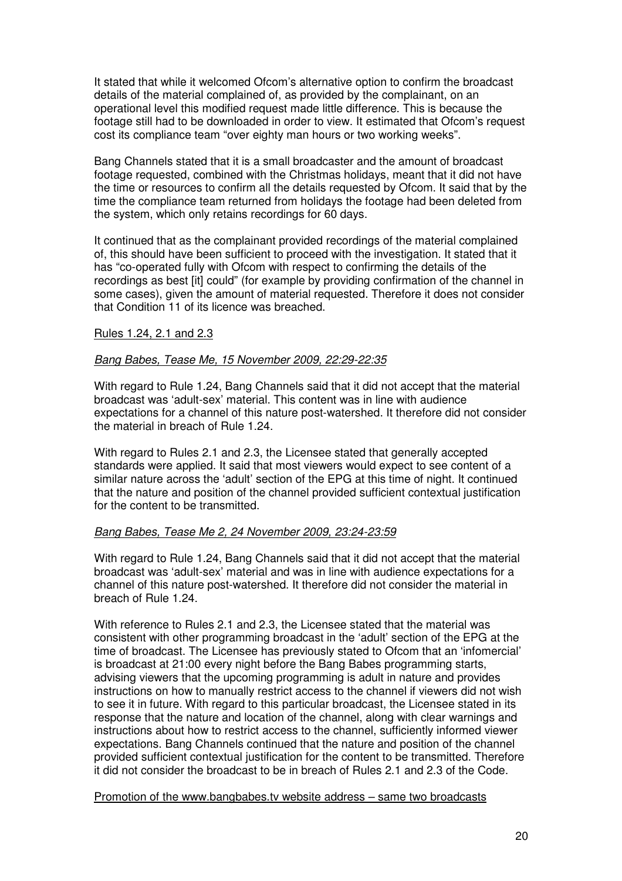It stated that while it welcomed Ofcom's alternative option to confirm the broadcast details of the material complained of, as provided by the complainant, on an operational level this modified request made little difference. This is because the footage still had to be downloaded in order to view. It estimated that Ofcom's request cost its compliance team "over eighty man hours or two working weeks".

Bang Channels stated that it is a small broadcaster and the amount of broadcast footage requested, combined with the Christmas holidays, meant that it did not have the time or resources to confirm all the details requested by Ofcom. It said that by the time the compliance team returned from holidays the footage had been deleted from the system, which only retains recordings for 60 days.

It continued that as the complainant provided recordings of the material complained of, this should have been sufficient to proceed with the investigation. It stated that it has "co-operated fully with Ofcom with respect to confirming the details of the recordings as best [it] could" (for example by providing confirmation of the channel in some cases), given the amount of material requested. Therefore it does not consider that Condition 11 of its licence was breached.

<u>Rules 1.24, 2.1 and 2.3</u>

<u>*Bang Babes, Tease Me, 15 November 2009, 22:29-22:35*</u>

With regard to Rule 1.24, Bang Channels said that it did not accept that the material broadcast was 'adult-sex' material. This content was in line with audience expectations for a channel of this nature post-watershed. It therefore did not consider the material in breach of Rule 1.24.

With regard to Rules 2.1 and 2.3, the Licensee stated that generally accepted standards were applied. It said that most viewers would expect to see content of a similar nature across the 'adult' section of the EPG at this time of night. It continued that the nature and position of the channel provided sufficient contextual justification for the content to be transmitted.

<u>*Bang Babes, Tease Me 2, 24 November 2009, 23:24-23:59*</u>

With regard to Rule 1.24, Bang Channels said that it did not accept that the material broadcast was 'adult-sex' material and was in line with audience expectations for a channel of this nature post-watershed. It therefore did not consider the material in breach of Rule 1.24.

With reference to Rules 2.1 and 2.3, the Licensee stated that the material was consistent with other programming broadcast in the 'adult' section of the EPG at the time of broadcast. The Licensee has previously stated to Ofcom that an 'infomercial' is broadcast at 21:00 every night before the Bang Babes programming starts, advising viewers that the upcoming programming is adult in nature and provides instructions on how to manually restrict access to the channel if viewers did not wish to see it in future. With regard to this particular broadcast, the Licensee stated in its response that the nature and location of the channel, along with clear warnings and instructions about how to restrict access to the channel, sufficiently informed viewer expectations. Bang Channels continued that the nature and position of the channel provided sufficient contextual justification for the content to be transmitted. Therefore it did not consider the broadcast to be in breach of Rules 2.1 and 2.3 of the Code.

<u>Promotion of the www.bangbabes.tv website address – same two broadcasts</u>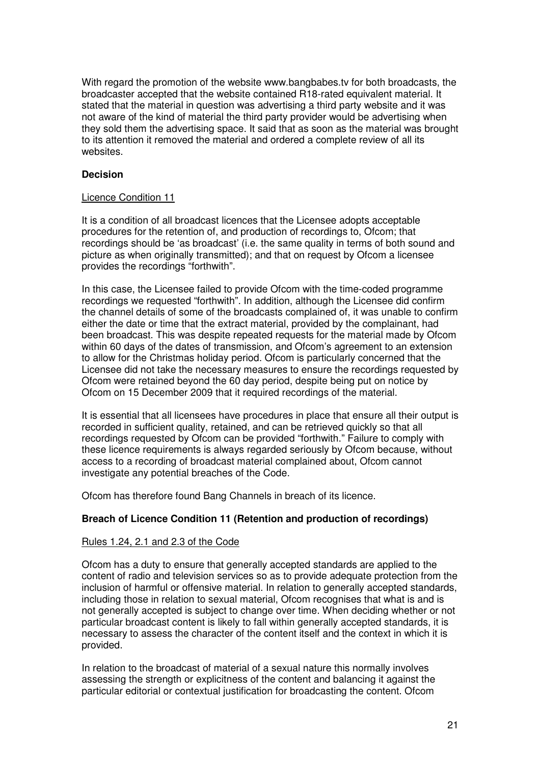With regard the promotion of the website www.bangbabes.tv for both broadcasts, the broadcaster accepted that the website contained R18-rated equivalent material. It stated that the material in question was advertising a third party website and it was not aware of the kind of material the third party provider would be advertising when they sold them the advertising space. It said that as soon as the material was brought to its attention it removed the material and ordered a complete review of all its websites.

**Decision**

Licence Condition 11

It is a condition of all broadcast licences that the Licensee adopts acceptable procedures for the retention of, and production of recordings to, Ofcom; that recordings should be 'as broadcast' (i.e. the same quality in terms of both sound and picture as when originally transmitted); and that on request by Ofcom a licensee provides the recordings "forthwith".

In this case, the Licensee failed to provide Ofcom with the time-coded programme recordings we requested "forthwith". In addition, although the Licensee did confirm the channel details of some of the broadcasts complained of, it was unable to confirm either the date or time that the extract material, provided by the complainant, had been broadcast. This was despite repeated requests for the material made by Ofcom within 60 days of the dates of transmission, and Ofcom's agreement to an extension to allow for the Christmas holiday period. Ofcom is particularly concerned that the Licensee did not take the necessary measures to ensure the recordings requested by Ofcom were retained beyond the 60 day period, despite being put on notice by Ofcom on 15 December 2009 that it required recordings of the material.

It is essential that all licensees have procedures in place that ensure all their output is recorded in sufficient quality, retained, and can be retrieved quickly so that all recordings requested by Ofcom can be provided "forthwith." Failure to comply with these licence requirements is always regarded seriously by Ofcom because, without access to a recording of broadcast material complained about, Ofcom cannot investigate any potential breaches of the Code.

Ofcom has therefore found Bang Channels in breach of its licence.

**Breach of Licence Condition 11 (Retention and production of recordings)**

Rules 1.24, 2.1 and 2.3 of the Code

Ofcom has a duty to ensure that generally accepted standards are applied to the content of radio and television services so as to provide adequate protection from the inclusion of harmful or offensive material. In relation to generally accepted standards, including those in relation to sexual material, Ofcom recognises that what is and is not generally accepted is subject to change over time. When deciding whether or not particular broadcast content is likely to fall within generally accepted standards, it is necessary to assess the character of the content itself and the context in which it is provided.

In relation to the broadcast of material of a sexual nature this normally involves assessing the strength or explicitness of the content and balancing it against the particular editorial or contextual justification for broadcasting the content. Ofcom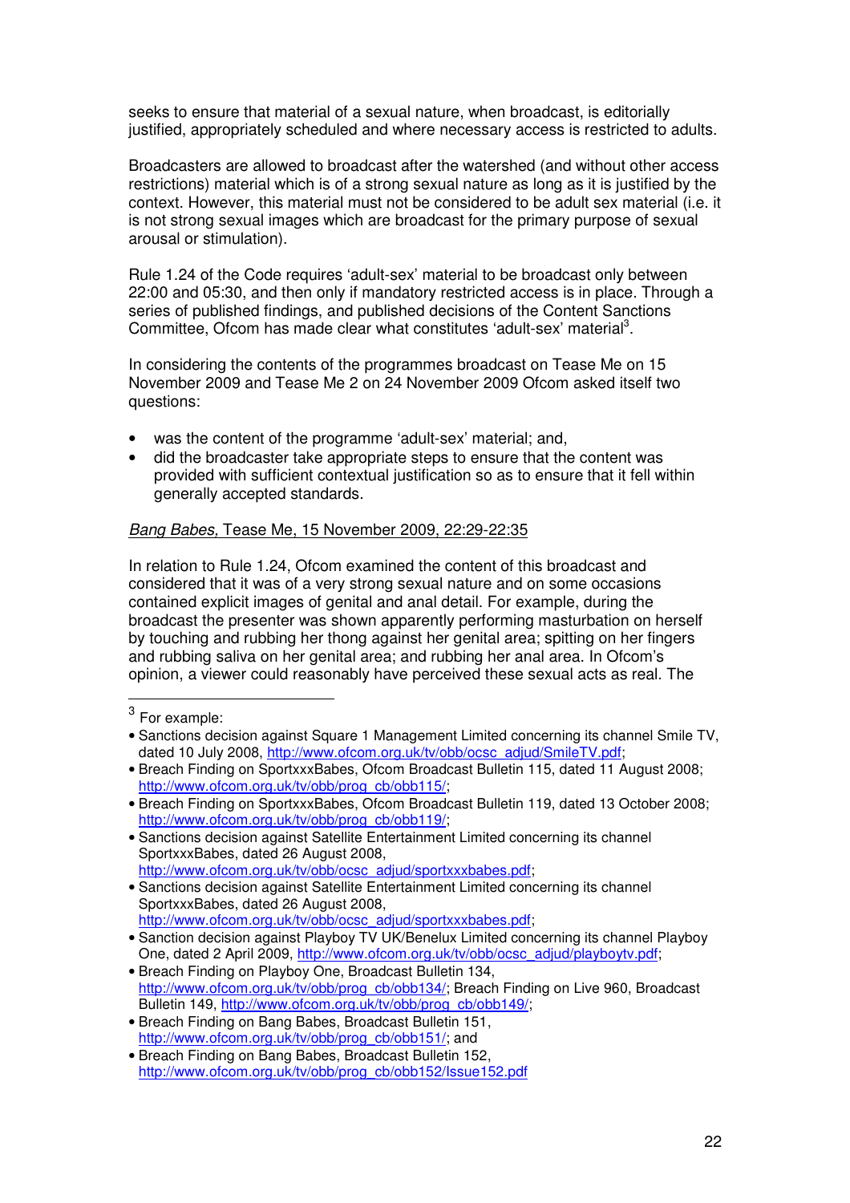seeks to ensure that material of a sexual nature, when broadcast, is editorially justified, appropriately scheduled and where necessary access is restricted to adults.

Broadcasters are allowed to broadcast after the watershed (and without other access restrictions) material which is of a strong sexual nature as long as it is justified by the context. However, this material must not be considered to be adult sex material (i.e. it is not strong sexual images which are broadcast for the primary purpose of sexual arousal or stimulation).

Rule 1.24 of the Code requires 'adult-sex' material to be broadcast only between 22:00 and 05:30, and then only if mandatory restricted access is in place. Through a series of published findings, and published decisions of the Content Sanctions Committee, Ofcom has made clear what constitutes 'adult-sex' material[3].

In considering the contents of the programmes broadcast on Tease Me on 15 November 2009 and Tease Me 2 on 24 November 2009 Ofcom asked itself two questions:

- was the content of the programme 'adult-sex' material; and,
- did the broadcaster take appropriate steps to ensure that the content was provided with sufficient contextual justification so as to ensure that it fell within generally accepted standards.

*Bang Babes,* Tease Me, 15 November 2009, 22:29-22:35

In relation to Rule 1.24, Ofcom examined the content of this broadcast and considered that it was of a very strong sexual nature and on some occasions contained explicit images of genital and anal detail. For example, during the broadcast the presenter was shown apparently performing masturbation on herself by touching and rubbing her thong against her genital area; spitting on her fingers and rubbing saliva on her genital area; and rubbing her anal area. In Ofcom's opinion, a viewer could reasonably have perceived these sexual acts as real. The

---

[3] For example:

- Sanctions decision against Square 1 Management Limited concerning its channel Smile TV, dated 10 July 2008, http://www.ofcom.org.uk/tv/obb/ocsc_adjud/SmileTV.pdf;
- Breach Finding on SportxxxBabes, Ofcom Broadcast Bulletin 115, dated 11 August 2008; http://www.ofcom.org.uk/tv/obb/prog_cb/obb115/;
- Breach Finding on SportxxxBabes, Ofcom Broadcast Bulletin 119, dated 13 October 2008; http://www.ofcom.org.uk/tv/obb/prog_cb/obb119/;
- Sanctions decision against Satellite Entertainment Limited concerning its channel SportxxxBabes, dated 26 August 2008, http://www.ofcom.org.uk/tv/obb/ocsc_adjud/sportxxxbabes.pdf;
- Sanctions decision against Satellite Entertainment Limited concerning its channel SportxxxBabes, dated 26 August 2008, http://www.ofcom.org.uk/tv/obb/ocsc_adjud/sportxxxbabes.pdf;
- Sanction decision against Playboy TV UK/Benelux Limited concerning its channel Playboy One, dated 2 April 2009, http://www.ofcom.org.uk/tv/obb/ocsc_adjud/playboytv.pdf;
- Breach Finding on Playboy One, Broadcast Bulletin 134, http://www.ofcom.org.uk/tv/obb/prog_cb/obb134/; Breach Finding on Live 960, Broadcast Bulletin 149, http://www.ofcom.org.uk/tv/obb/prog_cb/obb149/;
- Breach Finding on Bang Babes, Broadcast Bulletin 151, http://www.ofcom.org.uk/tv/obb/prog_cb/obb151/; and
- Breach Finding on Bang Babes, Broadcast Bulletin 152, http://www.ofcom.org.uk/tv/obb/prog_cb/obb152/Issue152.pdf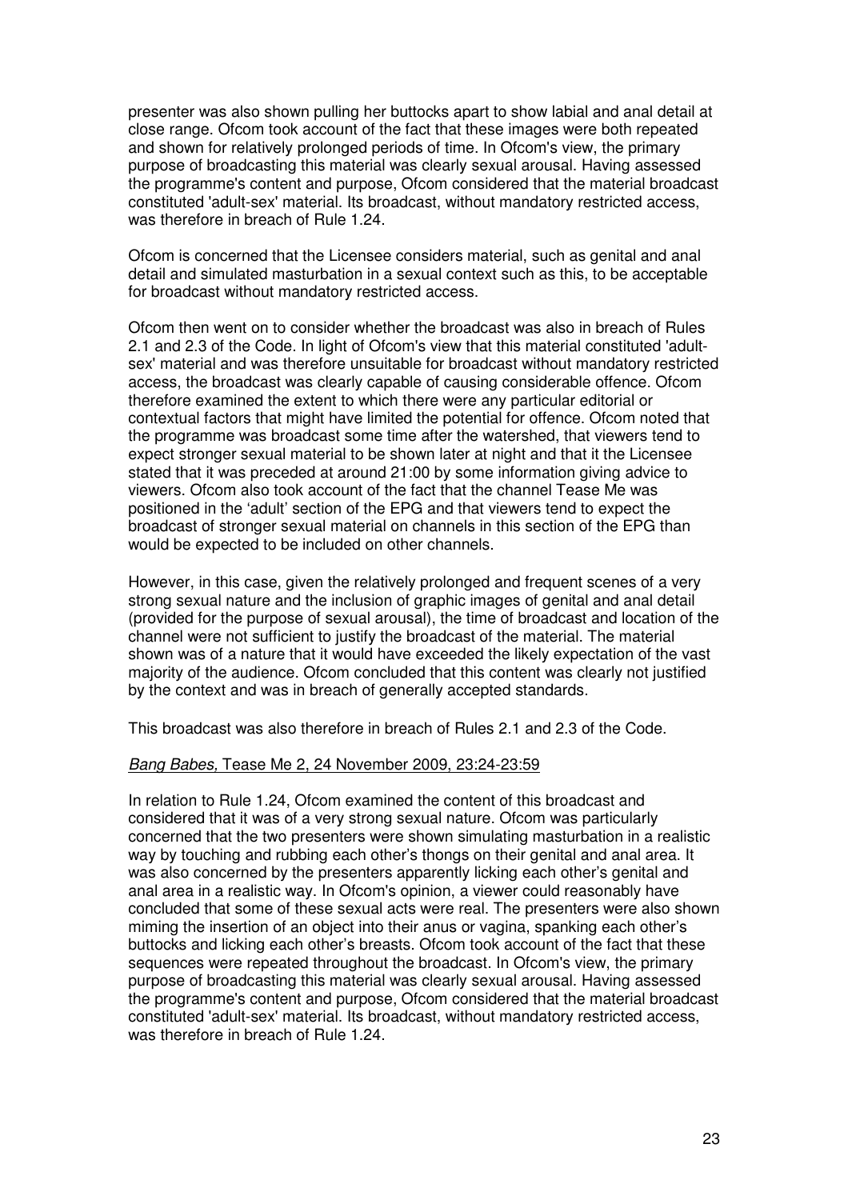presenter was also shown pulling her buttocks apart to show labial and anal detail at close range. Ofcom took account of the fact that these images were both repeated and shown for relatively prolonged periods of time. In Ofcom's view, the primary purpose of broadcasting this material was clearly sexual arousal. Having assessed the programme's content and purpose, Ofcom considered that the material broadcast constituted 'adult-sex' material. Its broadcast, without mandatory restricted access, was therefore in breach of Rule 1.24.

Ofcom is concerned that the Licensee considers material, such as genital and anal detail and simulated masturbation in a sexual context such as this, to be acceptable for broadcast without mandatory restricted access.

Ofcom then went on to consider whether the broadcast was also in breach of Rules 2.1 and 2.3 of the Code. In light of Ofcom's view that this material constituted 'adult-sex' material and was therefore unsuitable for broadcast without mandatory restricted access, the broadcast was clearly capable of causing considerable offence. Ofcom therefore examined the extent to which there were any particular editorial or contextual factors that might have limited the potential for offence. Ofcom noted that the programme was broadcast some time after the watershed, that viewers tend to expect stronger sexual material to be shown later at night and that it the Licensee stated that it was preceded at around 21:00 by some information giving advice to viewers. Ofcom also took account of the fact that the channel Tease Me was positioned in the 'adult' section of the EPG and that viewers tend to expect the broadcast of stronger sexual material on channels in this section of the EPG than would be expected to be included on other channels.

However, in this case, given the relatively prolonged and frequent scenes of a very strong sexual nature and the inclusion of graphic images of genital and anal detail (provided for the purpose of sexual arousal), the time of broadcast and location of the channel were not sufficient to justify the broadcast of the material. The material shown was of a nature that it would have exceeded the likely expectation of the vast majority of the audience. Ofcom concluded that this content was clearly not justified by the context and was in breach of generally accepted standards.

This broadcast was also therefore in breach of Rules 2.1 and 2.3 of the Code.

*Bang Babes,* Tease Me 2, 24 November 2009, 23:24-23:59

In relation to Rule 1.24, Ofcom examined the content of this broadcast and considered that it was of a very strong sexual nature. Ofcom was particularly concerned that the two presenters were shown simulating masturbation in a realistic way by touching and rubbing each other's thongs on their genital and anal area. It was also concerned by the presenters apparently licking each other's genital and anal area in a realistic way. In Ofcom's opinion, a viewer could reasonably have concluded that some of these sexual acts were real. The presenters were also shown miming the insertion of an object into their anus or vagina, spanking each other's buttocks and licking each other's breasts. Ofcom took account of the fact that these sequences were repeated throughout the broadcast. In Ofcom's view, the primary purpose of broadcasting this material was clearly sexual arousal. Having assessed the programme's content and purpose, Ofcom considered that the material broadcast constituted 'adult-sex' material. Its broadcast, without mandatory restricted access, was therefore in breach of Rule 1.24.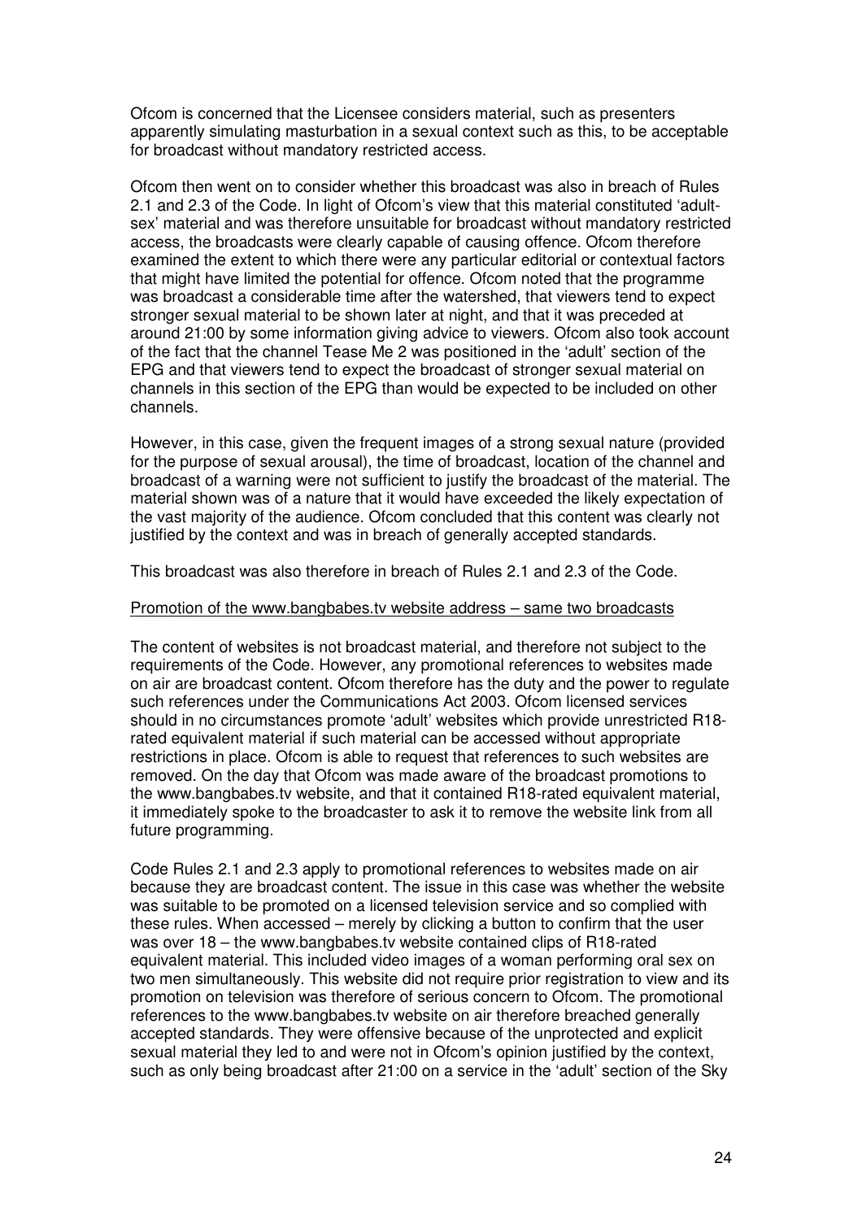Ofcom is concerned that the Licensee considers material, such as presenters apparently simulating masturbation in a sexual context such as this, to be acceptable for broadcast without mandatory restricted access.

Ofcom then went on to consider whether this broadcast was also in breach of Rules 2.1 and 2.3 of the Code. In light of Ofcom's view that this material constituted 'adult-sex' material and was therefore unsuitable for broadcast without mandatory restricted access, the broadcasts were clearly capable of causing offence. Ofcom therefore examined the extent to which there were any particular editorial or contextual factors that might have limited the potential for offence. Ofcom noted that the programme was broadcast a considerable time after the watershed, that viewers tend to expect stronger sexual material to be shown later at night, and that it was preceded at around 21:00 by some information giving advice to viewers. Ofcom also took account of the fact that the channel Tease Me 2 was positioned in the 'adult' section of the EPG and that viewers tend to expect the broadcast of stronger sexual material on channels in this section of the EPG than would be expected to be included on other channels.

However, in this case, given the frequent images of a strong sexual nature (provided for the purpose of sexual arousal), the time of broadcast, location of the channel and broadcast of a warning were not sufficient to justify the broadcast of the material. The material shown was of a nature that it would have exceeded the likely expectation of the vast majority of the audience. Ofcom concluded that this content was clearly not justified by the context and was in breach of generally accepted standards.

This broadcast was also therefore in breach of Rules 2.1 and 2.3 of the Code.

Promotion of the www.bangbabes.tv website address – same two broadcasts

The content of websites is not broadcast material, and therefore not subject to the requirements of the Code. However, any promotional references to websites made on air are broadcast content. Ofcom therefore has the duty and the power to regulate such references under the Communications Act 2003. Ofcom licensed services should in no circumstances promote 'adult' websites which provide unrestricted R18-rated equivalent material if such material can be accessed without appropriate restrictions in place. Ofcom is able to request that references to such websites are removed. On the day that Ofcom was made aware of the broadcast promotions to the www.bangbabes.tv website, and that it contained R18-rated equivalent material, it immediately spoke to the broadcaster to ask it to remove the website link from all future programming.

Code Rules 2.1 and 2.3 apply to promotional references to websites made on air because they are broadcast content. The issue in this case was whether the website was suitable to be promoted on a licensed television service and so complied with these rules. When accessed – merely by clicking a button to confirm that the user was over 18 – the www.bangbabes.tv website contained clips of R18-rated equivalent material. This included video images of a woman performing oral sex on two men simultaneously. This website did not require prior registration to view and its promotion on television was therefore of serious concern to Ofcom. The promotional references to the www.bangbabes.tv website on air therefore breached generally accepted standards. They were offensive because of the unprotected and explicit sexual material they led to and were not in Ofcom's opinion justified by the context, such as only being broadcast after 21:00 on a service in the 'adult' section of the Sky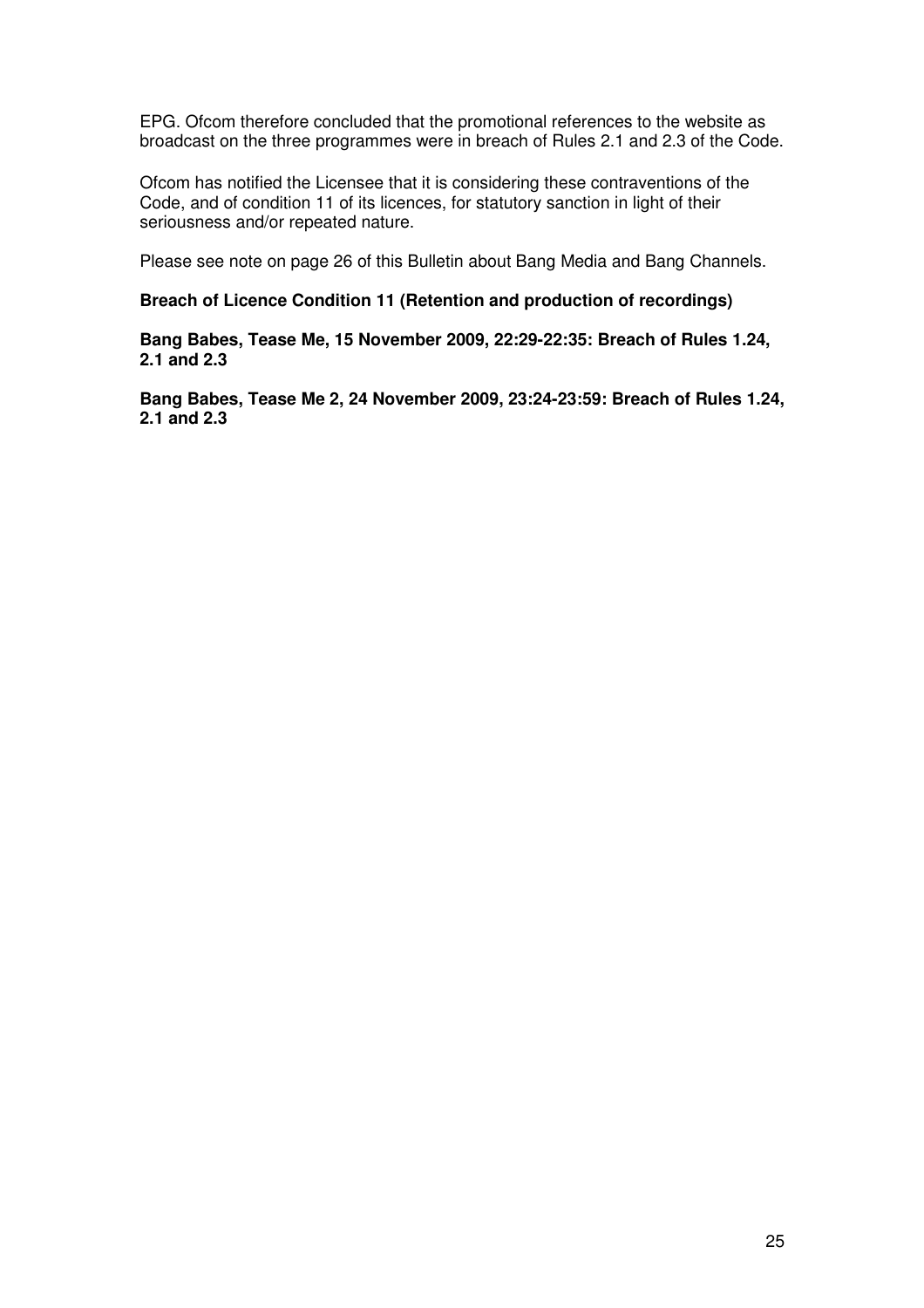EPG. Ofcom therefore concluded that the promotional references to the website as broadcast on the three programmes were in breach of Rules 2.1 and 2.3 of the Code.

Ofcom has notified the Licensee that it is considering these contraventions of the Code, and of condition 11 of its licences, for statutory sanction in light of their seriousness and/or repeated nature.

Please see note on page 26 of this Bulletin about Bang Media and Bang Channels.

**Breach of Licence Condition 11 (Retention and production of recordings)**

**Bang Babes, Tease Me, 15 November 2009, 22:29-22:35: Breach of Rules 1.24, 2.1 and 2.3**

**Bang Babes, Tease Me 2, 24 November 2009, 23:24-23:59: Breach of Rules 1.24, 2.1 and 2.3**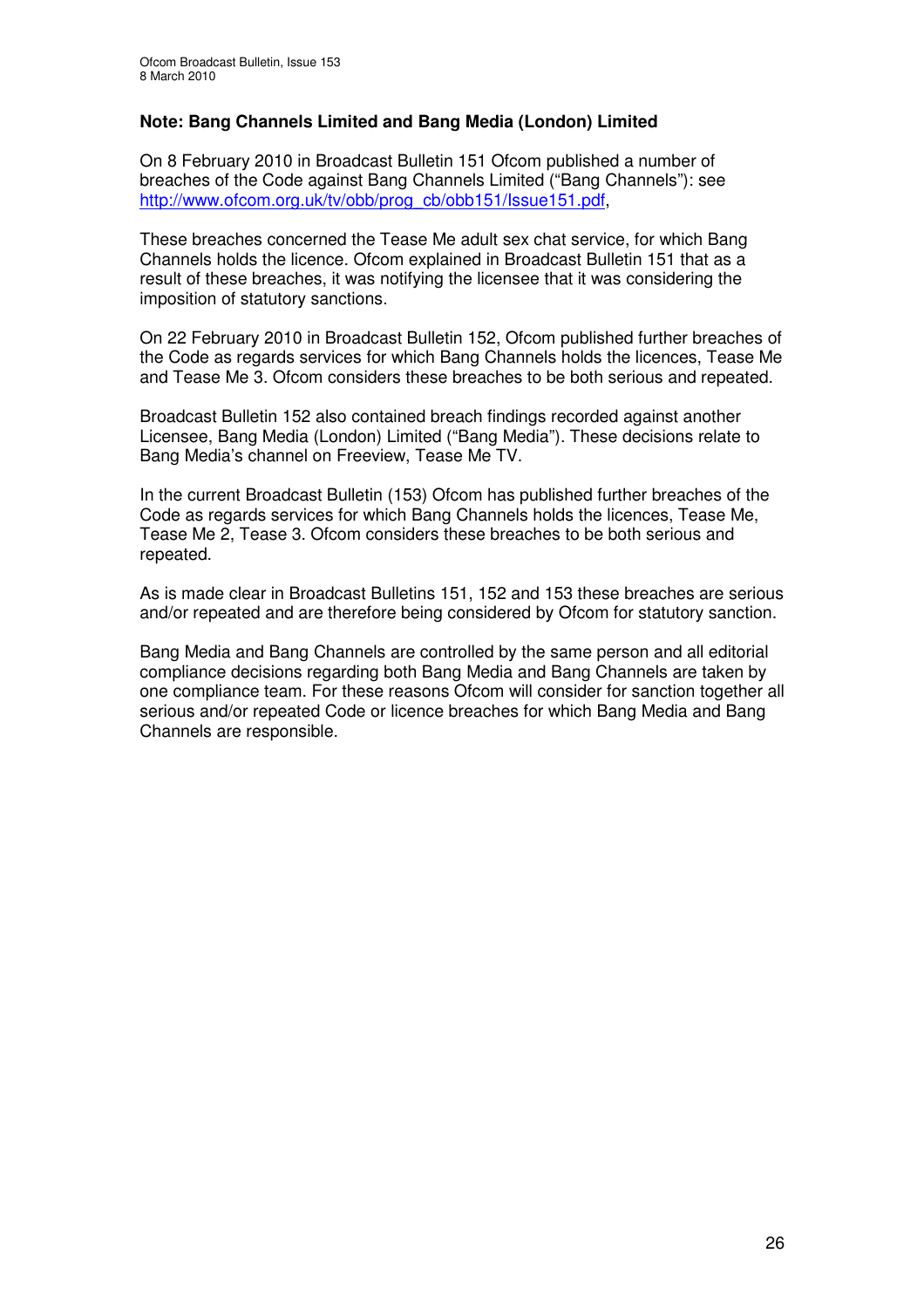**Note: Bang Channels Limited and Bang Media (London) Limited**

On 8 February 2010 in Broadcast Bulletin 151 Ofcom published a number of breaches of the Code against Bang Channels Limited ("Bang Channels"): see http://www.ofcom.org.uk/tv/obb/prog_cb/obb151/Issue151.pdf,

These breaches concerned the Tease Me adult sex chat service, for which Bang Channels holds the licence. Ofcom explained in Broadcast Bulletin 151 that as a result of these breaches, it was notifying the licensee that it was considering the imposition of statutory sanctions.

On 22 February 2010 in Broadcast Bulletin 152, Ofcom published further breaches of the Code as regards services for which Bang Channels holds the licences, Tease Me and Tease Me 3. Ofcom considers these breaches to be both serious and repeated.

Broadcast Bulletin 152 also contained breach findings recorded against another Licensee, Bang Media (London) Limited ("Bang Media"). These decisions relate to Bang Media's channel on Freeview, Tease Me TV.

In the current Broadcast Bulletin (153) Ofcom has published further breaches of the Code as regards services for which Bang Channels holds the licences, Tease Me, Tease Me 2, Tease 3. Ofcom considers these breaches to be both serious and repeated.

As is made clear in Broadcast Bulletins 151, 152 and 153 these breaches are serious and/or repeated and are therefore being considered by Ofcom for statutory sanction.

Bang Media and Bang Channels are controlled by the same person and all editorial compliance decisions regarding both Bang Media and Bang Channels are taken by one compliance team. For these reasons Ofcom will consider for sanction together all serious and/or repeated Code or licence breaches for which Bang Media and Bang Channels are responsible.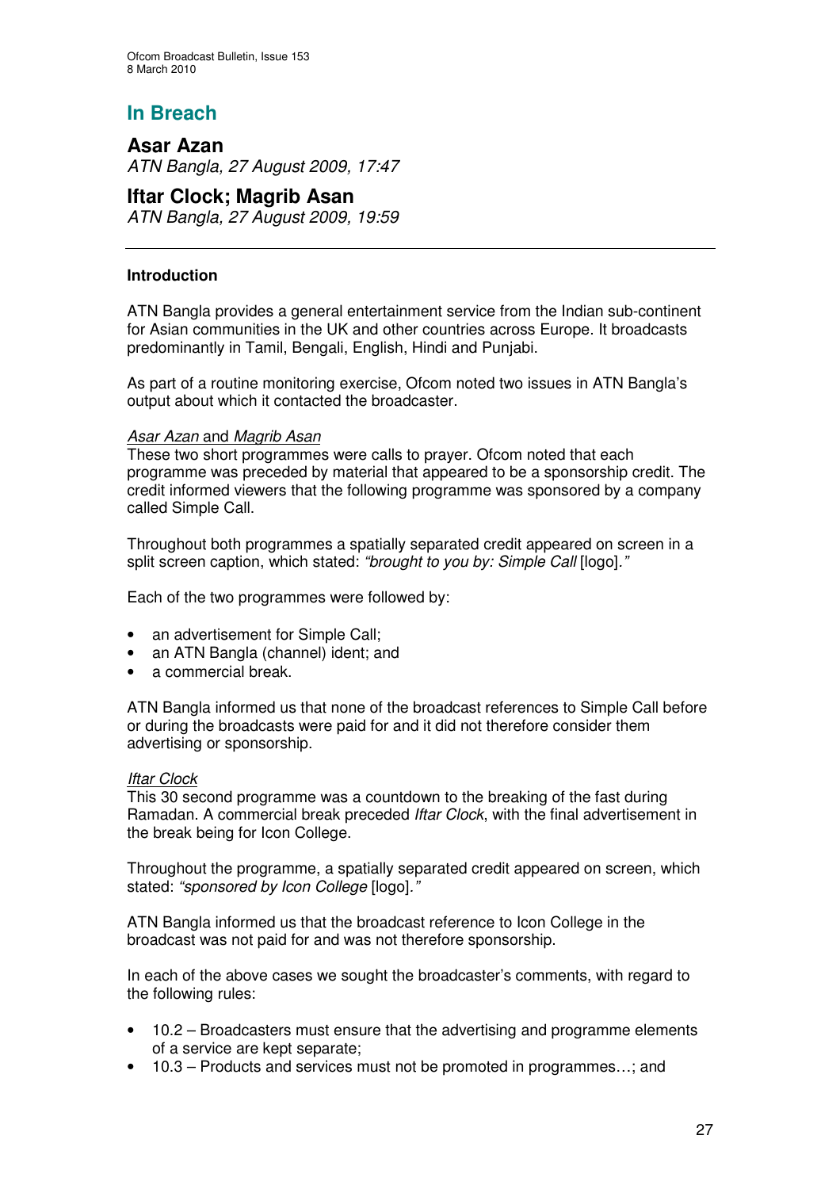## In Breach

### Asar Azan
*ATN Bangla, 27 August 2009, 17:47*

### Iftar Clock; Magrib Asan
*ATN Bangla, 27 August 2009, 19:59*

---

**Introduction**

ATN Bangla provides a general entertainment service from the Indian sub-continent for Asian communities in the UK and other countries across Europe. It broadcasts predominantly in Tamil, Bengali, English, Hindi and Punjabi.

As part of a routine monitoring exercise, Ofcom noted two issues in ATN Bangla's output about which it contacted the broadcaster.

*Asar Azan* and *Magrib Asan*
These two short programmes were calls to prayer. Ofcom noted that each programme was preceded by material that appeared to be a sponsorship credit. The credit informed viewers that the following programme was sponsored by a company called Simple Call.

Throughout both programmes a spatially separated credit appeared on screen in a split screen caption, which stated: *"brought to you by: Simple Call* [logo]*."*

Each of the two programmes were followed by:

- an advertisement for Simple Call;
- an ATN Bangla (channel) ident; and
- a commercial break.

ATN Bangla informed us that none of the broadcast references to Simple Call before or during the broadcasts were paid for and it did not therefore consider them advertising or sponsorship.

*Iftar Clock*
This 30 second programme was a countdown to the breaking of the fast during Ramadan. A commercial break preceded *Iftar Clock*, with the final advertisement in the break being for Icon College.

Throughout the programme, a spatially separated credit appeared on screen, which stated: *"sponsored by Icon College* [logo]*."*

ATN Bangla informed us that the broadcast reference to Icon College in the broadcast was not paid for and was not therefore sponsorship.

In each of the above cases we sought the broadcaster's comments, with regard to the following rules:

- 10.2 – Broadcasters must ensure that the advertising and programme elements of a service are kept separate;
- 10.3 – Products and services must not be promoted in programmes…; and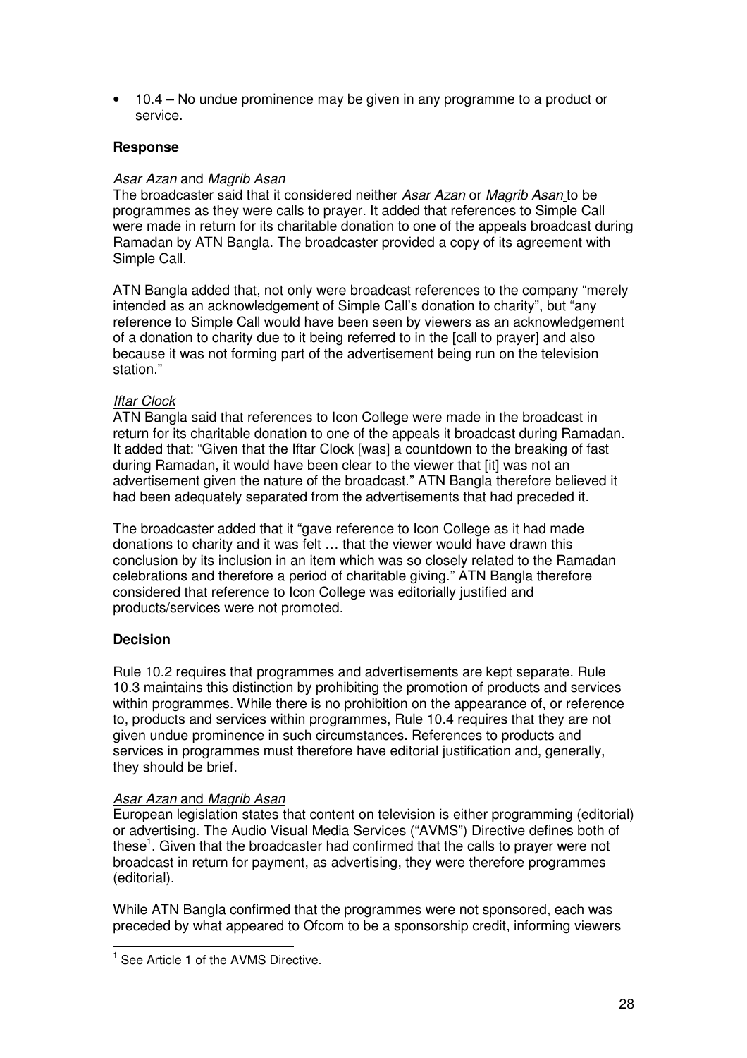- 10.4 – No undue prominence may be given in any programme to a product or service.

**Response**

*Asar Azan* and *Magrib Asan*

The broadcaster said that it considered neither *Asar Azan* or *Magrib Asan* to be programmes as they were calls to prayer. It added that references to Simple Call were made in return for its charitable donation to one of the appeals broadcast during Ramadan by ATN Bangla. The broadcaster provided a copy of its agreement with Simple Call.

ATN Bangla added that, not only were broadcast references to the company "merely intended as an acknowledgement of Simple Call's donation to charity", but "any reference to Simple Call would have been seen by viewers as an acknowledgement of a donation to charity due to it being referred to in the [call to prayer] and also because it was not forming part of the advertisement being run on the television station."

*Iftar Clock*

ATN Bangla said that references to Icon College were made in the broadcast in return for its charitable donation to one of the appeals it broadcast during Ramadan. It added that: "Given that the Iftar Clock [was] a countdown to the breaking of fast during Ramadan, it would have been clear to the viewer that [it] was not an advertisement given the nature of the broadcast." ATN Bangla therefore believed it had been adequately separated from the advertisements that had preceded it.

The broadcaster added that it "gave reference to Icon College as it had made donations to charity and it was felt … that the viewer would have drawn this conclusion by its inclusion in an item which was so closely related to the Ramadan celebrations and therefore a period of charitable giving." ATN Bangla therefore considered that reference to Icon College was editorially justified and products/services were not promoted.

**Decision**

Rule 10.2 requires that programmes and advertisements are kept separate. Rule 10.3 maintains this distinction by prohibiting the promotion of products and services within programmes. While there is no prohibition on the appearance of, or reference to, products and services within programmes, Rule 10.4 requires that they are not given undue prominence in such circumstances. References to products and services in programmes must therefore have editorial justification and, generally, they should be brief.

*Asar Azan* and *Magrib Asan*

European legislation states that content on television is either programming (editorial) or advertising. The Audio Visual Media Services ("AVMS") Directive defines both of these[1]. Given that the broadcaster had confirmed that the calls to prayer were not broadcast in return for payment, as advertising, they were therefore programmes (editorial).

While ATN Bangla confirmed that the programmes were not sponsored, each was preceded by what appeared to Ofcom to be a sponsorship credit, informing viewers

[1] See Article 1 of the AVMS Directive.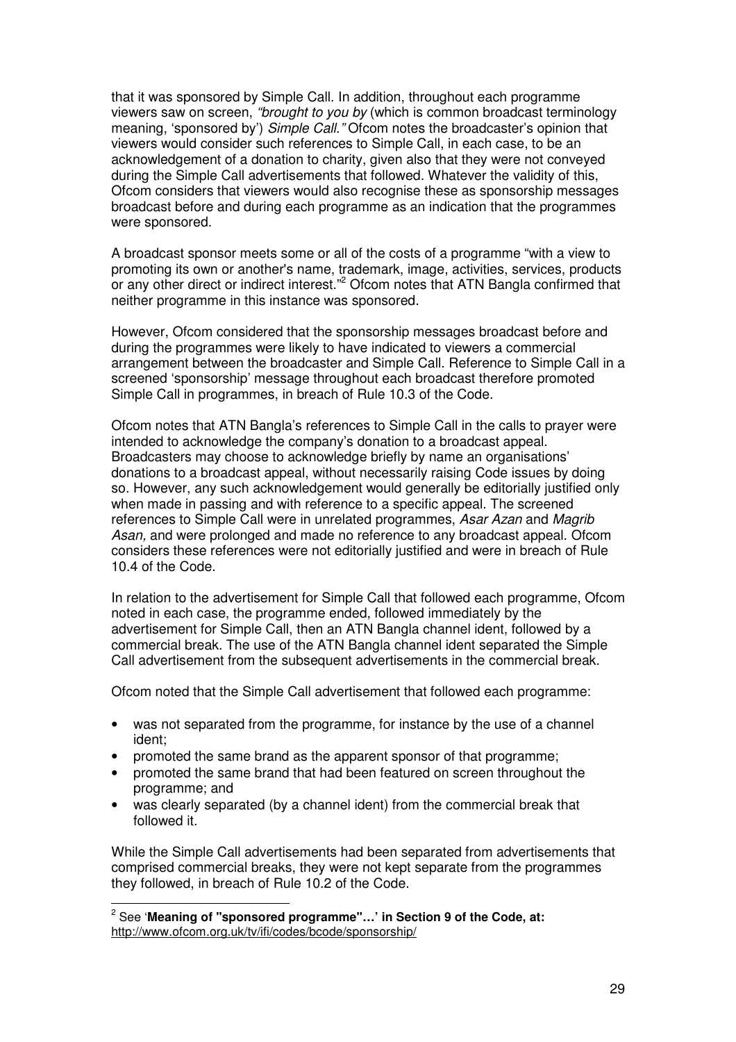that it was sponsored by Simple Call. In addition, throughout each programme viewers saw on screen, *"brought to you by* (which is common broadcast terminology meaning, 'sponsored by') *Simple Call."* Ofcom notes the broadcaster's opinion that viewers would consider such references to Simple Call, in each case, to be an acknowledgement of a donation to charity, given also that they were not conveyed during the Simple Call advertisements that followed. Whatever the validity of this, Ofcom considers that viewers would also recognise these as sponsorship messages broadcast before and during each programme as an indication that the programmes were sponsored.

A broadcast sponsor meets some or all of the costs of a programme "with a view to promoting its own or another's name, trademark, image, activities, services, products or any other direct or indirect interest."[2] Ofcom notes that ATN Bangla confirmed that neither programme in this instance was sponsored.

However, Ofcom considered that the sponsorship messages broadcast before and during the programmes were likely to have indicated to viewers a commercial arrangement between the broadcaster and Simple Call. Reference to Simple Call in a screened 'sponsorship' message throughout each broadcast therefore promoted Simple Call in programmes, in breach of Rule 10.3 of the Code.

Ofcom notes that ATN Bangla's references to Simple Call in the calls to prayer were intended to acknowledge the company's donation to a broadcast appeal. Broadcasters may choose to acknowledge briefly by name an organisations' donations to a broadcast appeal, without necessarily raising Code issues by doing so. However, any such acknowledgement would generally be editorially justified only when made in passing and with reference to a specific appeal. The screened references to Simple Call were in unrelated programmes, *Asar Azan* and *Magrib Asan,* and were prolonged and made no reference to any broadcast appeal. Ofcom considers these references were not editorially justified and were in breach of Rule 10.4 of the Code.

In relation to the advertisement for Simple Call that followed each programme, Ofcom noted in each case, the programme ended, followed immediately by the advertisement for Simple Call, then an ATN Bangla channel ident, followed by a commercial break. The use of the ATN Bangla channel ident separated the Simple Call advertisement from the subsequent advertisements in the commercial break.

Ofcom noted that the Simple Call advertisement that followed each programme:

- was not separated from the programme, for instance by the use of a channel ident;
- promoted the same brand as the apparent sponsor of that programme;
- promoted the same brand that had been featured on screen throughout the programme; and
- was clearly separated (by a channel ident) from the commercial break that followed it.

While the Simple Call advertisements had been separated from advertisements that comprised commercial breaks, they were not kept separate from the programmes they followed, in breach of Rule 10.2 of the Code.

---

[2] See '**Meaning of "sponsored programme"…' in Section 9 of the Code, at:** http://www.ofcom.org.uk/tv/ifi/codes/bcode/sponsorship/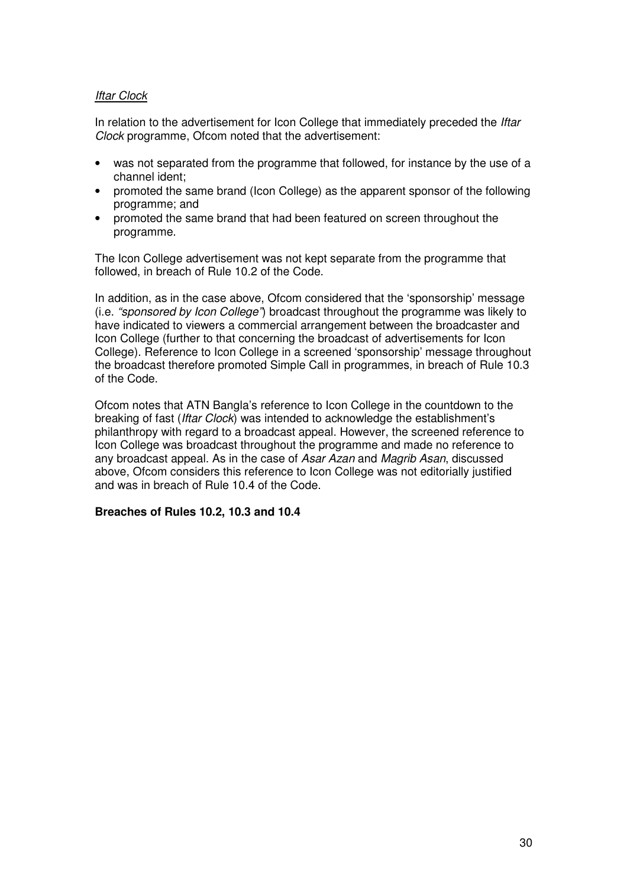*Iftar Clock*

In relation to the advertisement for Icon College that immediately preceded the *Iftar Clock* programme, Ofcom noted that the advertisement:

- was not separated from the programme that followed, for instance by the use of a channel ident;
- promoted the same brand (Icon College) as the apparent sponsor of the following programme; and
- promoted the same brand that had been featured on screen throughout the programme.

The Icon College advertisement was not kept separate from the programme that followed, in breach of Rule 10.2 of the Code.

In addition, as in the case above, Ofcom considered that the 'sponsorship' message (i.e. *"sponsored by Icon College"*) broadcast throughout the programme was likely to have indicated to viewers a commercial arrangement between the broadcaster and Icon College (further to that concerning the broadcast of advertisements for Icon College). Reference to Icon College in a screened 'sponsorship' message throughout the broadcast therefore promoted Simple Call in programmes, in breach of Rule 10.3 of the Code.

Ofcom notes that ATN Bangla's reference to Icon College in the countdown to the breaking of fast (*Iftar Clock*) was intended to acknowledge the establishment's philanthropy with regard to a broadcast appeal. However, the screened reference to Icon College was broadcast throughout the programme and made no reference to any broadcast appeal. As in the case of *Asar Azan* and *Magrib Asan*, discussed above, Ofcom considers this reference to Icon College was not editorially justified and was in breach of Rule 10.4 of the Code.

**Breaches of Rules 10.2, 10.3 and 10.4**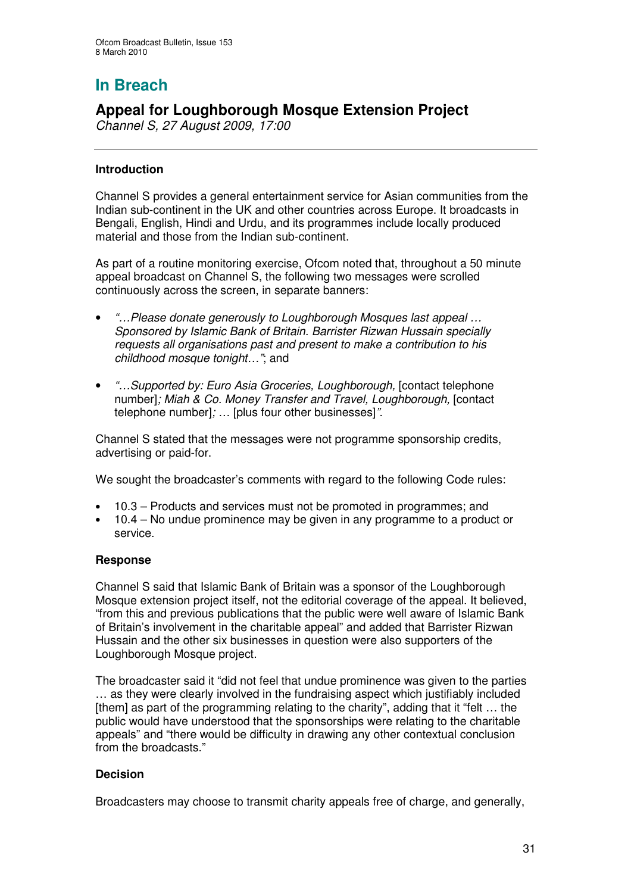# In Breach

## Appeal for Loughborough Mosque Extension Project

*Channel S, 27 August 2009, 17:00*

### Introduction

Channel S provides a general entertainment service for Asian communities from the Indian sub-continent in the UK and other countries across Europe. It broadcasts in Bengali, English, Hindi and Urdu, and its programmes include locally produced material and those from the Indian sub-continent.

As part of a routine monitoring exercise, Ofcom noted that, throughout a 50 minute appeal broadcast on Channel S, the following two messages were scrolled continuously across the screen, in separate banners:

- *"…Please donate generously to Loughborough Mosques last appeal … Sponsored by Islamic Bank of Britain. Barrister Rizwan Hussain specially requests all organisations past and present to make a contribution to his childhood mosque tonight…"*; and
- *"…Supported by: Euro Asia Groceries, Loughborough,* [contact telephone number]*; Miah & Co. Money Transfer and Travel, Loughborough,* [contact telephone number]*; …* [plus four other businesses]*".*

Channel S stated that the messages were not programme sponsorship credits, advertising or paid-for.

We sought the broadcaster's comments with regard to the following Code rules:

- 10.3 – Products and services must not be promoted in programmes; and
- 10.4 – No undue prominence may be given in any programme to a product or service.

### Response

Channel S said that Islamic Bank of Britain was a sponsor of the Loughborough Mosque extension project itself, not the editorial coverage of the appeal. It believed, "from this and previous publications that the public were well aware of Islamic Bank of Britain's involvement in the charitable appeal" and added that Barrister Rizwan Hussain and the other six businesses in question were also supporters of the Loughborough Mosque project.

The broadcaster said it "did not feel that undue prominence was given to the parties … as they were clearly involved in the fundraising aspect which justifiably included [them] as part of the programming relating to the charity", adding that it "felt … the public would have understood that the sponsorships were relating to the charitable appeals" and "there would be difficulty in drawing any other contextual conclusion from the broadcasts."

### Decision

Broadcasters may choose to transmit charity appeals free of charge, and generally,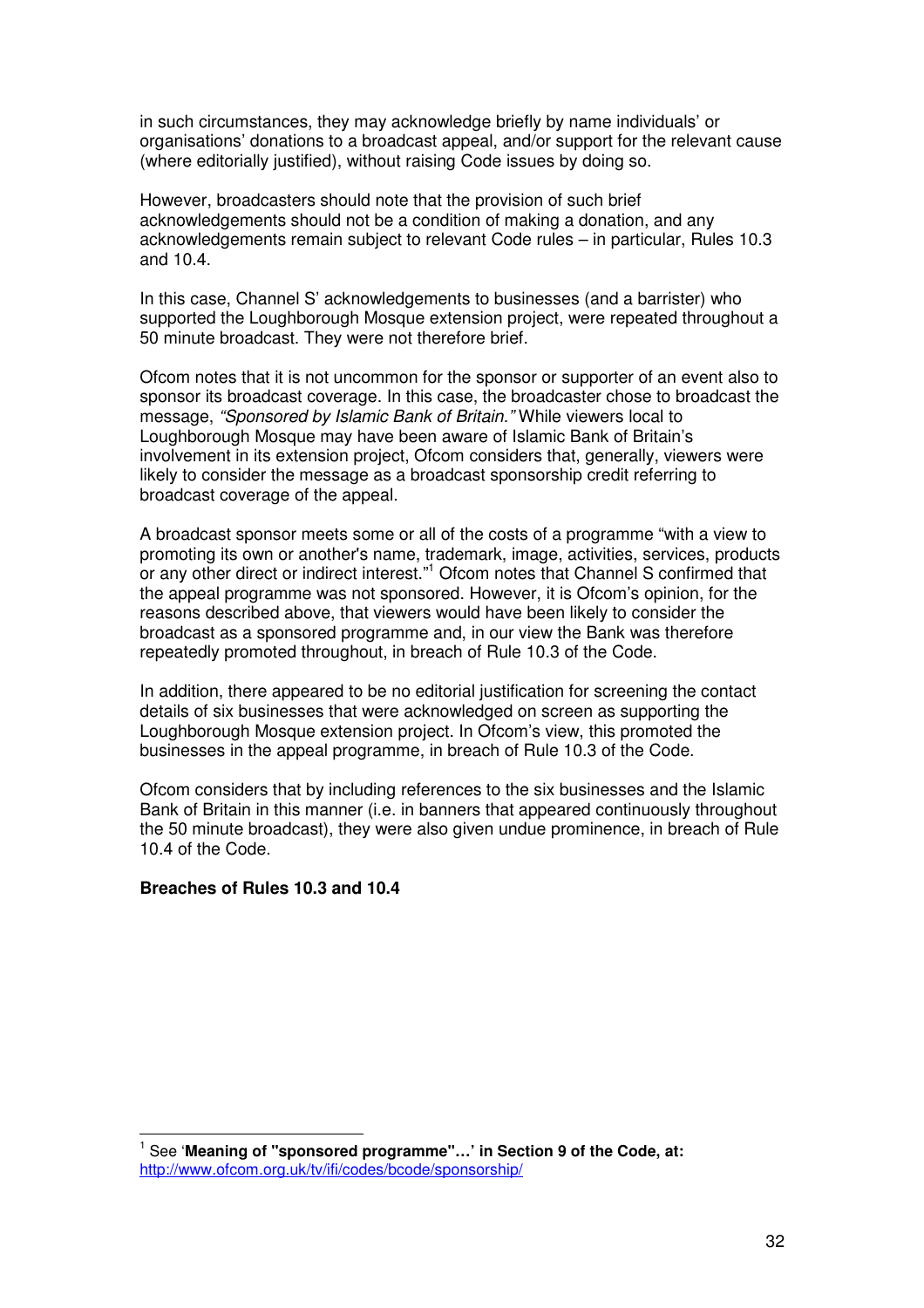in such circumstances, they may acknowledge briefly by name individuals' or organisations' donations to a broadcast appeal, and/or support for the relevant cause (where editorially justified), without raising Code issues by doing so.

However, broadcasters should note that the provision of such brief acknowledgements should not be a condition of making a donation, and any acknowledgements remain subject to relevant Code rules – in particular, Rules 10.3 and 10.4.

In this case, Channel S' acknowledgements to businesses (and a barrister) who supported the Loughborough Mosque extension project, were repeated throughout a 50 minute broadcast. They were not therefore brief.

Ofcom notes that it is not uncommon for the sponsor or supporter of an event also to sponsor its broadcast coverage. In this case, the broadcaster chose to broadcast the message, *"Sponsored by Islamic Bank of Britain."* While viewers local to Loughborough Mosque may have been aware of Islamic Bank of Britain's involvement in its extension project, Ofcom considers that, generally, viewers were likely to consider the message as a broadcast sponsorship credit referring to broadcast coverage of the appeal.

A broadcast sponsor meets some or all of the costs of a programme "with a view to promoting its own or another's name, trademark, image, activities, services, products or any other direct or indirect interest."[1] Ofcom notes that Channel S confirmed that the appeal programme was not sponsored. However, it is Ofcom's opinion, for the reasons described above, that viewers would have been likely to consider the broadcast as a sponsored programme and, in our view the Bank was therefore repeatedly promoted throughout, in breach of Rule 10.3 of the Code.

In addition, there appeared to be no editorial justification for screening the contact details of six businesses that were acknowledged on screen as supporting the Loughborough Mosque extension project. In Ofcom's view, this promoted the businesses in the appeal programme, in breach of Rule 10.3 of the Code.

Ofcom considers that by including references to the six businesses and the Islamic Bank of Britain in this manner (i.e. in banners that appeared continuously throughout the 50 minute broadcast), they were also given undue prominence, in breach of Rule 10.4 of the Code.

**Breaches of Rules 10.3 and 10.4**

---

[1] See '**Meaning of "sponsored programme"…' in Section 9 of the Code, at:** http://www.ofcom.org.uk/tv/ifi/codes/bcode/sponsorship/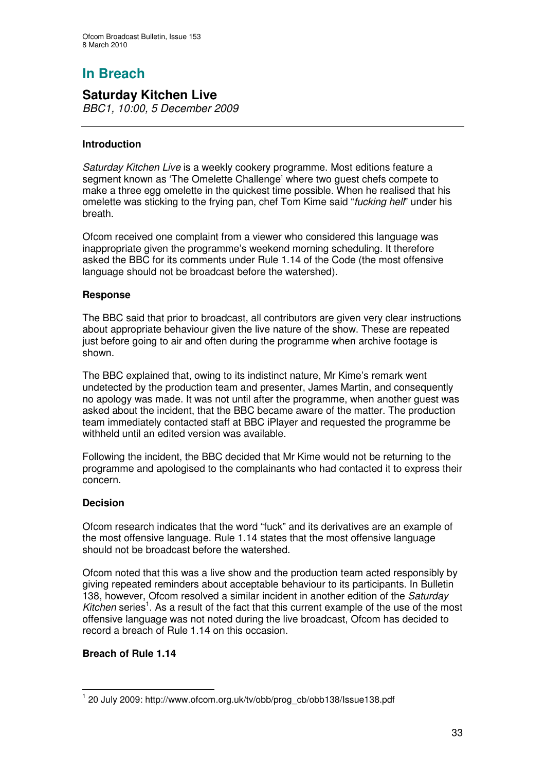# In Breach

## Saturday Kitchen Live

*BBC1, 10:00, 5 December 2009*

### Introduction

*Saturday Kitchen Live* is a weekly cookery programme. Most editions feature a segment known as 'The Omelette Challenge' where two guest chefs compete to make a three egg omelette in the quickest time possible. When he realised that his omelette was sticking to the frying pan, chef Tom Kime said "*fucking hell*" under his breath.

Ofcom received one complaint from a viewer who considered this language was inappropriate given the programme's weekend morning scheduling. It therefore asked the BBC for its comments under Rule 1.14 of the Code (the most offensive language should not be broadcast before the watershed).

### Response

The BBC said that prior to broadcast, all contributors are given very clear instructions about appropriate behaviour given the live nature of the show. These are repeated just before going to air and often during the programme when archive footage is shown.

The BBC explained that, owing to its indistinct nature, Mr Kime's remark went undetected by the production team and presenter, James Martin, and consequently no apology was made. It was not until after the programme, when another guest was asked about the incident, that the BBC became aware of the matter. The production team immediately contacted staff at BBC iPlayer and requested the programme be withheld until an edited version was available.

Following the incident, the BBC decided that Mr Kime would not be returning to the programme and apologised to the complainants who had contacted it to express their concern.

### Decision

Ofcom research indicates that the word "fuck" and its derivatives are an example of the most offensive language. Rule 1.14 states that the most offensive language should not be broadcast before the watershed.

Ofcom noted that this was a live show and the production team acted responsibly by giving repeated reminders about acceptable behaviour to its participants. In Bulletin 138, however, Ofcom resolved a similar incident in another edition of the *Saturday Kitchen* series[1]. As a result of the fact that this current example of the use of the most offensive language was not noted during the live broadcast, Ofcom has decided to record a breach of Rule 1.14 on this occasion.

### Breach of Rule 1.14

---

[1] 20 July 2009: http://www.ofcom.org.uk/tv/obb/prog_cb/obb138/Issue138.pdf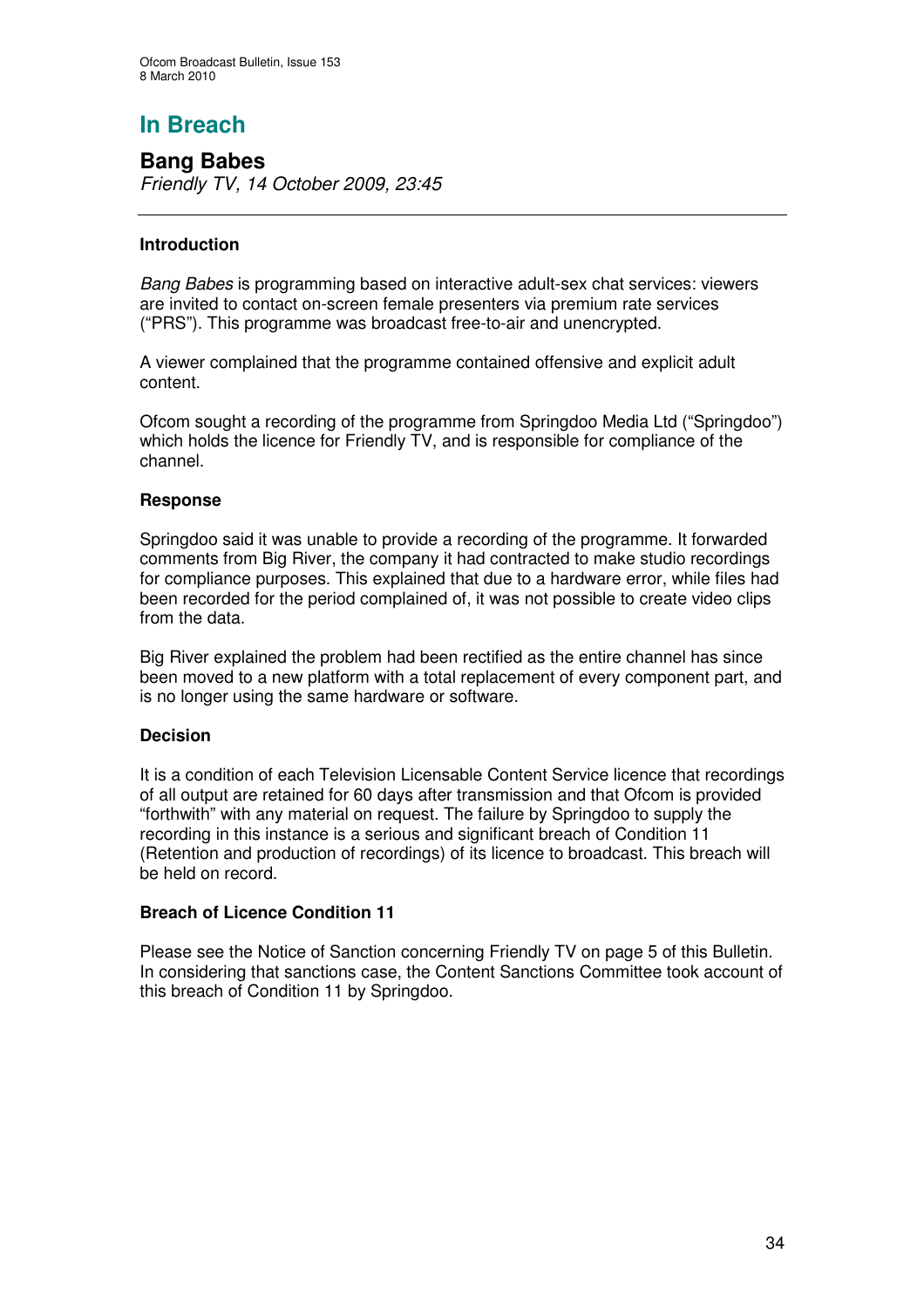# In Breach

## Bang Babes

*Friendly TV, 14 October 2009, 23:45*

---

### Introduction

*Bang Babes* is programming based on interactive adult-sex chat services: viewers are invited to contact on-screen female presenters via premium rate services ("PRS"). This programme was broadcast free-to-air and unencrypted.

A viewer complained that the programme contained offensive and explicit adult content.

Ofcom sought a recording of the programme from Springdoo Media Ltd ("Springdoo") which holds the licence for Friendly TV, and is responsible for compliance of the channel.

### Response

Springdoo said it was unable to provide a recording of the programme. It forwarded comments from Big River, the company it had contracted to make studio recordings for compliance purposes. This explained that due to a hardware error, while files had been recorded for the period complained of, it was not possible to create video clips from the data.

Big River explained the problem had been rectified as the entire channel has since been moved to a new platform with a total replacement of every component part, and is no longer using the same hardware or software.

### Decision

It is a condition of each Television Licensable Content Service licence that recordings of all output are retained for 60 days after transmission and that Ofcom is provided "forthwith" with any material on request. The failure by Springdoo to supply the recording in this instance is a serious and significant breach of Condition 11 (Retention and production of recordings) of its licence to broadcast. This breach will be held on record.

### Breach of Licence Condition 11

Please see the Notice of Sanction concerning Friendly TV on page 5 of this Bulletin. In considering that sanctions case, the Content Sanctions Committee took account of this breach of Condition 11 by Springdoo.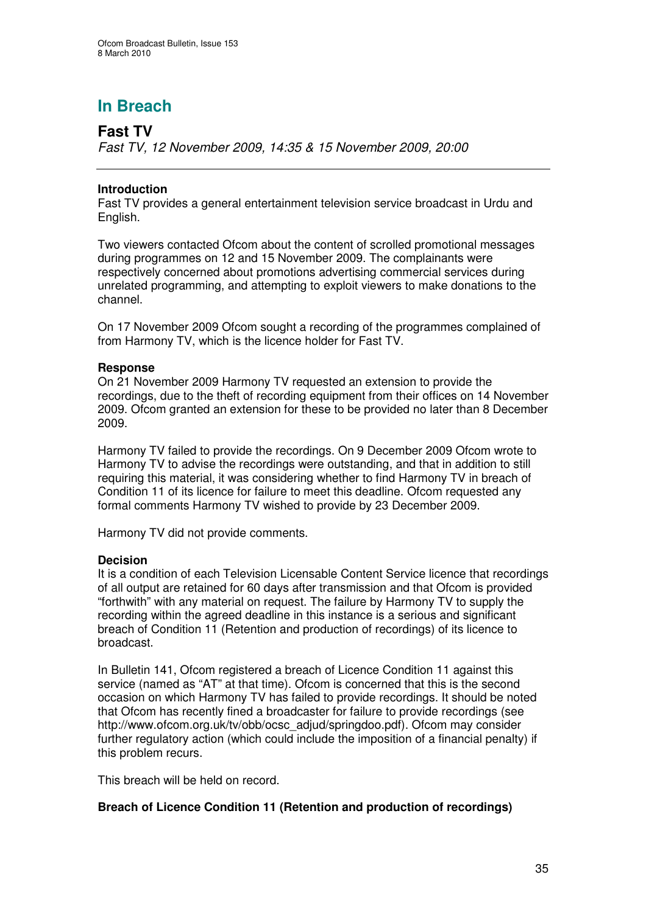# In Breach

## Fast TV

*Fast TV, 12 November 2009, 14:35 & 15 November 2009, 20:00*

---

**Introduction**

Fast TV provides a general entertainment television service broadcast in Urdu and English.

Two viewers contacted Ofcom about the content of scrolled promotional messages during programmes on 12 and 15 November 2009. The complainants were respectively concerned about promotions advertising commercial services during unrelated programming, and attempting to exploit viewers to make donations to the channel.

On 17 November 2009 Ofcom sought a recording of the programmes complained of from Harmony TV, which is the licence holder for Fast TV.

**Response**

On 21 November 2009 Harmony TV requested an extension to provide the recordings, due to the theft of recording equipment from their offices on 14 November 2009. Ofcom granted an extension for these to be provided no later than 8 December 2009.

Harmony TV failed to provide the recordings. On 9 December 2009 Ofcom wrote to Harmony TV to advise the recordings were outstanding, and that in addition to still requiring this material, it was considering whether to find Harmony TV in breach of Condition 11 of its licence for failure to meet this deadline. Ofcom requested any formal comments Harmony TV wished to provide by 23 December 2009.

Harmony TV did not provide comments.

**Decision**

It is a condition of each Television Licensable Content Service licence that recordings of all output are retained for 60 days after transmission and that Ofcom is provided "forthwith" with any material on request. The failure by Harmony TV to supply the recording within the agreed deadline in this instance is a serious and significant breach of Condition 11 (Retention and production of recordings) of its licence to broadcast.

In Bulletin 141, Ofcom registered a breach of Licence Condition 11 against this service (named as "AT" at that time). Ofcom is concerned that this is the second occasion on which Harmony TV has failed to provide recordings. It should be noted that Ofcom has recently fined a broadcaster for failure to provide recordings (see http://www.ofcom.org.uk/tv/obb/ocsc_adjud/springdoo.pdf). Ofcom may consider further regulatory action (which could include the imposition of a financial penalty) if this problem recurs.

This breach will be held on record.

**Breach of Licence Condition 11 (Retention and production of recordings)**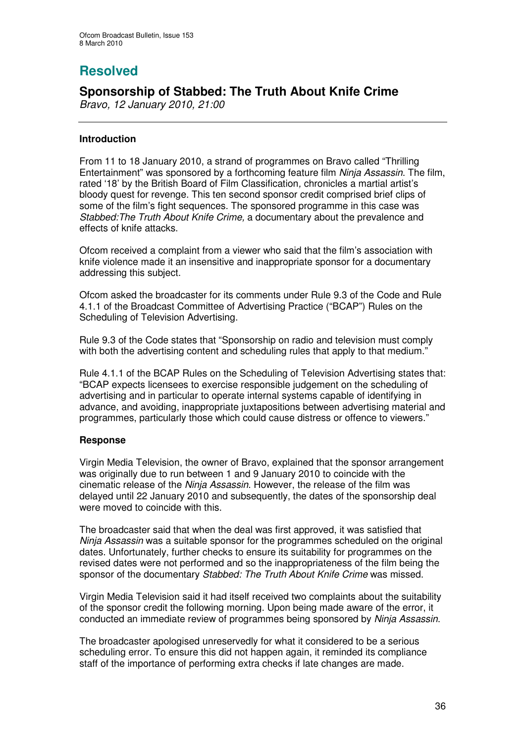# Resolved

## Sponsorship of Stabbed: The Truth About Knife Crime

*Bravo, 12 January 2010, 21:00*

### Introduction

From 11 to 18 January 2010, a strand of programmes on Bravo called "Thrilling Entertainment" was sponsored by a forthcoming feature film *Ninja Assassin*. The film, rated '18' by the British Board of Film Classification, chronicles a martial artist's bloody quest for revenge. This ten second sponsor credit comprised brief clips of some of the film's fight sequences. The sponsored programme in this case was *Stabbed:The Truth About Knife Crime,* a documentary about the prevalence and effects of knife attacks.

Ofcom received a complaint from a viewer who said that the film's association with knife violence made it an insensitive and inappropriate sponsor for a documentary addressing this subject.

Ofcom asked the broadcaster for its comments under Rule 9.3 of the Code and Rule 4.1.1 of the Broadcast Committee of Advertising Practice ("BCAP") Rules on the Scheduling of Television Advertising.

Rule 9.3 of the Code states that "Sponsorship on radio and television must comply with both the advertising content and scheduling rules that apply to that medium."

Rule 4.1.1 of the BCAP Rules on the Scheduling of Television Advertising states that: "BCAP expects licensees to exercise responsible judgement on the scheduling of advertising and in particular to operate internal systems capable of identifying in advance, and avoiding, inappropriate juxtapositions between advertising material and programmes, particularly those which could cause distress or offence to viewers."

### Response

Virgin Media Television, the owner of Bravo, explained that the sponsor arrangement was originally due to run between 1 and 9 January 2010 to coincide with the cinematic release of the *Ninja Assassin*. However, the release of the film was delayed until 22 January 2010 and subsequently, the dates of the sponsorship deal were moved to coincide with this.

The broadcaster said that when the deal was first approved, it was satisfied that *Ninja Assassin* was a suitable sponsor for the programmes scheduled on the original dates. Unfortunately, further checks to ensure its suitability for programmes on the revised dates were not performed and so the inappropriateness of the film being the sponsor of the documentary *Stabbed: The Truth About Knife Crime* was missed.

Virgin Media Television said it had itself received two complaints about the suitability of the sponsor credit the following morning. Upon being made aware of the error, it conducted an immediate review of programmes being sponsored by *Ninja Assassin*.

The broadcaster apologised unreservedly for what it considered to be a serious scheduling error. To ensure this did not happen again, it reminded its compliance staff of the importance of performing extra checks if late changes are made.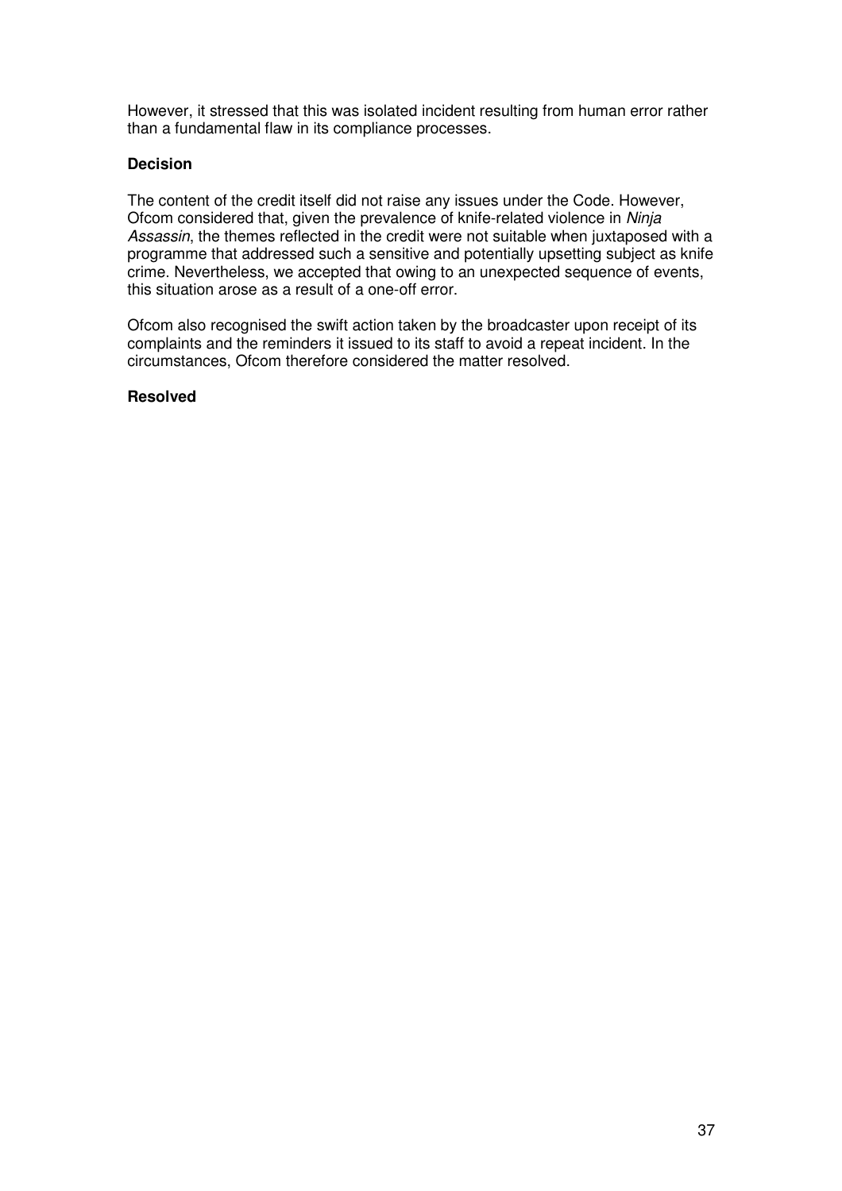However, it stressed that this was isolated incident resulting from human error rather than a fundamental flaw in its compliance processes.

**Decision**

The content of the credit itself did not raise any issues under the Code. However, Ofcom considered that, given the prevalence of knife-related violence in *Ninja Assassin*, the themes reflected in the credit were not suitable when juxtaposed with a programme that addressed such a sensitive and potentially upsetting subject as knife crime. Nevertheless, we accepted that owing to an unexpected sequence of events, this situation arose as a result of a one-off error.

Ofcom also recognised the swift action taken by the broadcaster upon receipt of its complaints and the reminders it issued to its staff to avoid a repeat incident. In the circumstances, Ofcom therefore considered the matter resolved.

**Resolved**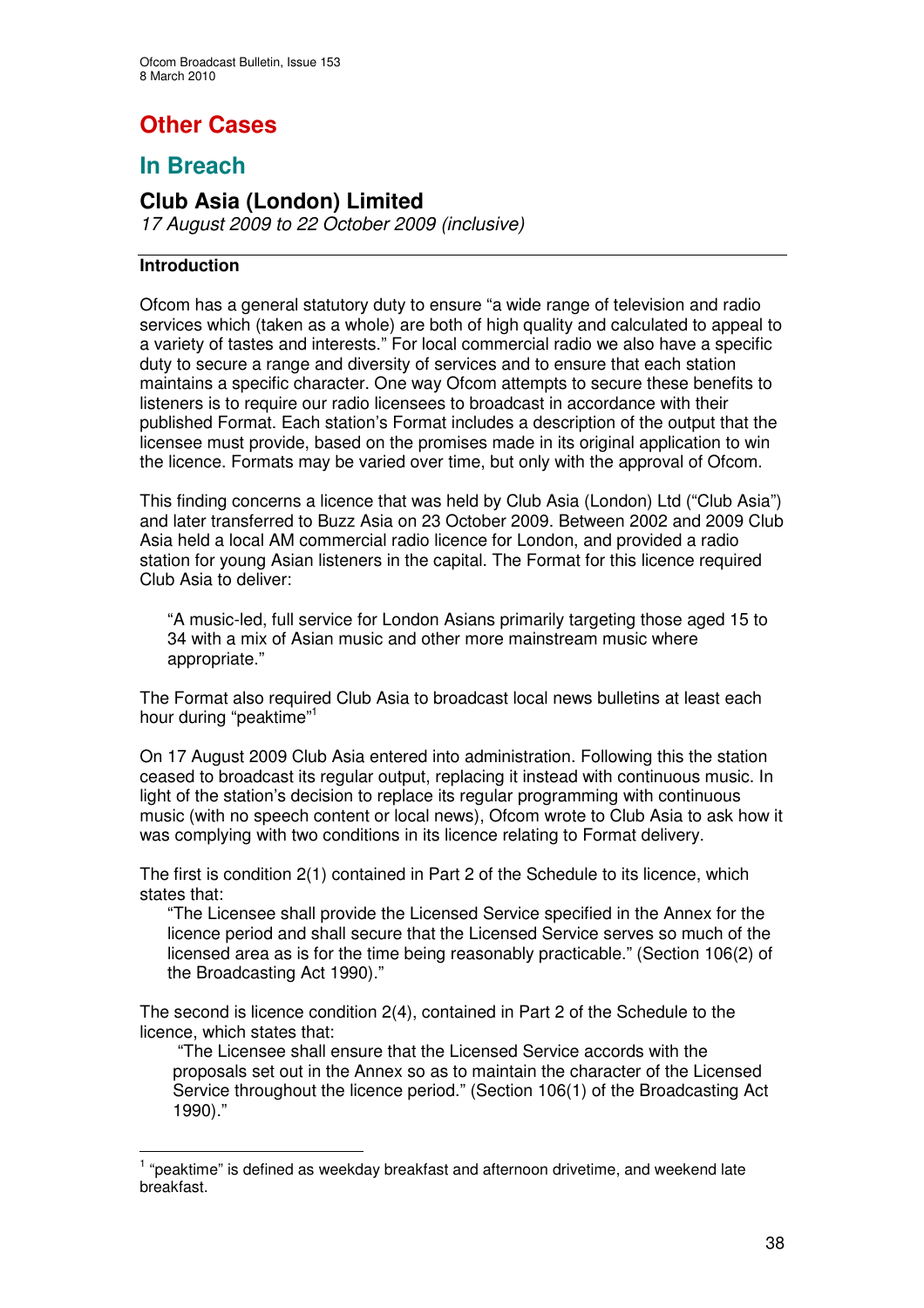# Other Cases

## In Breach

### Club Asia (London) Limited

*17 August 2009 to 22 October 2009 (inclusive)*

---

**Introduction**

Ofcom has a general statutory duty to ensure "a wide range of television and radio services which (taken as a whole) are both of high quality and calculated to appeal to a variety of tastes and interests." For local commercial radio we also have a specific duty to secure a range and diversity of services and to ensure that each station maintains a specific character. One way Ofcom attempts to secure these benefits to listeners is to require our radio licensees to broadcast in accordance with their published Format. Each station's Format includes a description of the output that the licensee must provide, based on the promises made in its original application to win the licence. Formats may be varied over time, but only with the approval of Ofcom.

This finding concerns a licence that was held by Club Asia (London) Ltd ("Club Asia") and later transferred to Buzz Asia on 23 October 2009. Between 2002 and 2009 Club Asia held a local AM commercial radio licence for London, and provided a radio station for young Asian listeners in the capital. The Format for this licence required Club Asia to deliver:

> "A music-led, full service for London Asians primarily targeting those aged 15 to 34 with a mix of Asian music and other more mainstream music where appropriate."

The Format also required Club Asia to broadcast local news bulletins at least each hour during "peaktime"[1]

On 17 August 2009 Club Asia entered into administration. Following this the station ceased to broadcast its regular output, replacing it instead with continuous music. In light of the station's decision to replace its regular programming with continuous music (with no speech content or local news), Ofcom wrote to Club Asia to ask how it was complying with two conditions in its licence relating to Format delivery.

The first is condition 2(1) contained in Part 2 of the Schedule to its licence, which states that:

> "The Licensee shall provide the Licensed Service specified in the Annex for the licence period and shall secure that the Licensed Service serves so much of the licensed area as is for the time being reasonably practicable." (Section 106(2) of the Broadcasting Act 1990)."

The second is licence condition 2(4), contained in Part 2 of the Schedule to the licence, which states that:

> "The Licensee shall ensure that the Licensed Service accords with the proposals set out in the Annex so as to maintain the character of the Licensed Service throughout the licence period." (Section 106(1) of the Broadcasting Act 1990)."

---

[1] "peaktime" is defined as weekday breakfast and afternoon drivetime, and weekend late breakfast.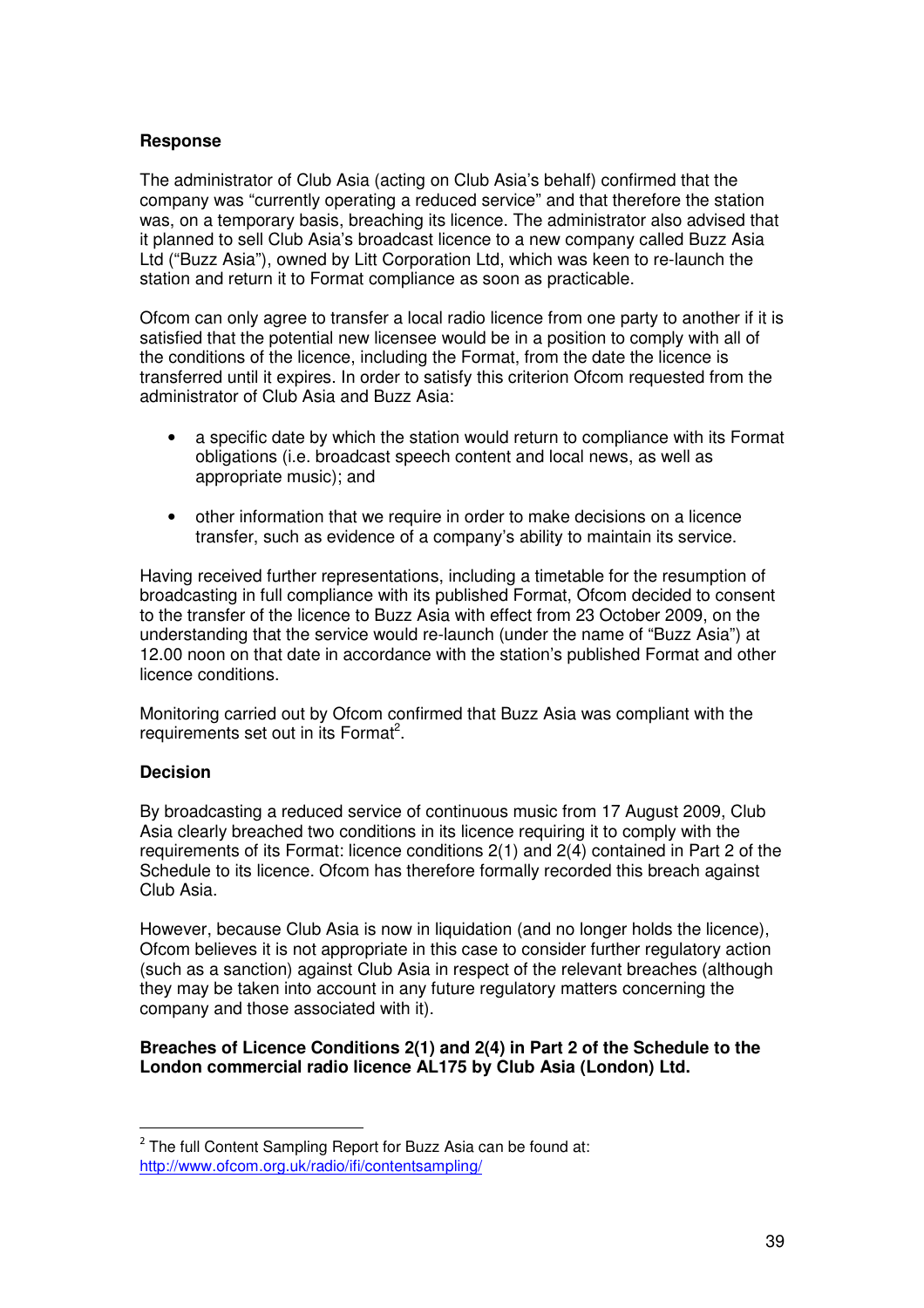**Response**

The administrator of Club Asia (acting on Club Asia's behalf) confirmed that the company was "currently operating a reduced service" and that therefore the station was, on a temporary basis, breaching its licence. The administrator also advised that it planned to sell Club Asia's broadcast licence to a new company called Buzz Asia Ltd ("Buzz Asia"), owned by Litt Corporation Ltd, which was keen to re-launch the station and return it to Format compliance as soon as practicable.

Ofcom can only agree to transfer a local radio licence from one party to another if it is satisfied that the potential new licensee would be in a position to comply with all of the conditions of the licence, including the Format, from the date the licence is transferred until it expires. In order to satisfy this criterion Ofcom requested from the administrator of Club Asia and Buzz Asia:

- a specific date by which the station would return to compliance with its Format obligations (i.e. broadcast speech content and local news, as well as appropriate music); and
- other information that we require in order to make decisions on a licence transfer, such as evidence of a company's ability to maintain its service.

Having received further representations, including a timetable for the resumption of broadcasting in full compliance with its published Format, Ofcom decided to consent to the transfer of the licence to Buzz Asia with effect from 23 October 2009, on the understanding that the service would re-launch (under the name of "Buzz Asia") at 12.00 noon on that date in accordance with the station's published Format and other licence conditions.

Monitoring carried out by Ofcom confirmed that Buzz Asia was compliant with the requirements set out in its Format[2].

**Decision**

By broadcasting a reduced service of continuous music from 17 August 2009, Club Asia clearly breached two conditions in its licence requiring it to comply with the requirements of its Format: licence conditions 2(1) and 2(4) contained in Part 2 of the Schedule to its licence. Ofcom has therefore formally recorded this breach against Club Asia.

However, because Club Asia is now in liquidation (and no longer holds the licence), Ofcom believes it is not appropriate in this case to consider further regulatory action (such as a sanction) against Club Asia in respect of the relevant breaches (although they may be taken into account in any future regulatory matters concerning the company and those associated with it).

**Breaches of Licence Conditions 2(1) and 2(4) in Part 2 of the Schedule to the London commercial radio licence AL175 by Club Asia (London) Ltd.**

---

[2] The full Content Sampling Report for Buzz Asia can be found at: http://www.ofcom.org.uk/radio/ifi/contentsampling/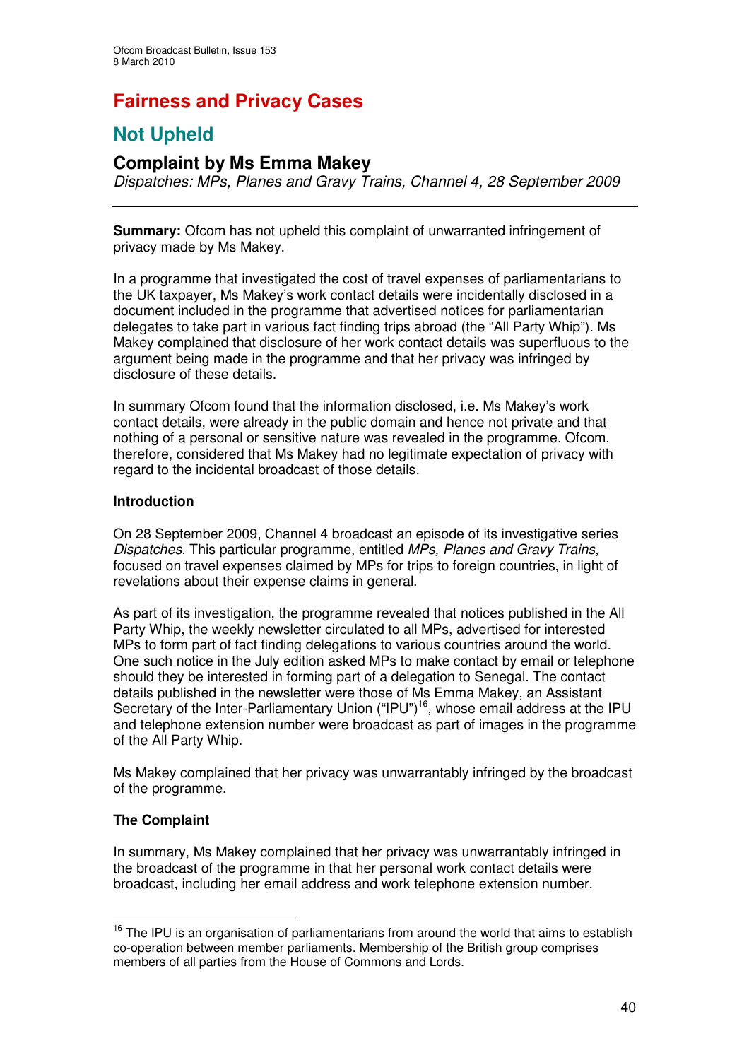# Fairness and Privacy Cases

## Not Upheld

### Complaint by Ms Emma Makey

*Dispatches: MPs, Planes and Gravy Trains, Channel 4, 28 September 2009*

**Summary:** Ofcom has not upheld this complaint of unwarranted infringement of privacy made by Ms Makey.

In a programme that investigated the cost of travel expenses of parliamentarians to the UK taxpayer, Ms Makey's work contact details were incidentally disclosed in a document included in the programme that advertised notices for parliamentarian delegates to take part in various fact finding trips abroad (the "All Party Whip"). Ms Makey complained that disclosure of her work contact details was superfluous to the argument being made in the programme and that her privacy was infringed by disclosure of these details.

In summary Ofcom found that the information disclosed, i.e. Ms Makey's work contact details, were already in the public domain and hence not private and that nothing of a personal or sensitive nature was revealed in the programme. Ofcom, therefore, considered that Ms Makey had no legitimate expectation of privacy with regard to the incidental broadcast of those details.

**Introduction**

On 28 September 2009, Channel 4 broadcast an episode of its investigative series *Dispatches*. This particular programme, entitled *MPs, Planes and Gravy Trains*, focused on travel expenses claimed by MPs for trips to foreign countries, in light of revelations about their expense claims in general.

As part of its investigation, the programme revealed that notices published in the All Party Whip, the weekly newsletter circulated to all MPs, advertised for interested MPs to form part of fact finding delegations to various countries around the world. One such notice in the July edition asked MPs to make contact by email or telephone should they be interested in forming part of a delegation to Senegal. The contact details published in the newsletter were those of Ms Emma Makey, an Assistant Secretary of the Inter-Parliamentary Union ("IPU")[16], whose email address at the IPU and telephone extension number were broadcast as part of images in the programme of the All Party Whip.

Ms Makey complained that her privacy was unwarrantably infringed by the broadcast of the programme.

**The Complaint**

In summary, Ms Makey complained that her privacy was unwarrantably infringed in the broadcast of the programme in that her personal work contact details were broadcast, including her email address and work telephone extension number.

[16] The IPU is an organisation of parliamentarians from around the world that aims to establish co-operation between member parliaments. Membership of the British group comprises members of all parties from the House of Commons and Lords.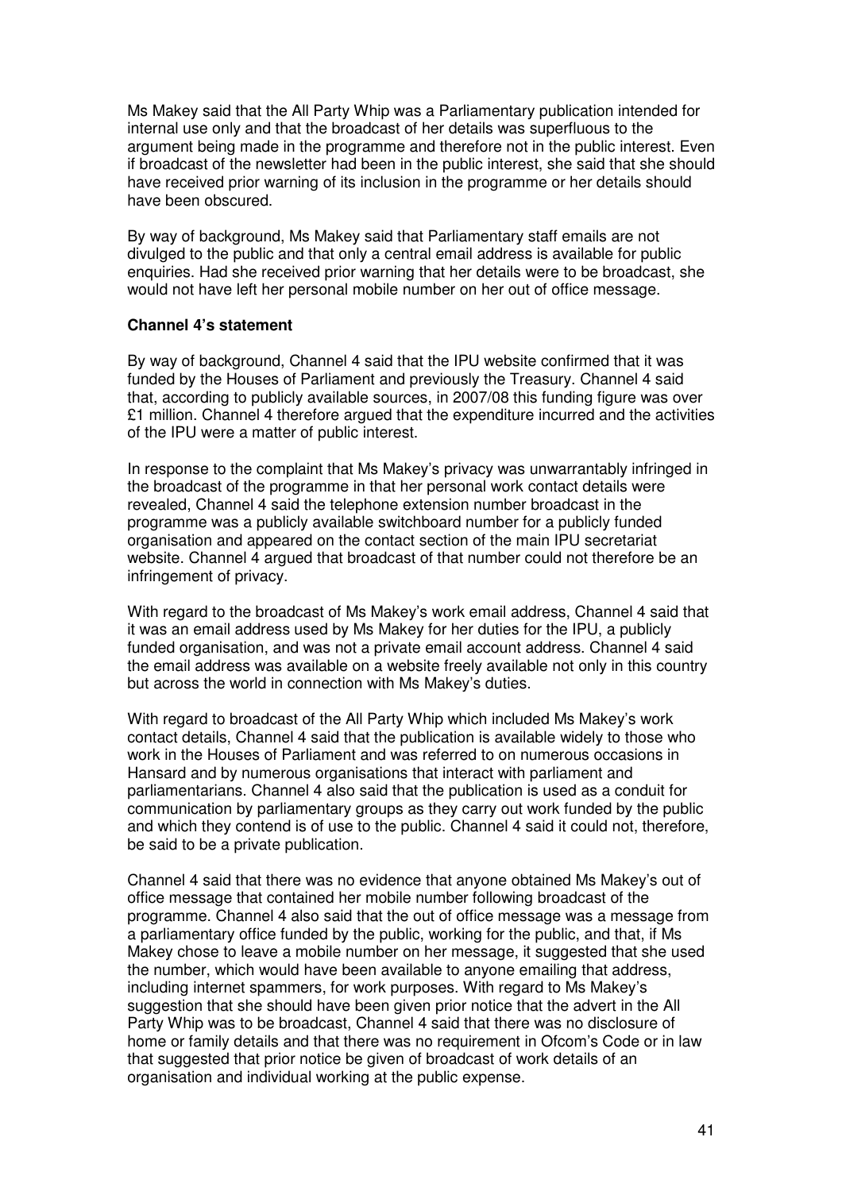Ms Makey said that the All Party Whip was a Parliamentary publication intended for internal use only and that the broadcast of her details was superfluous to the argument being made in the programme and therefore not in the public interest. Even if broadcast of the newsletter had been in the public interest, she said that she should have received prior warning of its inclusion in the programme or her details should have been obscured.

By way of background, Ms Makey said that Parliamentary staff emails are not divulged to the public and that only a central email address is available for public enquiries. Had she received prior warning that her details were to be broadcast, she would not have left her personal mobile number on her out of office message.

**Channel 4's statement**

By way of background, Channel 4 said that the IPU website confirmed that it was funded by the Houses of Parliament and previously the Treasury. Channel 4 said that, according to publicly available sources, in 2007/08 this funding figure was over £1 million. Channel 4 therefore argued that the expenditure incurred and the activities of the IPU were a matter of public interest.

In response to the complaint that Ms Makey's privacy was unwarrantably infringed in the broadcast of the programme in that her personal work contact details were revealed, Channel 4 said the telephone extension number broadcast in the programme was a publicly available switchboard number for a publicly funded organisation and appeared on the contact section of the main IPU secretariat website. Channel 4 argued that broadcast of that number could not therefore be an infringement of privacy.

With regard to the broadcast of Ms Makey's work email address, Channel 4 said that it was an email address used by Ms Makey for her duties for the IPU, a publicly funded organisation, and was not a private email account address. Channel 4 said the email address was available on a website freely available not only in this country but across the world in connection with Ms Makey's duties.

With regard to broadcast of the All Party Whip which included Ms Makey's work contact details, Channel 4 said that the publication is available widely to those who work in the Houses of Parliament and was referred to on numerous occasions in Hansard and by numerous organisations that interact with parliament and parliamentarians. Channel 4 also said that the publication is used as a conduit for communication by parliamentary groups as they carry out work funded by the public and which they contend is of use to the public. Channel 4 said it could not, therefore, be said to be a private publication.

Channel 4 said that there was no evidence that anyone obtained Ms Makey's out of office message that contained her mobile number following broadcast of the programme. Channel 4 also said that the out of office message was a message from a parliamentary office funded by the public, working for the public, and that, if Ms Makey chose to leave a mobile number on her message, it suggested that she used the number, which would have been available to anyone emailing that address, including internet spammers, for work purposes. With regard to Ms Makey's suggestion that she should have been given prior notice that the advert in the All Party Whip was to be broadcast, Channel 4 said that there was no disclosure of home or family details and that there was no requirement in Ofcom's Code or in law that suggested that prior notice be given of broadcast of work details of an organisation and individual working at the public expense.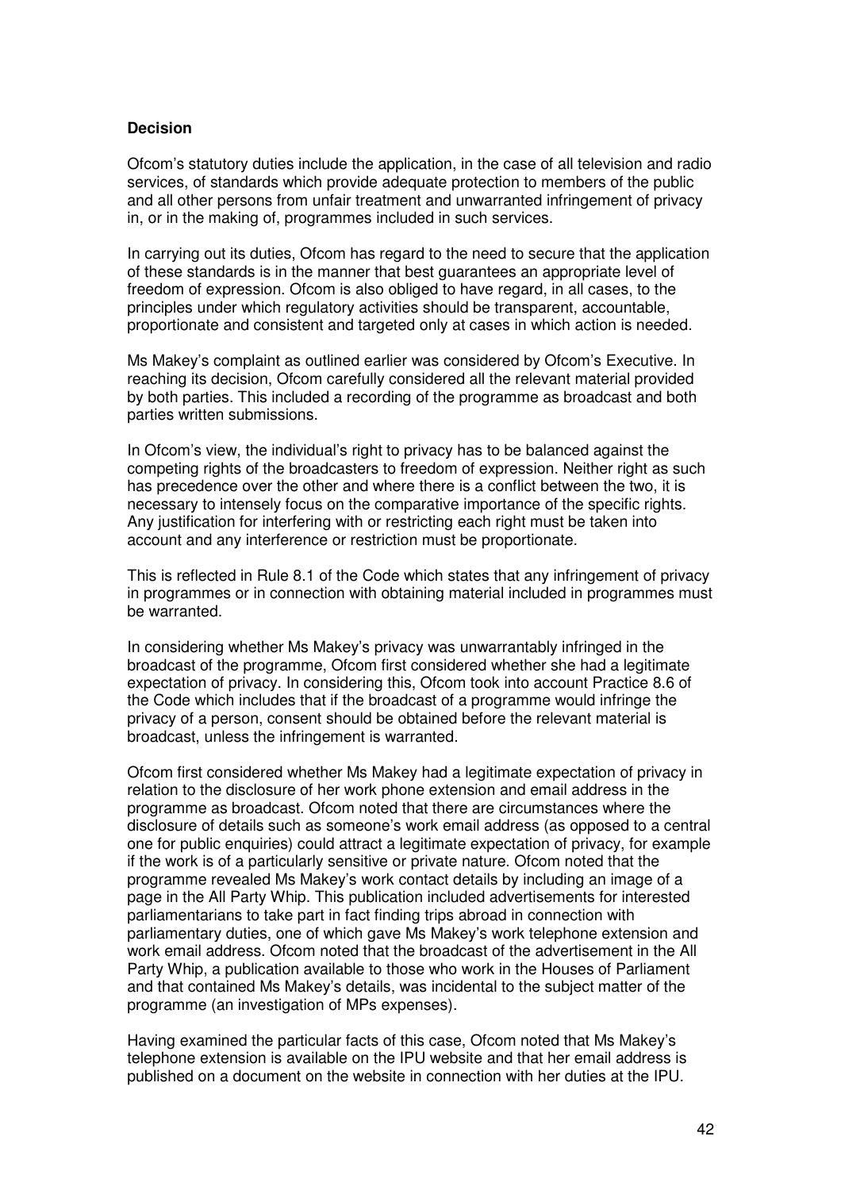**Decision**

Ofcom's statutory duties include the application, in the case of all television and radio services, of standards which provide adequate protection to members of the public and all other persons from unfair treatment and unwarranted infringement of privacy in, or in the making of, programmes included in such services.

In carrying out its duties, Ofcom has regard to the need to secure that the application of these standards is in the manner that best guarantees an appropriate level of freedom of expression. Ofcom is also obliged to have regard, in all cases, to the principles under which regulatory activities should be transparent, accountable, proportionate and consistent and targeted only at cases in which action is needed.

Ms Makey's complaint as outlined earlier was considered by Ofcom's Executive. In reaching its decision, Ofcom carefully considered all the relevant material provided by both parties. This included a recording of the programme as broadcast and both parties written submissions.

In Ofcom's view, the individual's right to privacy has to be balanced against the competing rights of the broadcasters to freedom of expression. Neither right as such has precedence over the other and where there is a conflict between the two, it is necessary to intensely focus on the comparative importance of the specific rights. Any justification for interfering with or restricting each right must be taken into account and any interference or restriction must be proportionate.

This is reflected in Rule 8.1 of the Code which states that any infringement of privacy in programmes or in connection with obtaining material included in programmes must be warranted.

In considering whether Ms Makey's privacy was unwarrantably infringed in the broadcast of the programme, Ofcom first considered whether she had a legitimate expectation of privacy. In considering this, Ofcom took into account Practice 8.6 of the Code which includes that if the broadcast of a programme would infringe the privacy of a person, consent should be obtained before the relevant material is broadcast, unless the infringement is warranted.

Ofcom first considered whether Ms Makey had a legitimate expectation of privacy in relation to the disclosure of her work phone extension and email address in the programme as broadcast. Ofcom noted that there are circumstances where the disclosure of details such as someone's work email address (as opposed to a central one for public enquiries) could attract a legitimate expectation of privacy, for example if the work is of a particularly sensitive or private nature. Ofcom noted that the programme revealed Ms Makey's work contact details by including an image of a page in the All Party Whip. This publication included advertisements for interested parliamentarians to take part in fact finding trips abroad in connection with parliamentary duties, one of which gave Ms Makey's work telephone extension and work email address. Ofcom noted that the broadcast of the advertisement in the All Party Whip, a publication available to those who work in the Houses of Parliament and that contained Ms Makey's details, was incidental to the subject matter of the programme (an investigation of MPs expenses).

Having examined the particular facts of this case, Ofcom noted that Ms Makey's telephone extension is available on the IPU website and that her email address is published on a document on the website in connection with her duties at the IPU.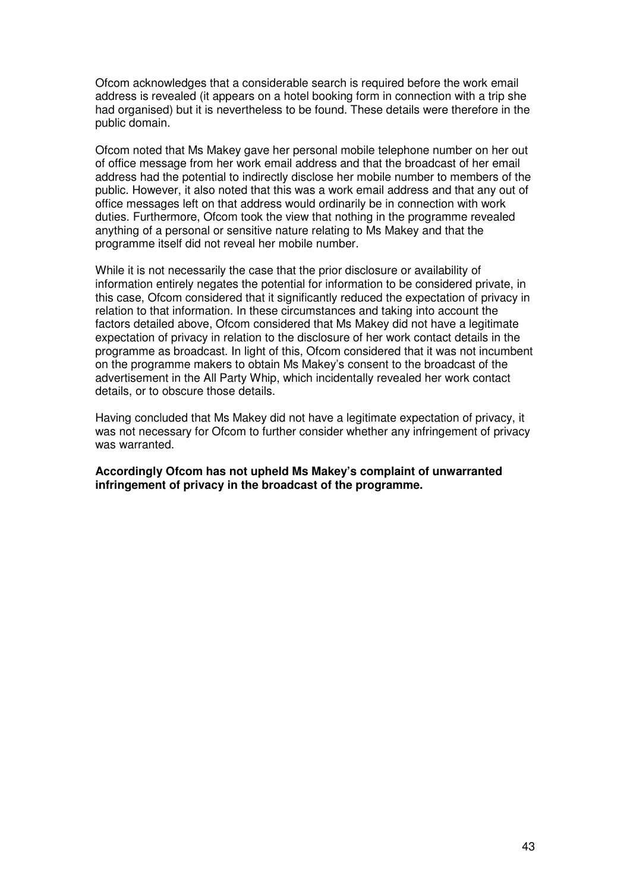Ofcom acknowledges that a considerable search is required before the work email address is revealed (it appears on a hotel booking form in connection with a trip she had organised) but it is nevertheless to be found. These details were therefore in the public domain.

Ofcom noted that Ms Makey gave her personal mobile telephone number on her out of office message from her work email address and that the broadcast of her email address had the potential to indirectly disclose her mobile number to members of the public. However, it also noted that this was a work email address and that any out of office messages left on that address would ordinarily be in connection with work duties. Furthermore, Ofcom took the view that nothing in the programme revealed anything of a personal or sensitive nature relating to Ms Makey and that the programme itself did not reveal her mobile number.

While it is not necessarily the case that the prior disclosure or availability of information entirely negates the potential for information to be considered private, in this case, Ofcom considered that it significantly reduced the expectation of privacy in relation to that information. In these circumstances and taking into account the factors detailed above, Ofcom considered that Ms Makey did not have a legitimate expectation of privacy in relation to the disclosure of her work contact details in the programme as broadcast. In light of this, Ofcom considered that it was not incumbent on the programme makers to obtain Ms Makey's consent to the broadcast of the advertisement in the All Party Whip, which incidentally revealed her work contact details, or to obscure those details.

Having concluded that Ms Makey did not have a legitimate expectation of privacy, it was not necessary for Ofcom to further consider whether any infringement of privacy was warranted.

**Accordingly Ofcom has not upheld Ms Makey's complaint of unwarranted infringement of privacy in the broadcast of the programme.**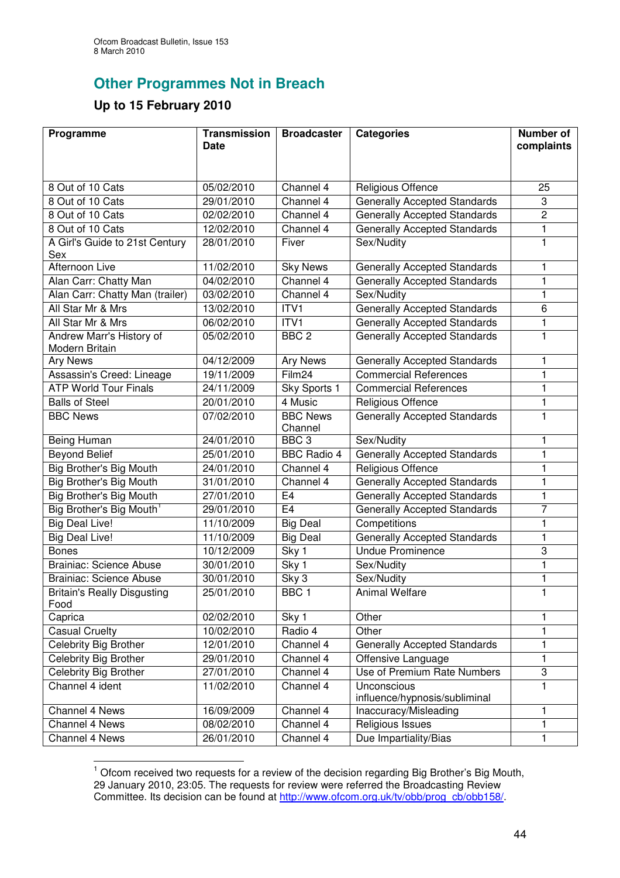## Other Programmes Not in Breach

### Up to 15 February 2010

| Programme | Transmission Date | Broadcaster | Categories | Number of complaints |
|---|---|---|---|---|
| 8 Out of 10 Cats | 05/02/2010 | Channel 4 | Religious Offence | 25 |
| 8 Out of 10 Cats | 29/01/2010 | Channel 4 | Generally Accepted Standards | 3 |
| 8 Out of 10 Cats | 02/02/2010 | Channel 4 | Generally Accepted Standards | 2 |
| 8 Out of 10 Cats | 12/02/2010 | Channel 4 | Generally Accepted Standards | 1 |
| A Girl's Guide to 21st Century Sex | 28/01/2010 | Fiver | Sex/Nudity | 1 |
| Afternoon Live | 11/02/2010 | Sky News | Generally Accepted Standards | 1 |
| Alan Carr: Chatty Man | 04/02/2010 | Channel 4 | Generally Accepted Standards | 1 |
| Alan Carr: Chatty Man (trailer) | 03/02/2010 | Channel 4 | Sex/Nudity | 1 |
| All Star Mr & Mrs | 13/02/2010 | ITV1 | Generally Accepted Standards | 6 |
| All Star Mr & Mrs | 06/02/2010 | ITV1 | Generally Accepted Standards | 1 |
| Andrew Marr's History of Modern Britain | 05/02/2010 | BBC 2 | Generally Accepted Standards | 1 |
| Ary News | 04/12/2009 | Ary News | Generally Accepted Standards | 1 |
| Assassin's Creed: Lineage | 19/11/2009 | Film24 | Commercial References | 1 |
| ATP World Tour Finals | 24/11/2009 | Sky Sports 1 | Commercial References | 1 |
| Balls of Steel | 20/01/2010 | 4 Music | Religious Offence | 1 |
| BBC News | 07/02/2010 | BBC News Channel | Generally Accepted Standards | 1 |
| Being Human | 24/01/2010 | BBC 3 | Sex/Nudity | 1 |
| Beyond Belief | 25/01/2010 | BBC Radio 4 | Generally Accepted Standards | 1 |
| Big Brother's Big Mouth | 24/01/2010 | Channel 4 | Religious Offence | 1 |
| Big Brother's Big Mouth | 31/01/2010 | Channel 4 | Generally Accepted Standards | 1 |
| Big Brother's Big Mouth | 27/01/2010 | E4 | Generally Accepted Standards | 1 |
| Big Brother's Big Mouth[1] | 29/01/2010 | E4 | Generally Accepted Standards | 7 |
| Big Deal Live! | 11/10/2009 | Big Deal | Competitions | 1 |
| Big Deal Live! | 11/10/2009 | Big Deal | Generally Accepted Standards | 1 |
| Bones | 10/12/2009 | Sky 1 | Undue Prominence | 3 |
| Brainiac: Science Abuse | 30/01/2010 | Sky 1 | Sex/Nudity | 1 |
| Brainiac: Science Abuse | 30/01/2010 | Sky 3 | Sex/Nudity | 1 |
| Britain's Really Disgusting Food | 25/01/2010 | BBC 1 | Animal Welfare | 1 |
| Caprica | 02/02/2010 | Sky 1 | Other | 1 |
| Casual Cruelty | 10/02/2010 | Radio 4 | Other | 1 |
| Celebrity Big Brother | 12/01/2010 | Channel 4 | Generally Accepted Standards | 1 |
| Celebrity Big Brother | 29/01/2010 | Channel 4 | Offensive Language | 1 |
| Celebrity Big Brother | 27/01/2010 | Channel 4 | Use of Premium Rate Numbers | 3 |
| Channel 4 ident | 11/02/2010 | Channel 4 | Unconscious influence/hypnosis/subliminal | 1 |
| Channel 4 News | 16/09/2009 | Channel 4 | Inaccuracy/Misleading | 1 |
| Channel 4 News | 08/02/2010 | Channel 4 | Religious Issues | 1 |
| Channel 4 News | 26/01/2010 | Channel 4 | Due Impartiality/Bias | 1 |

[1] Ofcom received two requests for a review of the decision regarding Big Brother's Big Mouth, 29 January 2010, 23:05. The requests for review were referred the Broadcasting Review Committee. Its decision can be found at http://www.ofcom.org.uk/tv/obb/prog_cb/obb158/.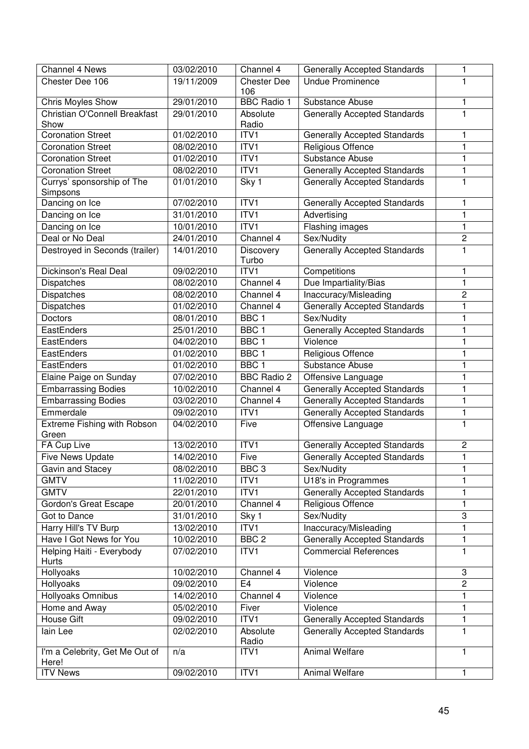| Channel 4 News | 03/02/2010 | Channel 4 | Generally Accepted Standards | 1 |
|---|---|---|---|---|
| Chester Dee 106 | 19/11/2009 | Chester Dee 106 | Undue Prominence | 1 |
| Chris Moyles Show | 29/01/2010 | BBC Radio 1 | Substance Abuse | 1 |
| Christian O'Connell Breakfast Show | 29/01/2010 | Absolute Radio | Generally Accepted Standards | 1 |
| Coronation Street | 01/02/2010 | ITV1 | Generally Accepted Standards | 1 |
| Coronation Street | 08/02/2010 | ITV1 | Religious Offence | 1 |
| Coronation Street | 01/02/2010 | ITV1 | Substance Abuse | 1 |
| Coronation Street | 08/02/2010 | ITV1 | Generally Accepted Standards | 1 |
| Currys' sponsorship of The Simpsons | 01/01/2010 | Sky 1 | Generally Accepted Standards | 1 |
| Dancing on Ice | 07/02/2010 | ITV1 | Generally Accepted Standards | 1 |
| Dancing on Ice | 31/01/2010 | ITV1 | Advertising | 1 |
| Dancing on Ice | 10/01/2010 | ITV1 | Flashing images | 1 |
| Deal or No Deal | 24/01/2010 | Channel 4 | Sex/Nudity | 2 |
| Destroyed in Seconds (trailer) | 14/01/2010 | Discovery Turbo | Generally Accepted Standards | 1 |
| Dickinson's Real Deal | 09/02/2010 | ITV1 | Competitions | 1 |
| Dispatches | 08/02/2010 | Channel 4 | Due Impartiality/Bias | 1 |
| Dispatches | 08/02/2010 | Channel 4 | Inaccuracy/Misleading | 2 |
| Dispatches | 01/02/2010 | Channel 4 | Generally Accepted Standards | 1 |
| Doctors | 08/01/2010 | BBC 1 | Sex/Nudity | 1 |
| EastEnders | 25/01/2010 | BBC 1 | Generally Accepted Standards | 1 |
| EastEnders | 04/02/2010 | BBC 1 | Violence | 1 |
| EastEnders | 01/02/2010 | BBC 1 | Religious Offence | 1 |
| EastEnders | 01/02/2010 | BBC 1 | Substance Abuse | 1 |
| Elaine Paige on Sunday | 07/02/2010 | BBC Radio 2 | Offensive Language | 1 |
| Embarrassing Bodies | 10/02/2010 | Channel 4 | Generally Accepted Standards | 1 |
| Embarrassing Bodies | 03/02/2010 | Channel 4 | Generally Accepted Standards | 1 |
| Emmerdale | 09/02/2010 | ITV1 | Generally Accepted Standards | 1 |
| Extreme Fishing with Robson Green | 04/02/2010 | Five | Offensive Language | 1 |
| FA Cup Live | 13/02/2010 | ITV1 | Generally Accepted Standards | 2 |
| Five News Update | 14/02/2010 | Five | Generally Accepted Standards | 1 |
| Gavin and Stacey | 08/02/2010 | BBC 3 | Sex/Nudity | 1 |
| GMTV | 11/02/2010 | ITV1 | U18's in Programmes | 1 |
| GMTV | 22/01/2010 | ITV1 | Generally Accepted Standards | 1 |
| Gordon's Great Escape | 20/01/2010 | Channel 4 | Religious Offence | 1 |
| Got to Dance | 31/01/2010 | Sky 1 | Sex/Nudity | 3 |
| Harry Hill's TV Burp | 13/02/2010 | ITV1 | Inaccuracy/Misleading | 1 |
| Have I Got News for You | 10/02/2010 | BBC 2 | Generally Accepted Standards | 1 |
| Helping Haiti - Everybody Hurts | 07/02/2010 | ITV1 | Commercial References | 1 |
| Hollyoaks | 10/02/2010 | Channel 4 | Violence | 3 |
| Hollyoaks | 09/02/2010 | E4 | Violence | 2 |
| Hollyoaks Omnibus | 14/02/2010 | Channel 4 | Violence | 1 |
| Home and Away | 05/02/2010 | Fiver | Violence | 1 |
| House Gift | 09/02/2010 | ITV1 | Generally Accepted Standards | 1 |
| Iain Lee | 02/02/2010 | Absolute Radio | Generally Accepted Standards | 1 |
| I'm a Celebrity, Get Me Out of Here! | n/a | ITV1 | Animal Welfare | 1 |
| ITV News | 09/02/2010 | ITV1 | Animal Welfare | 1 |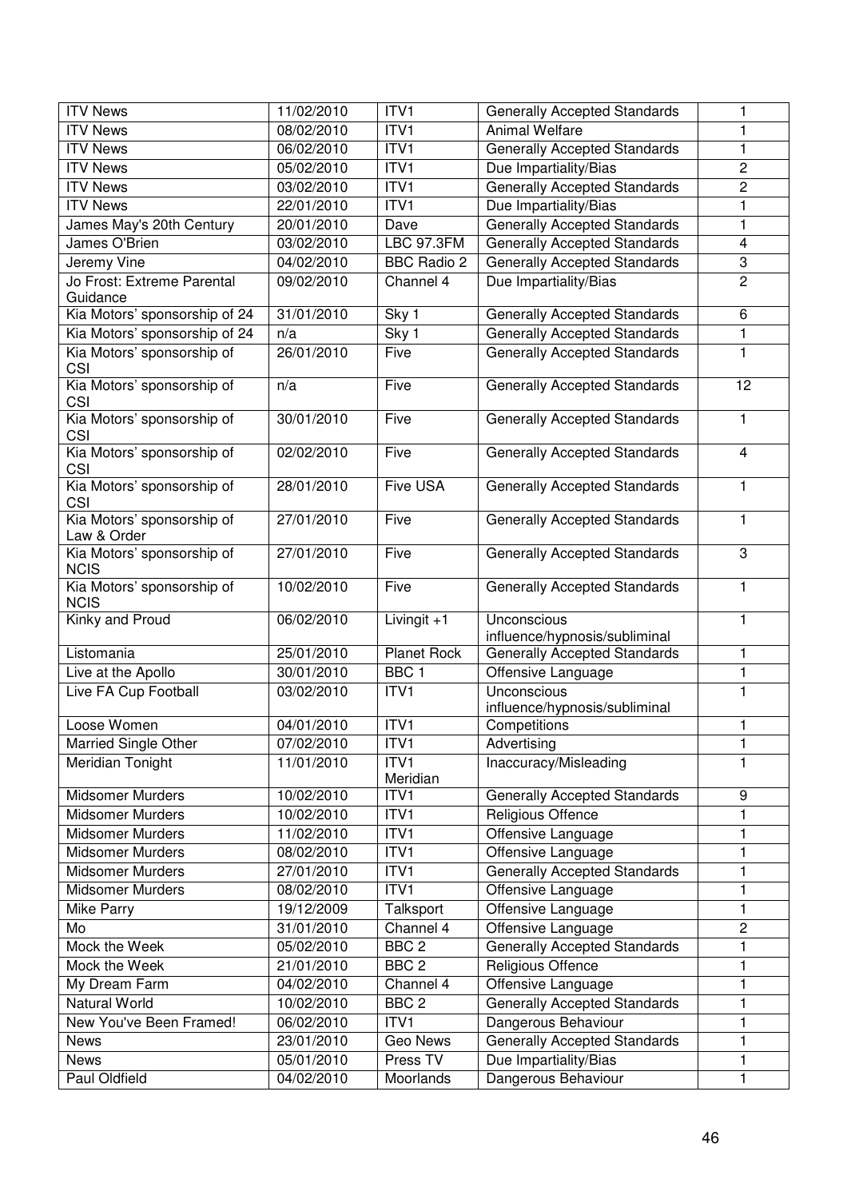| ITV News | 11/02/2010 | ITV1 | Generally Accepted Standards | 1 |
|---|---|---|---|---|
| ITV News | 08/02/2010 | ITV1 | Animal Welfare | 1 |
| ITV News | 06/02/2010 | ITV1 | Generally Accepted Standards | 1 |
| ITV News | 05/02/2010 | ITV1 | Due Impartiality/Bias | 2 |
| ITV News | 03/02/2010 | ITV1 | Generally Accepted Standards | 2 |
| ITV News | 22/01/2010 | ITV1 | Due Impartiality/Bias | 1 |
| James May's 20th Century | 20/01/2010 | Dave | Generally Accepted Standards | 1 |
| James O'Brien | 03/02/2010 | LBC 97.3FM | Generally Accepted Standards | 4 |
| Jeremy Vine | 04/02/2010 | BBC Radio 2 | Generally Accepted Standards | 3 |
| Jo Frost: Extreme Parental Guidance | 09/02/2010 | Channel 4 | Due Impartiality/Bias | 2 |
| Kia Motors' sponsorship of 24 | 31/01/2010 | Sky 1 | Generally Accepted Standards | 6 |
| Kia Motors' sponsorship of 24 | n/a | Sky 1 | Generally Accepted Standards | 1 |
| Kia Motors' sponsorship of CSI | 26/01/2010 | Five | Generally Accepted Standards | 1 |
| Kia Motors' sponsorship of CSI | n/a | Five | Generally Accepted Standards | 12 |
| Kia Motors' sponsorship of CSI | 30/01/2010 | Five | Generally Accepted Standards | 1 |
| Kia Motors' sponsorship of CSI | 02/02/2010 | Five | Generally Accepted Standards | 4 |
| Kia Motors' sponsorship of CSI | 28/01/2010 | Five USA | Generally Accepted Standards | 1 |
| Kia Motors' sponsorship of Law & Order | 27/01/2010 | Five | Generally Accepted Standards | 1 |
| Kia Motors' sponsorship of NCIS | 27/01/2010 | Five | Generally Accepted Standards | 3 |
| Kia Motors' sponsorship of NCIS | 10/02/2010 | Five | Generally Accepted Standards | 1 |
| Kinky and Proud | 06/02/2010 | Livingit +1 | Unconscious influence/hypnosis/subliminal | 1 |
| Listomania | 25/01/2010 | Planet Rock | Generally Accepted Standards | 1 |
| Live at the Apollo | 30/01/2010 | BBC 1 | Offensive Language | 1 |
| Live FA Cup Football | 03/02/2010 | ITV1 | Unconscious influence/hypnosis/subliminal | 1 |
| Loose Women | 04/01/2010 | ITV1 | Competitions | 1 |
| Married Single Other | 07/02/2010 | ITV1 | Advertising | 1 |
| Meridian Tonight | 11/01/2010 | ITV1 Meridian | Inaccuracy/Misleading | 1 |
| Midsomer Murders | 10/02/2010 | ITV1 | Generally Accepted Standards | 9 |
| Midsomer Murders | 10/02/2010 | ITV1 | Religious Offence | 1 |
| Midsomer Murders | 11/02/2010 | ITV1 | Offensive Language | 1 |
| Midsomer Murders | 08/02/2010 | ITV1 | Offensive Language | 1 |
| Midsomer Murders | 27/01/2010 | ITV1 | Generally Accepted Standards | 1 |
| Midsomer Murders | 08/02/2010 | ITV1 | Offensive Language | 1 |
| Mike Parry | 19/12/2009 | Talksport | Offensive Language | 1 |
| Mo | 31/01/2010 | Channel 4 | Offensive Language | 2 |
| Mock the Week | 05/02/2010 | BBC 2 | Generally Accepted Standards | 1 |
| Mock the Week | 21/01/2010 | BBC 2 | Religious Offence | 1 |
| My Dream Farm | 04/02/2010 | Channel 4 | Offensive Language | 1 |
| Natural World | 10/02/2010 | BBC 2 | Generally Accepted Standards | 1 |
| New You've Been Framed! | 06/02/2010 | ITV1 | Dangerous Behaviour | 1 |
| News | 23/01/2010 | Geo News | Generally Accepted Standards | 1 |
| News | 05/01/2010 | Press TV | Due Impartiality/Bias | 1 |
| Paul Oldfield | 04/02/2010 | Moorlands | Dangerous Behaviour | 1 |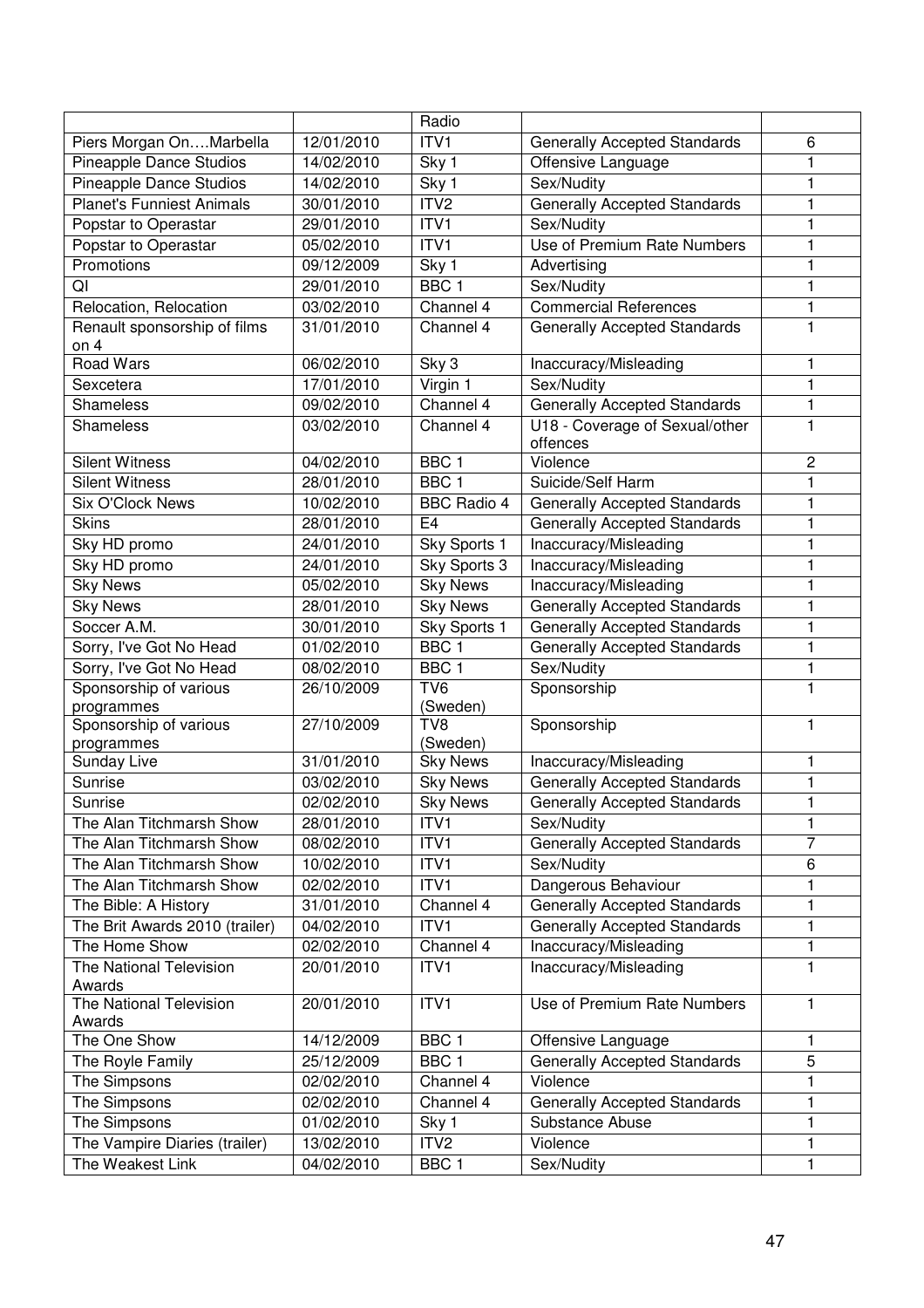| | | Radio | | |
|---|---|---|---|---|
| Piers Morgan On….Marbella | 12/01/2010 | ITV1 | Generally Accepted Standards | 6 |
| Pineapple Dance Studios | 14/02/2010 | Sky 1 | Offensive Language | 1 |
| Pineapple Dance Studios | 14/02/2010 | Sky 1 | Sex/Nudity | 1 |
| Planet's Funniest Animals | 30/01/2010 | ITV2 | Generally Accepted Standards | 1 |
| Popstar to Operastar | 29/01/2010 | ITV1 | Sex/Nudity | 1 |
| Popstar to Operastar | 05/02/2010 | ITV1 | Use of Premium Rate Numbers | 1 |
| Promotions | 09/12/2009 | Sky 1 | Advertising | 1 |
| QI | 29/01/2010 | BBC 1 | Sex/Nudity | 1 |
| Relocation, Relocation | 03/02/2010 | Channel 4 | Commercial References | 1 |
| Renault sponsorship of films on 4 | 31/01/2010 | Channel 4 | Generally Accepted Standards | 1 |
| Road Wars | 06/02/2010 | Sky 3 | Inaccuracy/Misleading | 1 |
| Sexcetera | 17/01/2010 | Virgin 1 | Sex/Nudity | 1 |
| Shameless | 09/02/2010 | Channel 4 | Generally Accepted Standards | 1 |
| Shameless | 03/02/2010 | Channel 4 | U18 - Coverage of Sexual/other offences | 1 |
| Silent Witness | 04/02/2010 | BBC 1 | Violence | 2 |
| Silent Witness | 28/01/2010 | BBC 1 | Suicide/Self Harm | 1 |
| Six O'Clock News | 10/02/2010 | BBC Radio 4 | Generally Accepted Standards | 1 |
| Skins | 28/01/2010 | E4 | Generally Accepted Standards | 1 |
| Sky HD promo | 24/01/2010 | Sky Sports 1 | Inaccuracy/Misleading | 1 |
| Sky HD promo | 24/01/2010 | Sky Sports 3 | Inaccuracy/Misleading | 1 |
| Sky News | 05/02/2010 | Sky News | Inaccuracy/Misleading | 1 |
| Sky News | 28/01/2010 | Sky News | Generally Accepted Standards | 1 |
| Soccer A.M. | 30/01/2010 | Sky Sports 1 | Generally Accepted Standards | 1 |
| Sorry, I've Got No Head | 01/02/2010 | BBC 1 | Generally Accepted Standards | 1 |
| Sorry, I've Got No Head | 08/02/2010 | BBC 1 | Sex/Nudity | 1 |
| Sponsorship of various programmes | 26/10/2009 | TV6 (Sweden) | Sponsorship | 1 |
| Sponsorship of various programmes | 27/10/2009 | TV8 (Sweden) | Sponsorship | 1 |
| Sunday Live | 31/01/2010 | Sky News | Inaccuracy/Misleading | 1 |
| Sunrise | 03/02/2010 | Sky News | Generally Accepted Standards | 1 |
| Sunrise | 02/02/2010 | Sky News | Generally Accepted Standards | 1 |
| The Alan Titchmarsh Show | 28/01/2010 | ITV1 | Sex/Nudity | 1 |
| The Alan Titchmarsh Show | 08/02/2010 | ITV1 | Generally Accepted Standards | 7 |
| The Alan Titchmarsh Show | 10/02/2010 | ITV1 | Sex/Nudity | 6 |
| The Alan Titchmarsh Show | 02/02/2010 | ITV1 | Dangerous Behaviour | 1 |
| The Bible: A History | 31/01/2010 | Channel 4 | Generally Accepted Standards | 1 |
| The Brit Awards 2010 (trailer) | 04/02/2010 | ITV1 | Generally Accepted Standards | 1 |
| The Home Show | 02/02/2010 | Channel 4 | Inaccuracy/Misleading | 1 |
| The National Television Awards | 20/01/2010 | ITV1 | Inaccuracy/Misleading | 1 |
| The National Television Awards | 20/01/2010 | ITV1 | Use of Premium Rate Numbers | 1 |
| The One Show | 14/12/2009 | BBC 1 | Offensive Language | 1 |
| The Royle Family | 25/12/2009 | BBC 1 | Generally Accepted Standards | 5 |
| The Simpsons | 02/02/2010 | Channel 4 | Violence | 1 |
| The Simpsons | 02/02/2010 | Channel 4 | Generally Accepted Standards | 1 |
| The Simpsons | 01/02/2010 | Sky 1 | Substance Abuse | 1 |
| The Vampire Diaries (trailer) | 13/02/2010 | ITV2 | Violence | 1 |
| The Weakest Link | 04/02/2010 | BBC 1 | Sex/Nudity | 1 |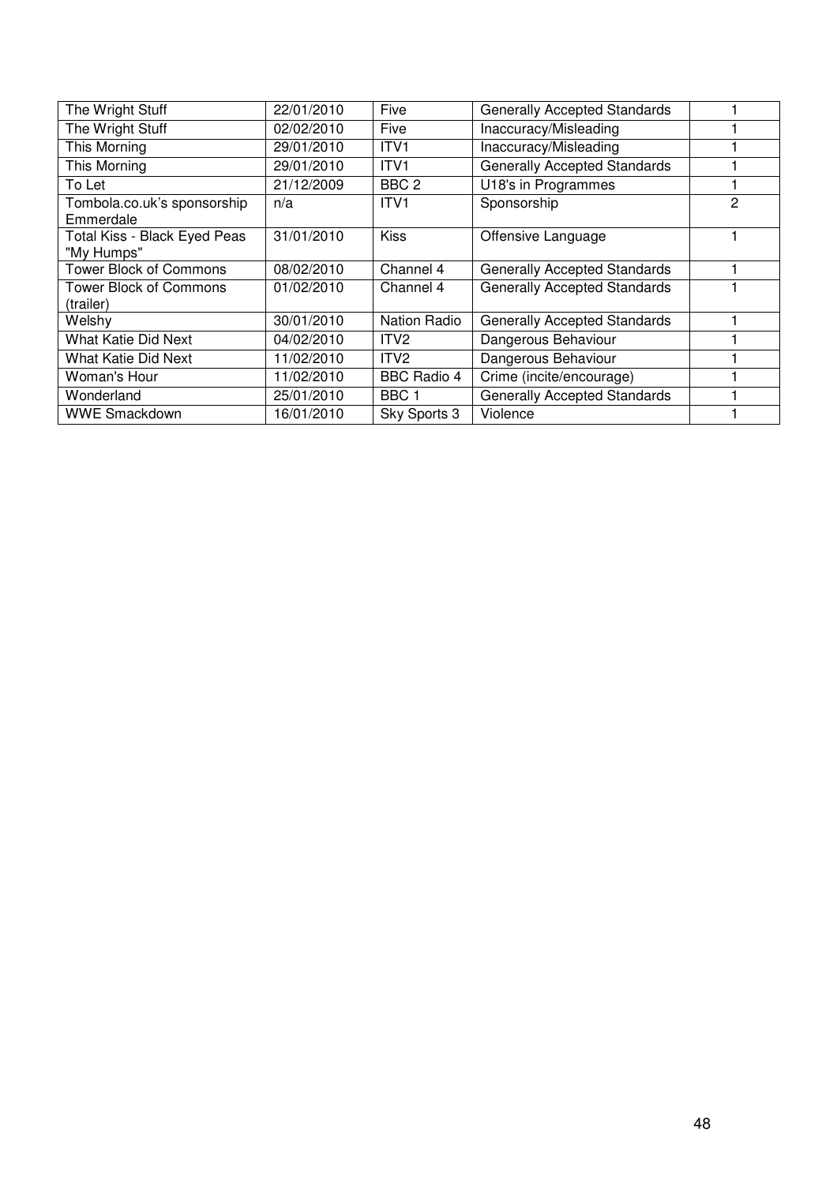| | | | | |
|---|---|---|---|---|
| The Wright Stuff | 22/01/2010 | Five | Generally Accepted Standards | 1 |
| The Wright Stuff | 02/02/2010 | Five | Inaccuracy/Misleading | 1 |
| This Morning | 29/01/2010 | ITV1 | Inaccuracy/Misleading | 1 |
| This Morning | 29/01/2010 | ITV1 | Generally Accepted Standards | 1 |
| To Let | 21/12/2009 | BBC 2 | U18's in Programmes | 1 |
| Tombola.co.uk's sponsorship Emmerdale | n/a | ITV1 | Sponsorship | 2 |
| Total Kiss - Black Eyed Peas "My Humps" | 31/01/2010 | Kiss | Offensive Language | 1 |
| Tower Block of Commons | 08/02/2010 | Channel 4 | Generally Accepted Standards | 1 |
| Tower Block of Commons (trailer) | 01/02/2010 | Channel 4 | Generally Accepted Standards | 1 |
| Welshy | 30/01/2010 | Nation Radio | Generally Accepted Standards | 1 |
| What Katie Did Next | 04/02/2010 | ITV2 | Dangerous Behaviour | 1 |
| What Katie Did Next | 11/02/2010 | ITV2 | Dangerous Behaviour | 1 |
| Woman's Hour | 11/02/2010 | BBC Radio 4 | Crime (incite/encourage) | 1 |
| Wonderland | 25/01/2010 | BBC 1 | Generally Accepted Standards | 1 |
| WWE Smackdown | 16/01/2010 | Sky Sports 3 | Violence | 1 |